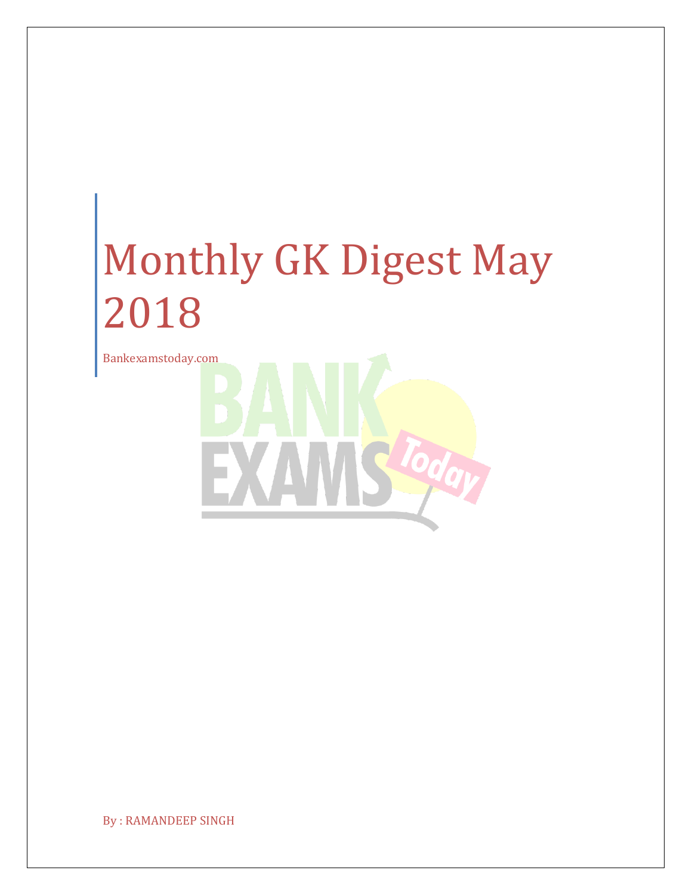# Monthly GK Digest May 2018

Bankexamstoday.com

By : RAMANDEEP SINGH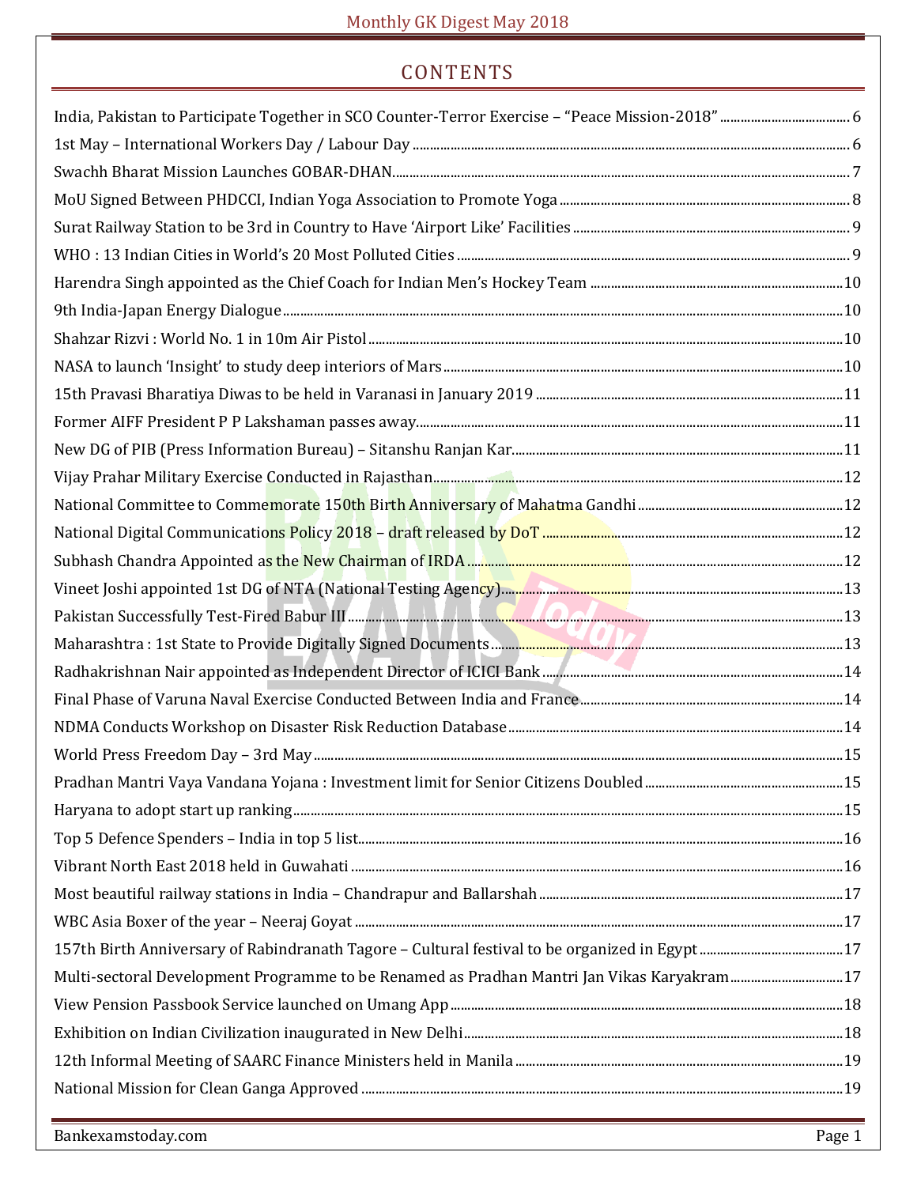# CONTENTS

India, Pakistan to Participate Together in SCO Counter-Terror Exercise – "Peace Mission-2018" ..... 6
1st May – International Workers Day / Labour Day ..... 6
Swachh Bharat Mission Launches GOBAR-DHAN ..... 7
MoU Signed Between PHDCCI, Indian Yoga Association to Promote Yoga ..... 8
Surat Railway Station to be 3rd in Country to Have 'Airport Like' Facilities ..... 9
WHO : 13 Indian Cities in World's 20 Most Polluted Cities ..... 9
Harendra Singh appointed as the Chief Coach for Indian Men's Hockey Team ..... 10
9th India-Japan Energy Dialogue ..... 10
Shahzar Rizvi : World No. 1 in 10m Air Pistol ..... 10
NASA to launch 'Insight' to study deep interiors of Mars ..... 10
15th Pravasi Bharatiya Diwas to be held in Varanasi in January 2019 ..... 11
Former AIFF President P P Lakshaman passes away ..... 11
New DG of PIB (Press Information Bureau) – Sitanshu Ranjan Kar ..... 11
Vijay Prahar Military Exercise Conducted in Rajasthan ..... 12
National Committee to Commemorate 150th Birth Anniversary of Mahatma Gandhi ..... 12
National Digital Communications Policy 2018 – draft released by DoT ..... 12
Subhash Chandra Appointed as the New Chairman of IRDA ..... 12
Vineet Joshi appointed 1st DG of NTA (National Testing Agency) ..... 13
Pakistan Successfully Test-Fired Babur III ..... 13
Maharashtra : 1st State to Provide Digitally Signed Documents ..... 13
Radhakrishnan Nair appointed as Independent Director of ICICI Bank ..... 14
Final Phase of Varuna Naval Exercise Conducted Between India and France ..... 14
NDMA Conducts Workshop on Disaster Risk Reduction Database ..... 14
World Press Freedom Day – 3rd May ..... 15
Pradhan Mantri Vaya Vandana Yojana : Investment limit for Senior Citizens Doubled ..... 15
Haryana to adopt start up ranking ..... 15
Top 5 Defence Spenders – India in top 5 list ..... 16
Vibrant North East 2018 held in Guwahati ..... 16
Most beautiful railway stations in India – Chandrapur and Ballarshah ..... 17
WBC Asia Boxer of the year – Neeraj Goyat ..... 17
157th Birth Anniversary of Rabindranath Tagore – Cultural festival to be organized in Egypt ..... 17
Multi-sectoral Development Programme to be Renamed as Pradhan Mantri Jan Vikas Karyakram ..... 17
View Pension Passbook Service launched on Umang App ..... 18
Exhibition on Indian Civilization inaugurated in New Delhi ..... 18
12th Informal Meeting of SAARC Finance Ministers held in Manila ..... 19
National Mission for Clean Ganga Approved ..... 19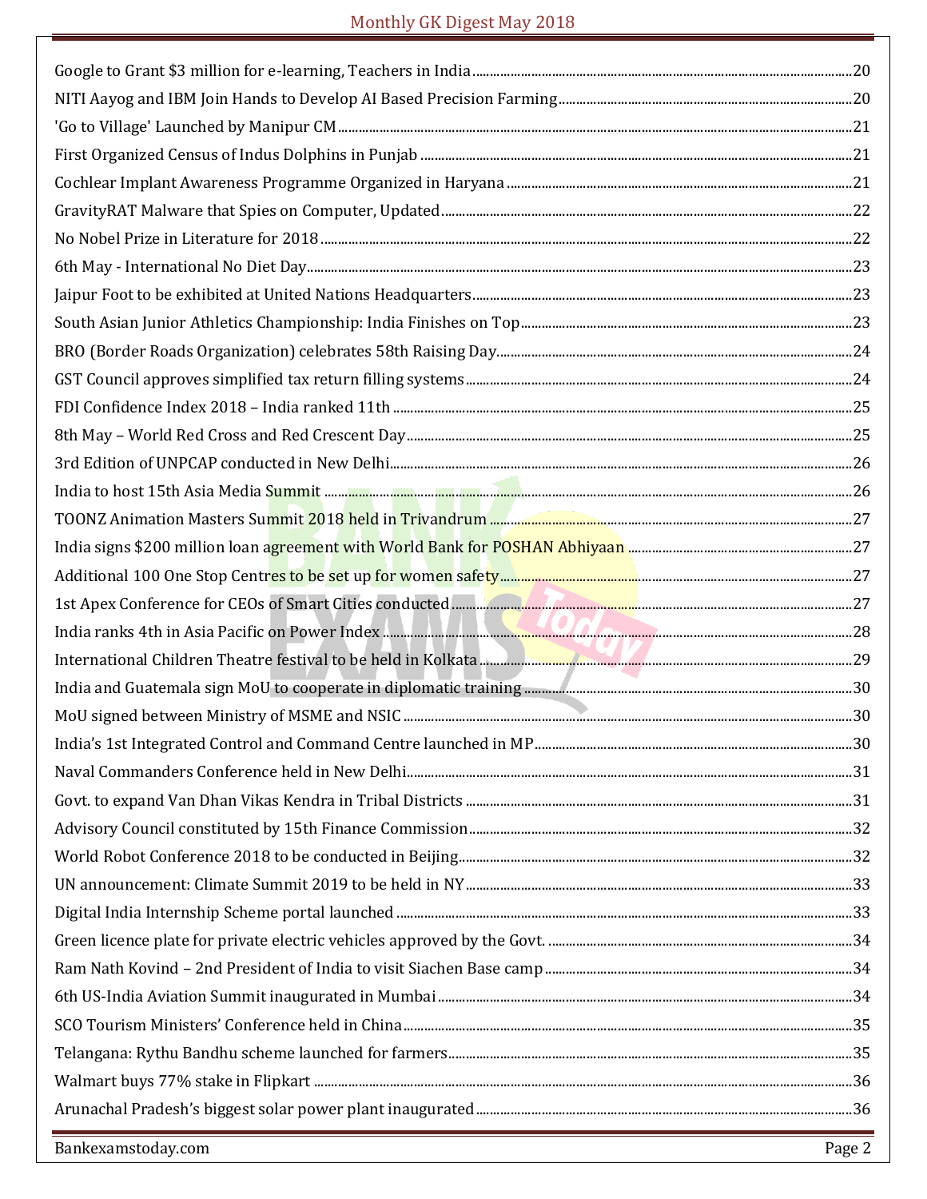Google to Grant $3 million for e-learning, Teachers in India ........ 20
NITI Aayog and IBM Join Hands to Develop AI Based Precision Farming ........ 20
'Go to Village' Launched by Manipur CM ........ 21
First Organized Census of Indus Dolphins in Punjab ........ 21
Cochlear Implant Awareness Programme Organized in Haryana ........ 21
GravityRAT Malware that Spies on Computer, Updated ........ 22
No Nobel Prize in Literature for 2018 ........ 22
6th May - International No Diet Day ........ 23
Jaipur Foot to be exhibited at United Nations Headquarters ........ 23
South Asian Junior Athletics Championship: India Finishes on Top ........ 23
BRO (Border Roads Organization) celebrates 58th Raising Day ........ 24
GST Council approves simplified tax return filling systems ........ 24
FDI Confidence Index 2018 – India ranked 11th ........ 25
8th May – World Red Cross and Red Crescent Day ........ 25
3rd Edition of UNPCAP conducted in New Delhi ........ 26
India to host 15th Asia Media Summit ........ 26
TOONZ Animation Masters Summit 2018 held in Trivandrum ........ 27
India signs $200 million loan agreement with World Bank for POSHAN Abhiyaan ........ 27
Additional 100 One Stop Centres to be set up for women safety ........ 27
1st Apex Conference for CEOs of Smart Cities conducted ........ 27
India ranks 4th in Asia Pacific on Power Index ........ 28
International Children Theatre festival to be held in Kolkata ........ 29
India and Guatemala sign MoU to cooperate in diplomatic training ........ 30
MoU signed between Ministry of MSME and NSIC ........ 30
India's 1st Integrated Control and Command Centre launched in MP ........ 30
Naval Commanders Conference held in New Delhi ........ 31
Govt. to expand Van Dhan Vikas Kendra in Tribal Districts ........ 31
Advisory Council constituted by 15th Finance Commission ........ 32
World Robot Conference 2018 to be conducted in Beijing ........ 32
UN announcement: Climate Summit 2019 to be held in NY ........ 33
Digital India Internship Scheme portal launched ........ 33
Green licence plate for private electric vehicles approved by the Govt. ........ 34
Ram Nath Kovind – 2nd President of India to visit Siachen Base camp ........ 34
6th US-India Aviation Summit inaugurated in Mumbai ........ 34
SCO Tourism Ministers' Conference held in China ........ 35
Telangana: Rythu Bandhu scheme launched for farmers ........ 35
Walmart buys 77% stake in Flipkart ........ 36
Arunachal Pradesh's biggest solar power plant inaugurated ........ 36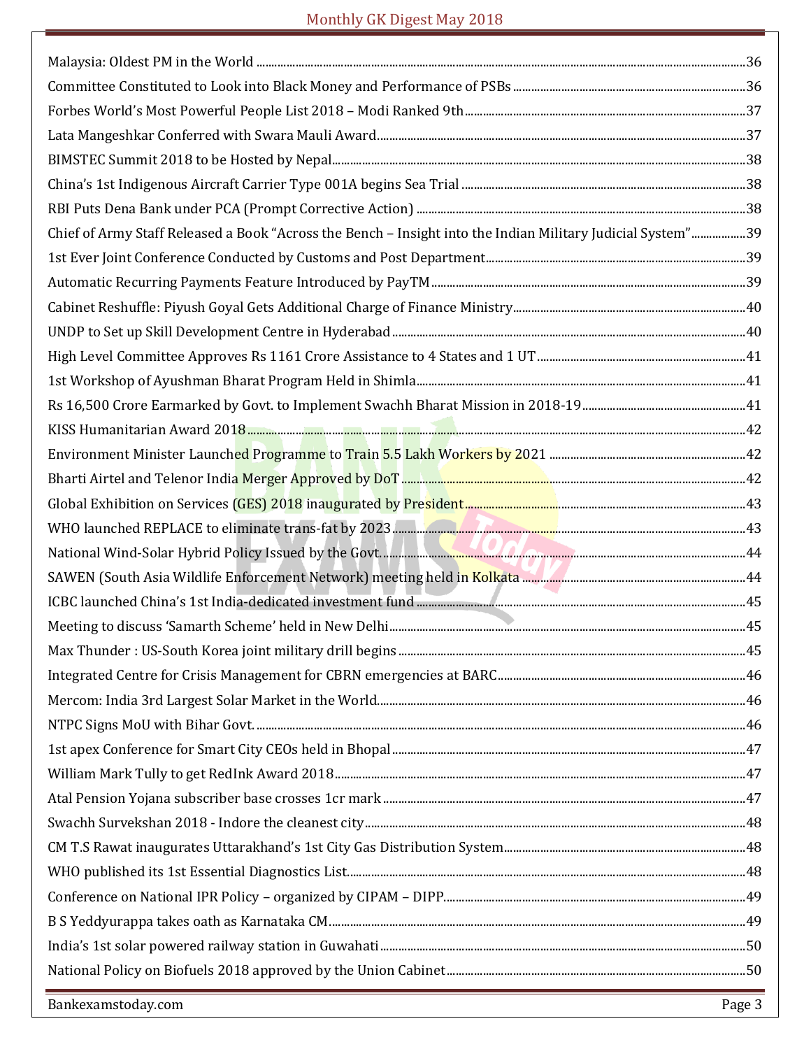Malaysia: Oldest PM in the World ....................................................................................................................36

Committee Constituted to Look into Black Money and Performance of PSBs ............................................................36

Forbes World's Most Powerful People List 2018 – Modi Ranked 9th .......................................................................37

Lata Mangeshkar Conferred with Swara Mauli Award.............................................................................................37

BIMSTEC Summit 2018 to be Hosted by Nepal..........................................................................................................38

China's 1st Indigenous Aircraft Carrier Type 001A begins Sea Trial ..........................................................................38

RBI Puts Dena Bank under PCA (Prompt Corrective Action) .......................................................................................38

Chief of Army Staff Released a Book "Across the Bench – Insight into the Indian Military Judicial System"..................39

1st Ever Joint Conference Conducted by Customs and Post Department.......................................................................39

Automatic Recurring Payments Feature Introduced by PayTM ......................................................................................39

Cabinet Reshuffle: Piyush Goyal Gets Additional Charge of Finance Ministry................................................................40

UNDP to Set up Skill Development Centre in Hyderabad ...............................................................................................40

High Level Committee Approves Rs 1161 Crore Assistance to 4 States and 1 UT..............................................................41

1st Workshop of Ayushman Bharat Program Held in Shimla.........................................................................................41

Rs 16,500 Crore Earmarked by Govt. to Implement Swachh Bharat Mission in 2018-19.....................................................41

KISS Humanitarian Award 2018....................................................................................................................................42

Environment Minister Launched Programme to Train 5.5 Lakh Workers by 2021 .............................................................42

Bharti Airtel and Telenor India Merger Approved by DoT ...............................................................................................42

Global Exhibition on Services (GES) 2018 inaugurated by President.................................................................................43

WHO launched REPLACE to eliminate trans-fat by 2023......................................................................................................43

National Wind-Solar Hybrid Policy Issued by the Govt.......................................................................................................44

SAWEN (South Asia Wildlife Enforcement Network) meeting held in Kolkata .....................................................................44

ICBC launched China's 1st India-dedicated investment fund ..............................................................................................45

Meeting to discuss 'Samarth Scheme' held in New Delhi.......................................................................................................45

Max Thunder : US-South Korea joint military drill begins ....................................................................................................45

Integrated Centre for Crisis Management for CBRN emergencies at BARC...........................................................................46

Mercom: India 3rd Largest Solar Market in the World...........................................................................................................46

NTPC Signs MoU with Bihar Govt. .........................................................................................................................................46

1st apex Conference for Smart City CEOs held in Bhopal .......................................................................................................47

William Mark Tully to get RedInk Award 2018........................................................................................................................47

Atal Pension Yojana subscriber base crosses 1cr mark ...........................................................................................................47

Swachh Survekshan 2018 - Indore the cleanest city.................................................................................................................48

CM T.S Rawat inaugurates Uttarakhand's 1st City Gas Distribution System..............................................................................48

WHO published its 1st Essential Diagnostics List......................................................................................................................48

Conference on National IPR Policy – organized by CIPAM – DIPP...............................................................................................49

B S Yeddyurappa takes oath as Karnataka CM...........................................................................................................................49

India's 1st solar powered railway station in Guwahati .............................................................................................................50

National Policy on Biofuels 2018 approved by the Union Cabinet ...........................................................................................50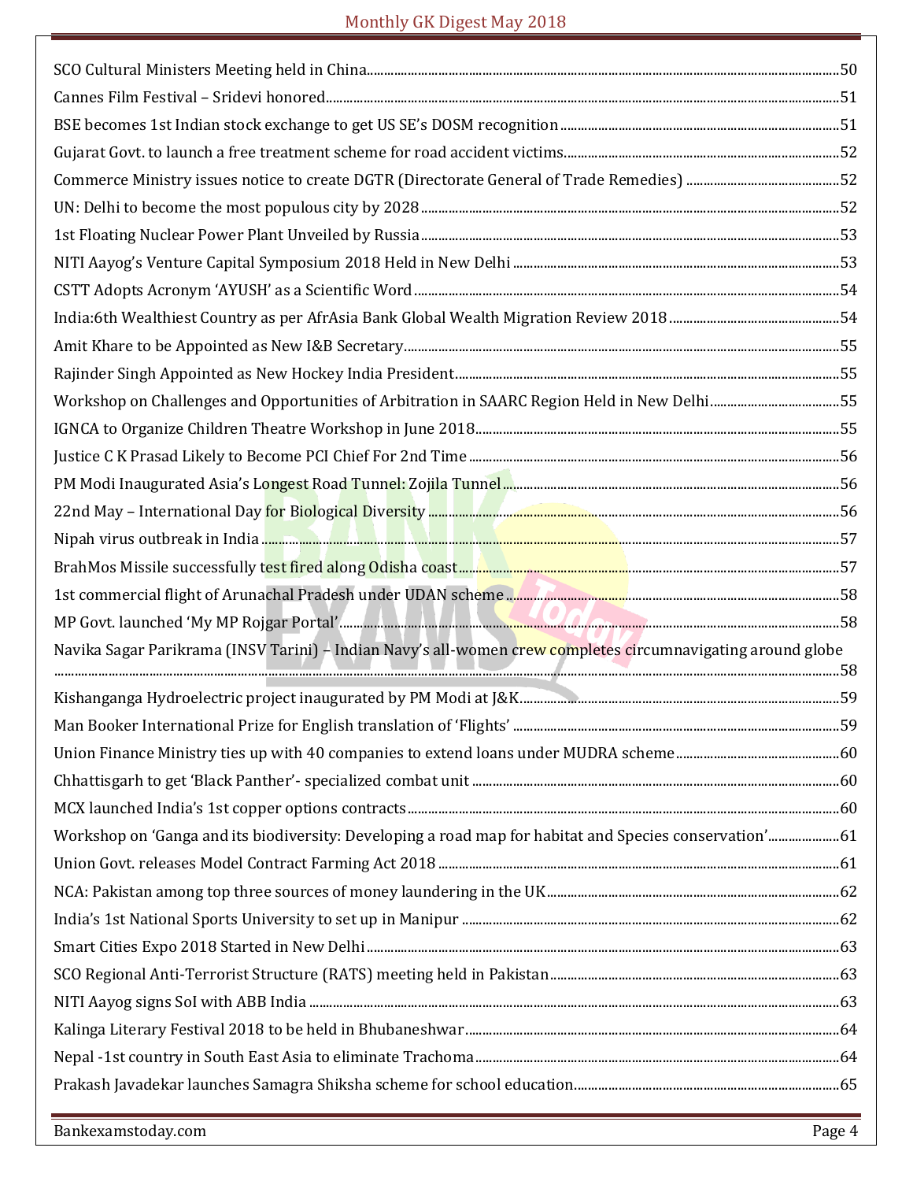| | |
|---|---|
| SCO Cultural Ministers Meeting held in China | 50 |
| Cannes Film Festival – Sridevi honored | 51 |
| BSE becomes 1st Indian stock exchange to get US SE's DOSM recognition | 51 |
| Gujarat Govt. to launch a free treatment scheme for road accident victims | 52 |
| Commerce Ministry issues notice to create DGTR (Directorate General of Trade Remedies) | 52 |
| UN: Delhi to become the most populous city by 2028 | 52 |
| 1st Floating Nuclear Power Plant Unveiled by Russia | 53 |
| NITI Aayog's Venture Capital Symposium 2018 Held in New Delhi | 53 |
| CSTT Adopts Acronym 'AYUSH' as a Scientific Word | 54 |
| India:6th Wealthiest Country as per AfrAsia Bank Global Wealth Migration Review 2018 | 54 |
| Amit Khare to be Appointed as New I&B Secretary | 55 |
| Rajinder Singh Appointed as New Hockey India President | 55 |
| Workshop on Challenges and Opportunities of Arbitration in SAARC Region Held in New Delhi | 55 |
| IGNCA to Organize Children Theatre Workshop in June 2018 | 55 |
| Justice C K Prasad Likely to Become PCI Chief For 2nd Time | 56 |
| PM Modi Inaugurated Asia's Longest Road Tunnel: Zojila Tunnel | 56 |
| 22nd May – International Day for Biological Diversity | 56 |
| Nipah virus outbreak in India | 57 |
| BrahMos Missile successfully test fired along Odisha coast | 57 |
| 1st commercial flight of Arunachal Pradesh under UDAN scheme | 58 |
| MP Govt. launched 'My MP Rojgar Portal' | 58 |
| Navika Sagar Parikrama (INSV Tarini) – Indian Navy's all-women crew completes circumnavigating around globe | 58 |
| Kishanganga Hydroelectric project inaugurated by PM Modi at J&K | 59 |
| Man Booker International Prize for English translation of 'Flights' | 59 |
| Union Finance Ministry ties up with 40 companies to extend loans under MUDRA scheme | 60 |
| Chhattisgarh to get 'Black Panther'- specialized combat unit | 60 |
| MCX launched India's 1st copper options contracts | 60 |
| Workshop on 'Ganga and its biodiversity: Developing a road map for habitat and Species conservation' | 61 |
| Union Govt. releases Model Contract Farming Act 2018 | 61 |
| NCA: Pakistan among top three sources of money laundering in the UK | 62 |
| India's 1st National Sports University to set up in Manipur | 62 |
| Smart Cities Expo 2018 Started in New Delhi | 63 |
| SCO Regional Anti-Terrorist Structure (RATS) meeting held in Pakistan | 63 |
| NITI Aayog signs SoI with ABB India | 63 |
| Kalinga Literary Festival 2018 to be held in Bhubaneshwar | 64 |
| Nepal -1st country in South East Asia to eliminate Trachoma | 64 |
| Prakash Javadekar launches Samagra Shiksha scheme for school education | 65 |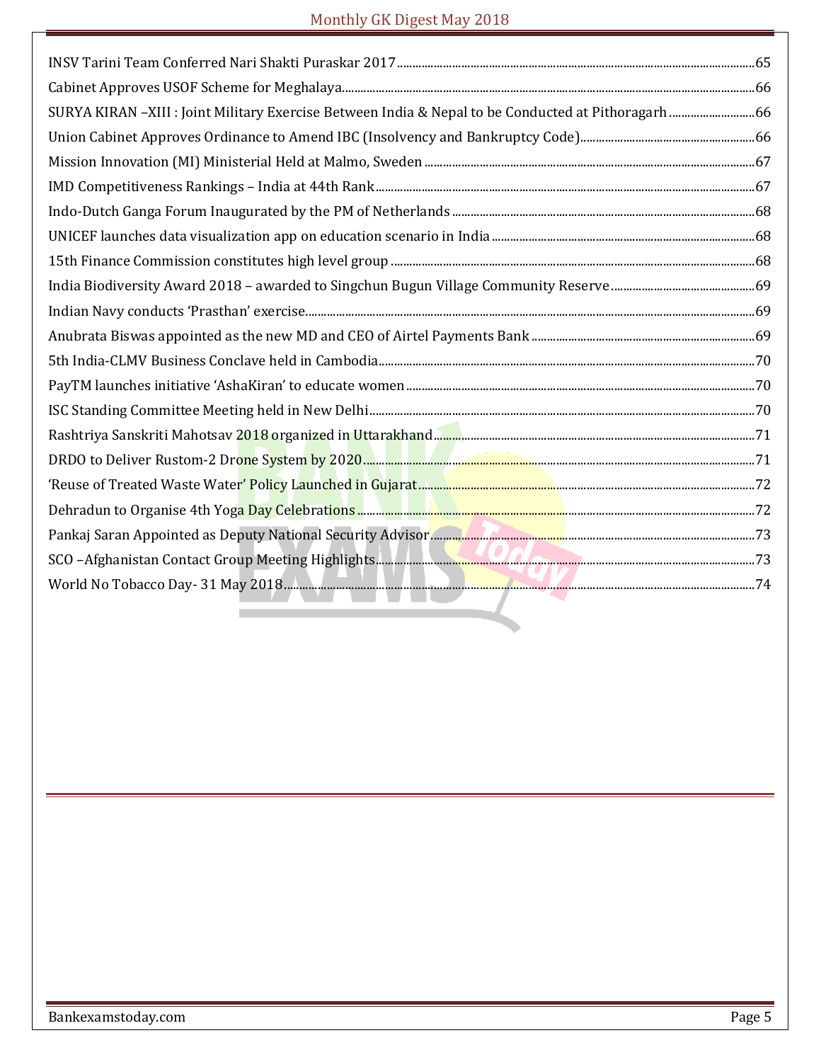INSV Tarini Team Conferred Nari Shakti Puraskar 2017 ....65

Cabinet Approves USOF Scheme for Meghalaya ....66

SURYA KIRAN –XIII : Joint Military Exercise Between India & Nepal to be Conducted at Pithoragarh ....66

Union Cabinet Approves Ordinance to Amend IBC (Insolvency and Bankruptcy Code) ....66

Mission Innovation (MI) Ministerial Held at Malmo, Sweden ....67

IMD Competitiveness Rankings – India at 44th Rank ....67

Indo-Dutch Ganga Forum Inaugurated by the PM of Netherlands ....68

UNICEF launches data visualization app on education scenario in India ....68

15th Finance Commission constitutes high level group ....68

India Biodiversity Award 2018 – awarded to Singchun Bugun Village Community Reserve ....69

Indian Navy conducts 'Prasthan' exercise ....69

Anubrata Biswas appointed as the new MD and CEO of Airtel Payments Bank ....69

5th India-CLMV Business Conclave held in Cambodia ....70

PayTM launches initiative 'AshaKiran' to educate women ....70

ISC Standing Committee Meeting held in New Delhi ....70

Rashtriya Sanskriti Mahotsav 2018 organized in Uttarakhand ....71

DRDO to Deliver Rustom-2 Drone System by 2020 ....71

'Reuse of Treated Waste Water' Policy Launched in Gujarat ....72

Dehradun to Organise 4th Yoga Day Celebrations ....72

Pankaj Saran Appointed as Deputy National Security Advisor ....73

SCO –Afghanistan Contact Group Meeting Highlights ....73

World No Tobacco Day- 31 May 2018 ....74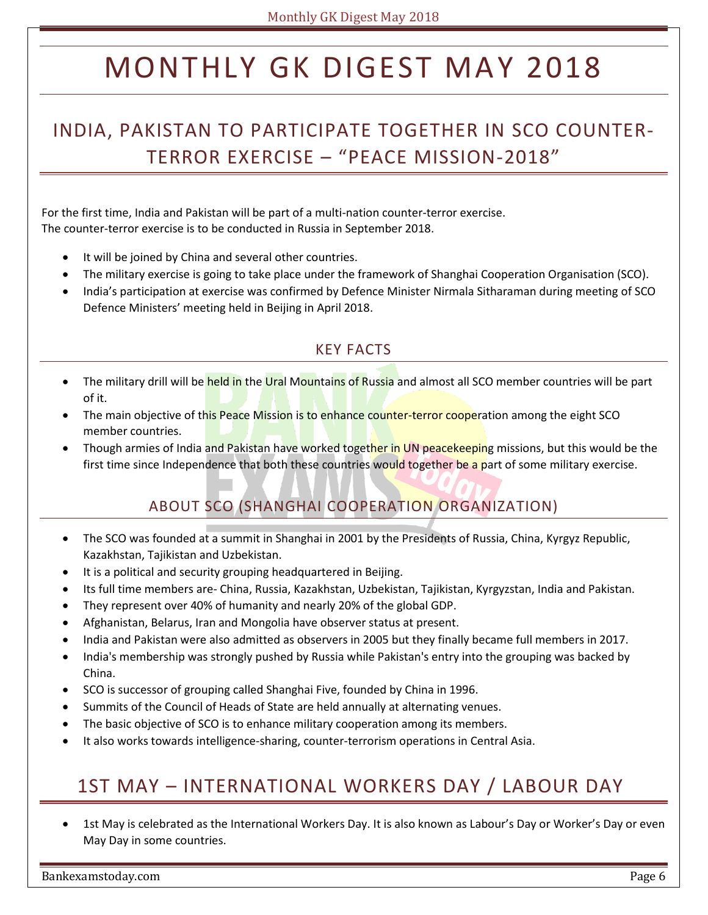# MONTHLY GK DIGEST MAY 2018

## INDIA, PAKISTAN TO PARTICIPATE TOGETHER IN SCO COUNTER-TERROR EXERCISE – "PEACE MISSION-2018"

For the first time, India and Pakistan will be part of a multi-nation counter-terror exercise.
The counter-terror exercise is to be conducted in Russia in September 2018.

- It will be joined by China and several other countries.
- The military exercise is going to take place under the framework of Shanghai Cooperation Organisation (SCO).
- India's participation at exercise was confirmed by Defence Minister Nirmala Sitharaman during meeting of SCO Defence Ministers' meeting held in Beijing in April 2018.

### KEY FACTS

- The military drill will be held in the Ural Mountains of Russia and almost all SCO member countries will be part of it.
- The main objective of this Peace Mission is to enhance counter-terror cooperation among the eight SCO member countries.
- Though armies of India and Pakistan have worked together in UN peacekeeping missions, but this would be the first time since Independence that both these countries would together be a part of some military exercise.

### ABOUT SCO (SHANGHAI COOPERATION ORGANIZATION)

- The SCO was founded at a summit in Shanghai in 2001 by the Presidents of Russia, China, Kyrgyz Republic, Kazakhstan, Tajikistan and Uzbekistan.
- It is a political and security grouping headquartered in Beijing.
- Its full time members are- China, Russia, Kazakhstan, Uzbekistan, Tajikistan, Kyrgyzstan, India and Pakistan.
- They represent over 40% of humanity and nearly 20% of the global GDP.
- Afghanistan, Belarus, Iran and Mongolia have observer status at present.
- India and Pakistan were also admitted as observers in 2005 but they finally became full members in 2017.
- India's membership was strongly pushed by Russia while Pakistan's entry into the grouping was backed by China.
- SCO is successor of grouping called Shanghai Five, founded by China in 1996.
- Summits of the Council of Heads of State are held annually at alternating venues.
- The basic objective of SCO is to enhance military cooperation among its members.
- It also works towards intelligence-sharing, counter-terrorism operations in Central Asia.

## 1ST MAY – INTERNATIONAL WORKERS DAY / LABOUR DAY

- 1st May is celebrated as the International Workers Day. It is also known as Labour's Day or Worker's Day or even May Day in some countries.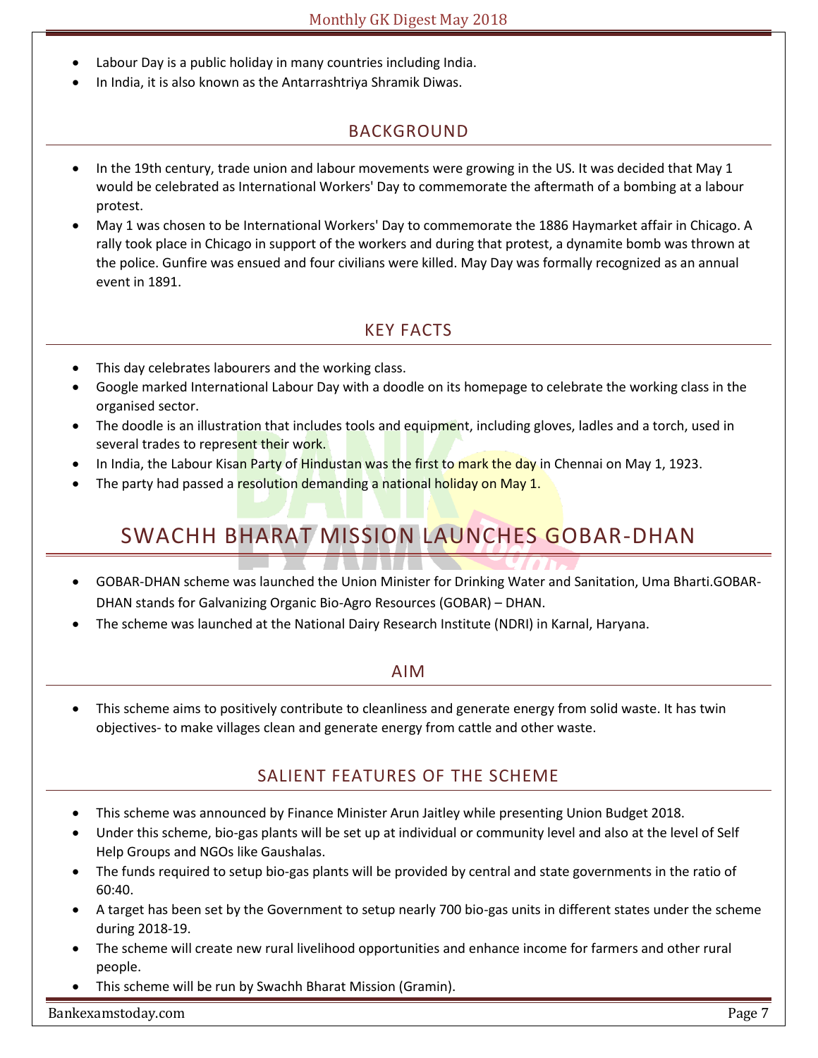- Labour Day is a public holiday in many countries including India.
- In India, it is also known as the Antarrashtriya Shramik Diwas.

### BACKGROUND

- In the 19th century, trade union and labour movements were growing in the US. It was decided that May 1 would be celebrated as International Workers' Day to commemorate the aftermath of a bombing at a labour protest.
- May 1 was chosen to be International Workers' Day to commemorate the 1886 Haymarket affair in Chicago. A rally took place in Chicago in support of the workers and during that protest, a dynamite bomb was thrown at the police. Gunfire was ensued and four civilians were killed. May Day was formally recognized as an annual event in 1891.

### KEY FACTS

- This day celebrates labourers and the working class.
- Google marked International Labour Day with a doodle on its homepage to celebrate the working class in the organised sector.
- The doodle is an illustration that includes tools and equipment, including gloves, ladles and a torch, used in several trades to represent their work.
- In India, the Labour Kisan Party of Hindustan was the first to mark the day in Chennai on May 1, 1923.
- The party had passed a resolution demanding a national holiday on May 1.

## SWACHH BHARAT MISSION LAUNCHES GOBAR-DHAN

- GOBAR-DHAN scheme was launched the Union Minister for Drinking Water and Sanitation, Uma Bharti.GOBAR-DHAN stands for Galvanizing Organic Bio-Agro Resources (GOBAR) – DHAN.
- The scheme was launched at the National Dairy Research Institute (NDRI) in Karnal, Haryana.

### AIM

- This scheme aims to positively contribute to cleanliness and generate energy from solid waste. It has twin objectives- to make villages clean and generate energy from cattle and other waste.

### SALIENT FEATURES OF THE SCHEME

- This scheme was announced by Finance Minister Arun Jaitley while presenting Union Budget 2018.
- Under this scheme, bio-gas plants will be set up at individual or community level and also at the level of Self Help Groups and NGOs like Gaushalas.
- The funds required to setup bio-gas plants will be provided by central and state governments in the ratio of 60:40.
- A target has been set by the Government to setup nearly 700 bio-gas units in different states under the scheme during 2018-19.
- The scheme will create new rural livelihood opportunities and enhance income for farmers and other rural people.
- This scheme will be run by Swachh Bharat Mission (Gramin).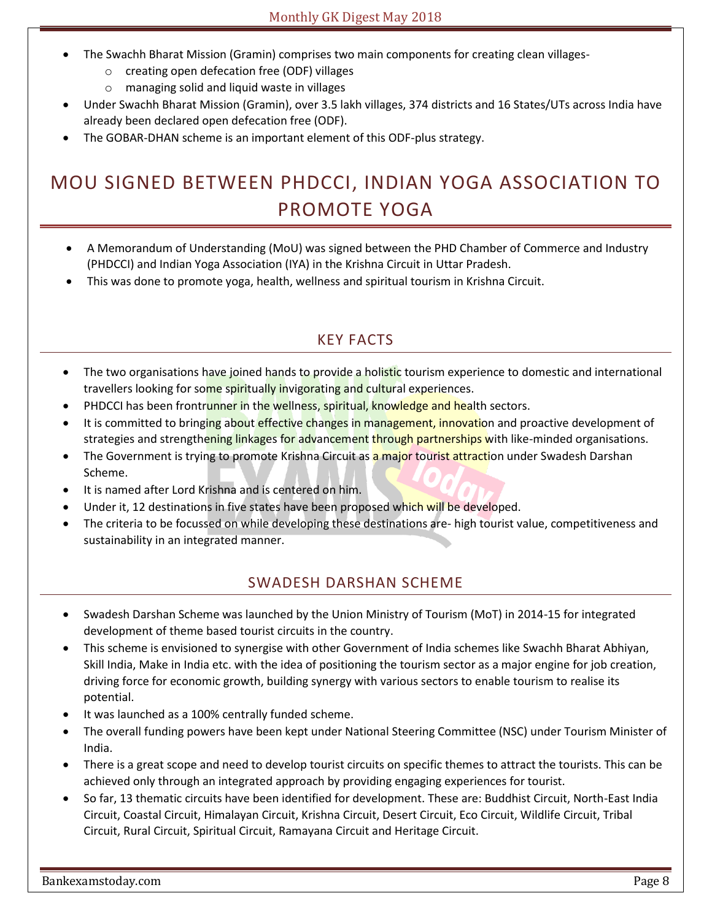- The Swachh Bharat Mission (Gramin) comprises two main components for creating clean villages-
  - creating open defecation free (ODF) villages
  - managing solid and liquid waste in villages
- Under Swachh Bharat Mission (Gramin), over 3.5 lakh villages, 374 districts and 16 States/UTs across India have already been declared open defecation free (ODF).
- The GOBAR-DHAN scheme is an important element of this ODF-plus strategy.

# MOU SIGNED BETWEEN PHDCCI, INDIAN YOGA ASSOCIATION TO PROMOTE YOGA

- A Memorandum of Understanding (MoU) was signed between the PHD Chamber of Commerce and Industry (PHDCCI) and Indian Yoga Association (IYA) in the Krishna Circuit in Uttar Pradesh.
- This was done to promote yoga, health, wellness and spiritual tourism in Krishna Circuit.

## KEY FACTS

- The two organisations have joined hands to provide a holistic tourism experience to domestic and international travellers looking for some spiritually invigorating and cultural experiences.
- PHDCCI has been frontrunner in the wellness, spiritual, knowledge and health sectors.
- It is committed to bringing about effective changes in management, innovation and proactive development of strategies and strengthening linkages for advancement through partnerships with like-minded organisations.
- The Government is trying to promote Krishna Circuit as a major tourist attraction under Swadesh Darshan Scheme.
- It is named after Lord Krishna and is centered on him.
- Under it, 12 destinations in five states have been proposed which will be developed.
- The criteria to be focussed on while developing these destinations are- high tourist value, competitiveness and sustainability in an integrated manner.

## SWADESH DARSHAN SCHEME

- Swadesh Darshan Scheme was launched by the Union Ministry of Tourism (MoT) in 2014-15 for integrated development of theme based tourist circuits in the country.
- This scheme is envisioned to synergise with other Government of India schemes like Swachh Bharat Abhiyan, Skill India, Make in India etc. with the idea of positioning the tourism sector as a major engine for job creation, driving force for economic growth, building synergy with various sectors to enable tourism to realise its potential.
- It was launched as a 100% centrally funded scheme.
- The overall funding powers have been kept under National Steering Committee (NSC) under Tourism Minister of India.
- There is a great scope and need to develop tourist circuits on specific themes to attract the tourists. This can be achieved only through an integrated approach by providing engaging experiences for tourist.
- So far, 13 thematic circuits have been identified for development. These are: Buddhist Circuit, North-East India Circuit, Coastal Circuit, Himalayan Circuit, Krishna Circuit, Desert Circuit, Eco Circuit, Wildlife Circuit, Tribal Circuit, Rural Circuit, Spiritual Circuit, Ramayana Circuit and Heritage Circuit.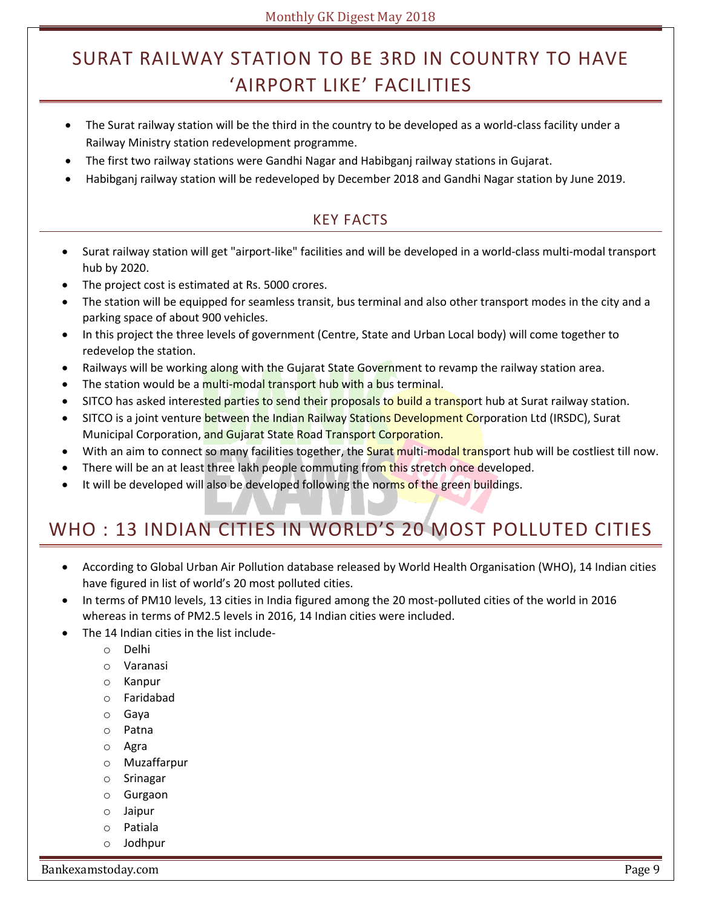# SURAT RAILWAY STATION TO BE 3RD IN COUNTRY TO HAVE 'AIRPORT LIKE' FACILITIES

- The Surat railway station will be the third in the country to be developed as a world-class facility under a Railway Ministry station redevelopment programme.
- The first two railway stations were Gandhi Nagar and Habibganj railway stations in Gujarat.
- Habibganj railway station will be redeveloped by December 2018 and Gandhi Nagar station by June 2019.

## KEY FACTS

- Surat railway station will get "airport-like" facilities and will be developed in a world-class multi-modal transport hub by 2020.
- The project cost is estimated at Rs. 5000 crores.
- The station will be equipped for seamless transit, bus terminal and also other transport modes in the city and a parking space of about 900 vehicles.
- In this project the three levels of government (Centre, State and Urban Local body) will come together to redevelop the station.
- Railways will be working along with the Gujarat State Government to revamp the railway station area.
- The station would be a multi-modal transport hub with a bus terminal.
- SITCO has asked interested parties to send their proposals to build a transport hub at Surat railway station.
- SITCO is a joint venture between the Indian Railway Stations Development Corporation Ltd (IRSDC), Surat Municipal Corporation, and Gujarat State Road Transport Corporation.
- With an aim to connect so many facilities together, the Surat multi-modal transport hub will be costliest till now.
- There will be an at least three lakh people commuting from this stretch once developed.
- It will be developed will also be developed following the norms of the green buildings.

# WHO : 13 INDIAN CITIES IN WORLD'S 20 MOST POLLUTED CITIES

- According to Global Urban Air Pollution database released by World Health Organisation (WHO), 14 Indian cities have figured in list of world's 20 most polluted cities.
- In terms of PM10 levels, 13 cities in India figured among the 20 most-polluted cities of the world in 2016 whereas in terms of PM2.5 levels in 2016, 14 Indian cities were included.
- The 14 Indian cities in the list include-
  - Delhi
  - Varanasi
  - Kanpur
  - Faridabad
  - Gaya
  - Patna
  - Agra
  - Muzaffarpur
  - Srinagar
  - Gurgaon
  - Jaipur
  - Patiala
  - Jodhpur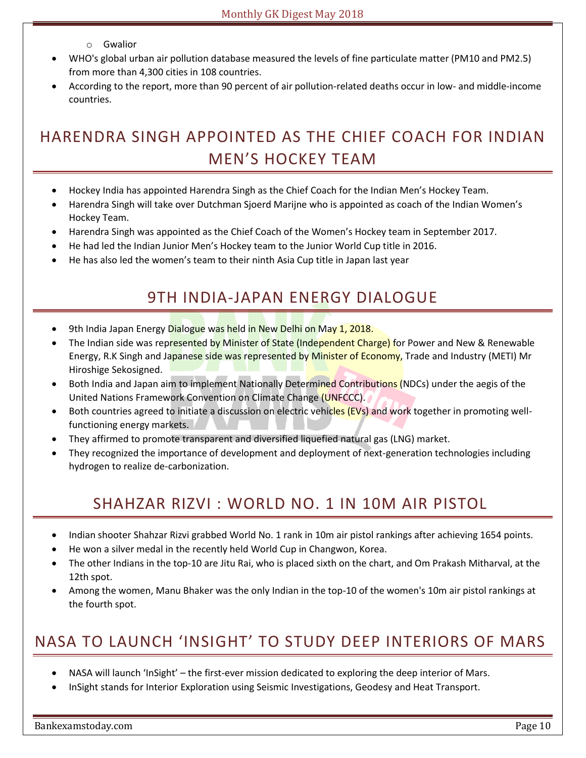- Gwalior

- WHO's global urban air pollution database measured the levels of fine particulate matter (PM10 and PM2.5) from more than 4,300 cities in 108 countries.
- According to the report, more than 90 percent of air pollution-related deaths occur in low- and middle-income countries.

## HARENDRA SINGH APPOINTED AS THE CHIEF COACH FOR INDIAN MEN'S HOCKEY TEAM

- Hockey India has appointed Harendra Singh as the Chief Coach for the Indian Men's Hockey Team.
- Harendra Singh will take over Dutchman Sjoerd Marijne who is appointed as coach of the Indian Women's Hockey Team.
- Harendra Singh was appointed as the Chief Coach of the Women's Hockey team in September 2017.
- He had led the Indian Junior Men's Hockey team to the Junior World Cup title in 2016.
- He has also led the women's team to their ninth Asia Cup title in Japan last year

## 9TH INDIA-JAPAN ENERGY DIALOGUE

- 9th India Japan Energy Dialogue was held in New Delhi on May 1, 2018.
- The Indian side was represented by Minister of State (Independent Charge) for Power and New & Renewable Energy, R.K Singh and Japanese side was represented by Minister of Economy, Trade and Industry (METI) Mr Hiroshige Sekosigned.
- Both India and Japan aim to implement Nationally Determined Contributions (NDCs) under the aegis of the United Nations Framework Convention on Climate Change (UNFCCC).
- Both countries agreed to initiate a discussion on electric vehicles (EVs) and work together in promoting well-functioning energy markets.
- They affirmed to promote transparent and diversified liquefied natural gas (LNG) market.
- They recognized the importance of development and deployment of next-generation technologies including hydrogen to realize de-carbonization.

## SHAHZAR RIZVI : WORLD NO. 1 IN 10M AIR PISTOL

- Indian shooter Shahzar Rizvi grabbed World No. 1 rank in 10m air pistol rankings after achieving 1654 points.
- He won a silver medal in the recently held World Cup in Changwon, Korea.
- The other Indians in the top-10 are Jitu Rai, who is placed sixth on the chart, and Om Prakash Mitharval, at the 12th spot.
- Among the women, Manu Bhaker was the only Indian in the top-10 of the women's 10m air pistol rankings at the fourth spot.

## NASA TO LAUNCH 'INSIGHT' TO STUDY DEEP INTERIORS OF MARS

- NASA will launch 'InSight' – the first-ever mission dedicated to exploring the deep interior of Mars.
- InSight stands for Interior Exploration using Seismic Investigations, Geodesy and Heat Transport.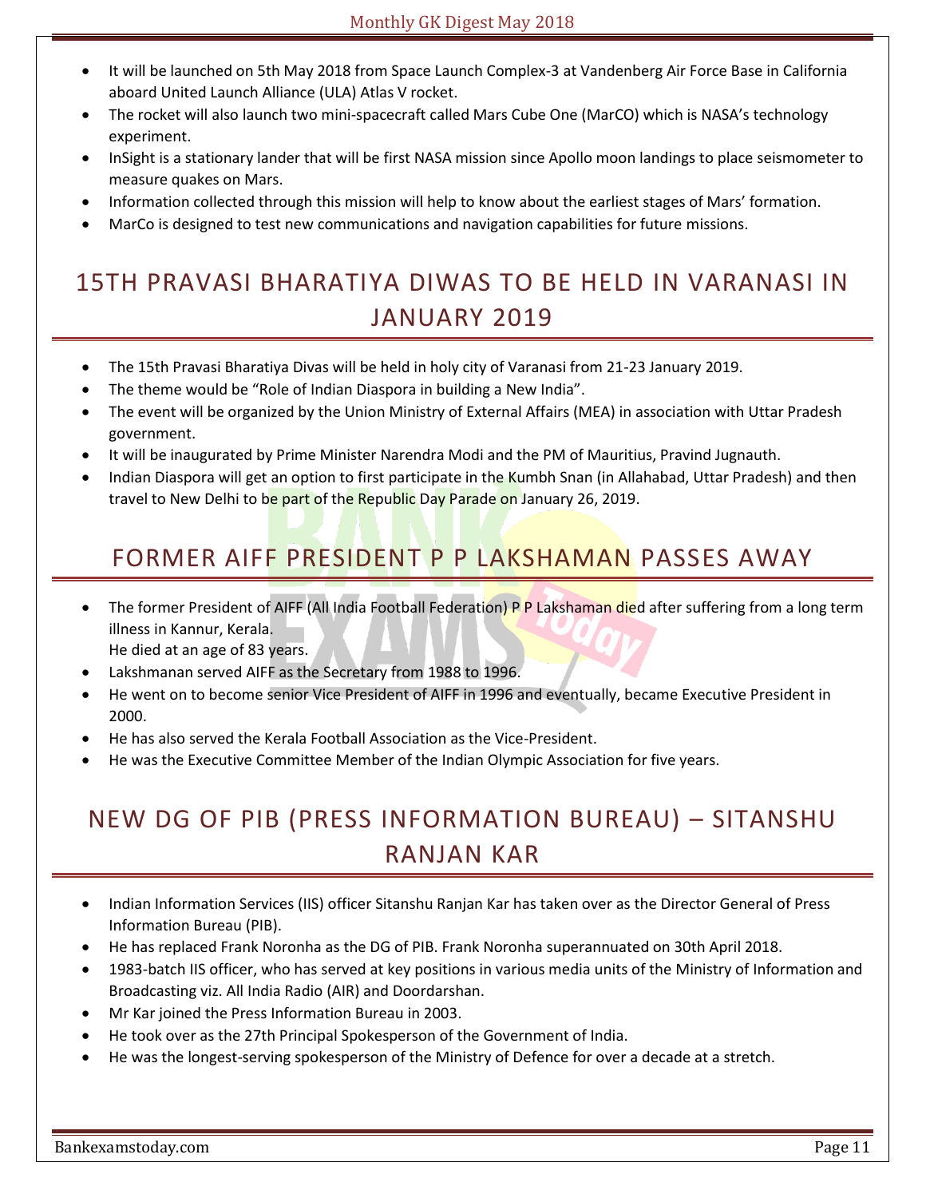- It will be launched on 5th May 2018 from Space Launch Complex-3 at Vandenberg Air Force Base in California aboard United Launch Alliance (ULA) Atlas V rocket.
- The rocket will also launch two mini-spacecraft called Mars Cube One (MarCO) which is NASA's technology experiment.
- InSight is a stationary lander that will be first NASA mission since Apollo moon landings to place seismometer to measure quakes on Mars.
- Information collected through this mission will help to know about the earliest stages of Mars' formation.
- MarCo is designed to test new communications and navigation capabilities for future missions.

## 15TH PRAVASI BHARATIYA DIWAS TO BE HELD IN VARANASI IN JANUARY 2019

- The 15th Pravasi Bharatiya Divas will be held in holy city of Varanasi from 21-23 January 2019.
- The theme would be "Role of Indian Diaspora in building a New India".
- The event will be organized by the Union Ministry of External Affairs (MEA) in association with Uttar Pradesh government.
- It will be inaugurated by Prime Minister Narendra Modi and the PM of Mauritius, Pravind Jugnauth.
- Indian Diaspora will get an option to first participate in the Kumbh Snan (in Allahabad, Uttar Pradesh) and then travel to New Delhi to be part of the Republic Day Parade on January 26, 2019.

## FORMER AIFF PRESIDENT P P LAKSHAMAN PASSES AWAY

- The former President of AIFF (All India Football Federation) P P Lakshaman died after suffering from a long term illness in Kannur, Kerala.
  He died at an age of 83 years.
- Lakshmanan served AIFF as the Secretary from 1988 to 1996.
- He went on to become senior Vice President of AIFF in 1996 and eventually, became Executive President in 2000.
- He has also served the Kerala Football Association as the Vice-President.
- He was the Executive Committee Member of the Indian Olympic Association for five years.

## NEW DG OF PIB (PRESS INFORMATION BUREAU) – SITANSHU RANJAN KAR

- Indian Information Services (IIS) officer Sitanshu Ranjan Kar has taken over as the Director General of Press Information Bureau (PIB).
- He has replaced Frank Noronha as the DG of PIB. Frank Noronha superannuated on 30th April 2018.
- 1983-batch IIS officer, who has served at key positions in various media units of the Ministry of Information and Broadcasting viz. All India Radio (AIR) and Doordarshan.
- Mr Kar joined the Press Information Bureau in 2003.
- He took over as the 27th Principal Spokesperson of the Government of India.
- He was the longest-serving spokesperson of the Ministry of Defence for over a decade at a stretch.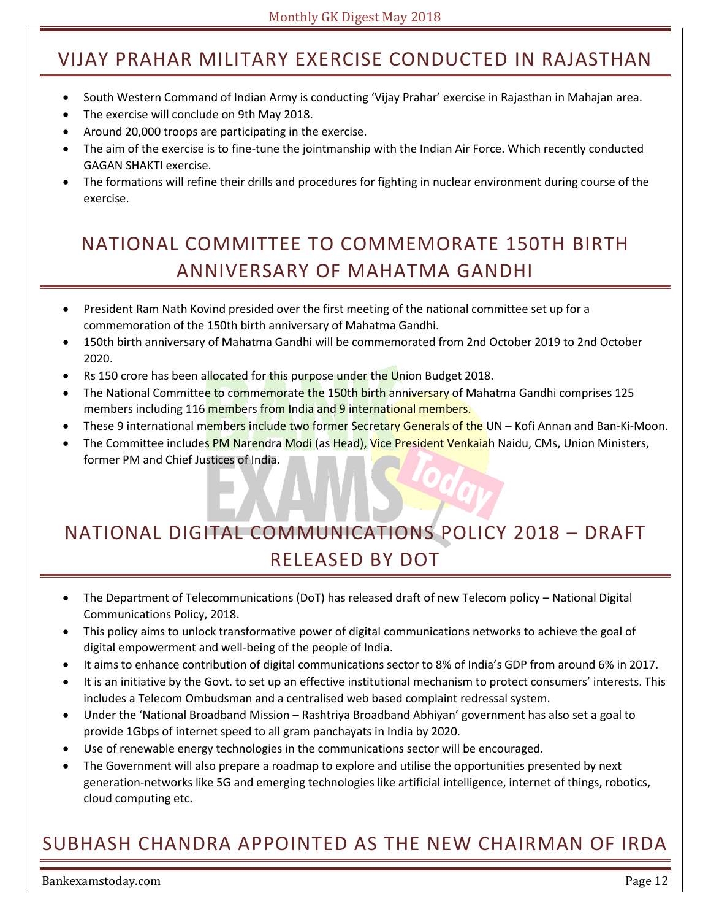## VIJAY PRAHAR MILITARY EXERCISE CONDUCTED IN RAJASTHAN

- South Western Command of Indian Army is conducting 'Vijay Prahar' exercise in Rajasthan in Mahajan area.
- The exercise will conclude on 9th May 2018.
- Around 20,000 troops are participating in the exercise.
- The aim of the exercise is to fine-tune the jointmanship with the Indian Air Force. Which recently conducted GAGAN SHAKTI exercise.
- The formations will refine their drills and procedures for fighting in nuclear environment during course of the exercise.

## NATIONAL COMMITTEE TO COMMEMORATE 150TH BIRTH ANNIVERSARY OF MAHATMA GANDHI

- President Ram Nath Kovind presided over the first meeting of the national committee set up for a commemoration of the 150th birth anniversary of Mahatma Gandhi.
- 150th birth anniversary of Mahatma Gandhi will be commemorated from 2nd October 2019 to 2nd October 2020.
- Rs 150 crore has been allocated for this purpose under the Union Budget 2018.
- The National Committee to commemorate the 150th birth anniversary of Mahatma Gandhi comprises 125 members including 116 members from India and 9 international members.
- These 9 international members include two former Secretary Generals of the UN – Kofi Annan and Ban-Ki-Moon.
- The Committee includes PM Narendra Modi (as Head), Vice President Venkaiah Naidu, CMs, Union Ministers, former PM and Chief Justices of India.

## NATIONAL DIGITAL COMMUNICATIONS POLICY 2018 – DRAFT RELEASED BY DOT

- The Department of Telecommunications (DoT) has released draft of new Telecom policy – National Digital Communications Policy, 2018.
- This policy aims to unlock transformative power of digital communications networks to achieve the goal of digital empowerment and well-being of the people of India.
- It aims to enhance contribution of digital communications sector to 8% of India's GDP from around 6% in 2017.
- It is an initiative by the Govt. to set up an effective institutional mechanism to protect consumers' interests. This includes a Telecom Ombudsman and a centralised web based complaint redressal system.
- Under the 'National Broadband Mission – Rashtriya Broadband Abhiyan' government has also set a goal to provide 1Gbps of internet speed to all gram panchayats in India by 2020.
- Use of renewable energy technologies in the communications sector will be encouraged.
- The Government will also prepare a roadmap to explore and utilise the opportunities presented by next generation-networks like 5G and emerging technologies like artificial intelligence, internet of things, robotics, cloud computing etc.

## SUBHASH CHANDRA APPOINTED AS THE NEW CHAIRMAN OF IRDA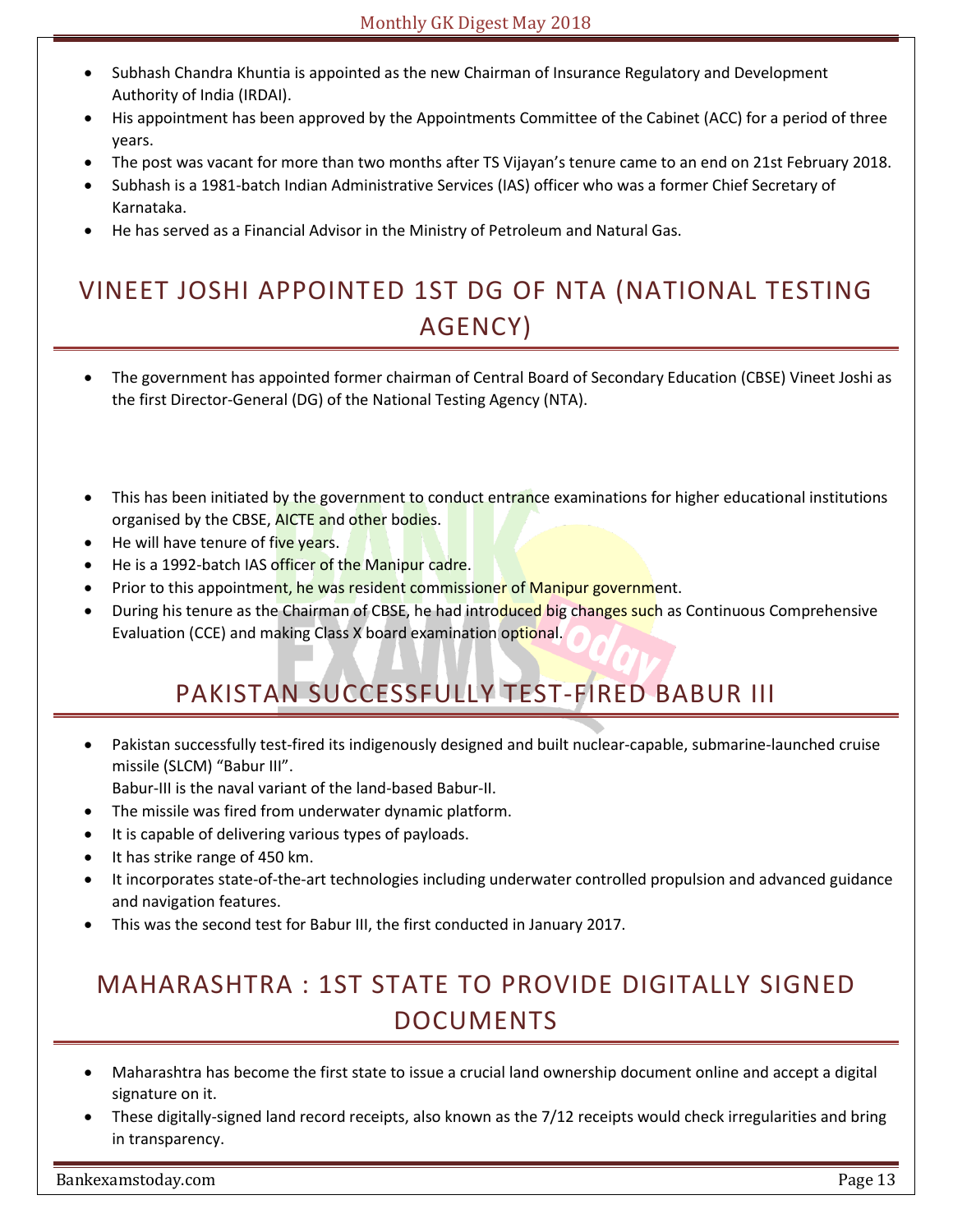- Subhash Chandra Khuntia is appointed as the new Chairman of Insurance Regulatory and Development Authority of India (IRDAI).
- His appointment has been approved by the Appointments Committee of the Cabinet (ACC) for a period of three years.
- The post was vacant for more than two months after TS Vijayan's tenure came to an end on 21st February 2018.
- Subhash is a 1981-batch Indian Administrative Services (IAS) officer who was a former Chief Secretary of Karnataka.
- He has served as a Financial Advisor in the Ministry of Petroleum and Natural Gas.

## VINEET JOSHI APPOINTED 1ST DG OF NTA (NATIONAL TESTING AGENCY)

- The government has appointed former chairman of Central Board of Secondary Education (CBSE) Vineet Joshi as the first Director-General (DG) of the National Testing Agency (NTA).
- This has been initiated by the government to conduct entrance examinations for higher educational institutions organised by the CBSE, AICTE and other bodies.
- He will have tenure of five years.
- He is a 1992-batch IAS officer of the Manipur cadre.
- Prior to this appointment, he was resident commissioner of Manipur government.
- During his tenure as the Chairman of CBSE, he had introduced big changes such as Continuous Comprehensive Evaluation (CCE) and making Class X board examination optional.

## PAKISTAN SUCCESSFULLY TEST-FIRED BABUR III

- Pakistan successfully test-fired its indigenously designed and built nuclear-capable, submarine-launched cruise missile (SLCM) "Babur III".
  Babur-III is the naval variant of the land-based Babur-II.
- The missile was fired from underwater dynamic platform.
- It is capable of delivering various types of payloads.
- It has strike range of 450 km.
- It incorporates state-of-the-art technologies including underwater controlled propulsion and advanced guidance and navigation features.
- This was the second test for Babur III, the first conducted in January 2017.

## MAHARASHTRA : 1ST STATE TO PROVIDE DIGITALLY SIGNED DOCUMENTS

- Maharashtra has become the first state to issue a crucial land ownership document online and accept a digital signature on it.
- These digitally-signed land record receipts, also known as the 7/12 receipts would check irregularities and bring in transparency.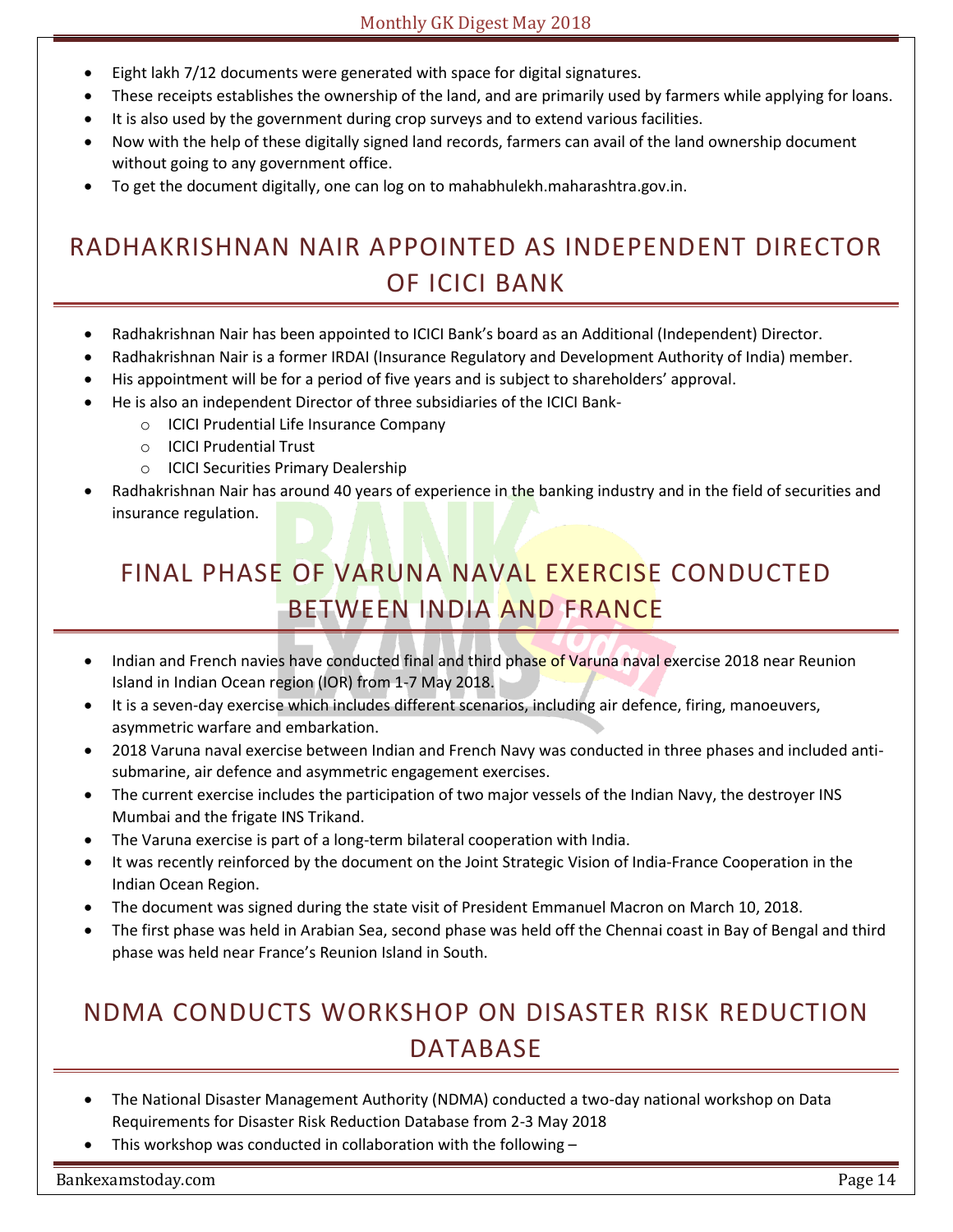- Eight lakh 7/12 documents were generated with space for digital signatures.
- These receipts establishes the ownership of the land, and are primarily used by farmers while applying for loans.
- It is also used by the government during crop surveys and to extend various facilities.
- Now with the help of these digitally signed land records, farmers can avail of the land ownership document without going to any government office.
- To get the document digitally, one can log on to mahabhulekh.maharashtra.gov.in.

## RADHAKRISHNAN NAIR APPOINTED AS INDEPENDENT DIRECTOR OF ICICI BANK

- Radhakrishnan Nair has been appointed to ICICI Bank's board as an Additional (Independent) Director.
- Radhakrishnan Nair is a former IRDAI (Insurance Regulatory and Development Authority of India) member.
- His appointment will be for a period of five years and is subject to shareholders' approval.
- He is also an independent Director of three subsidiaries of the ICICI Bank-
  - ICICI Prudential Life Insurance Company
  - ICICI Prudential Trust
  - ICICI Securities Primary Dealership
- Radhakrishnan Nair has around 40 years of experience in the banking industry and in the field of securities and insurance regulation.

## FINAL PHASE OF VARUNA NAVAL EXERCISE CONDUCTED BETWEEN INDIA AND FRANCE

- Indian and French navies have conducted final and third phase of Varuna naval exercise 2018 near Reunion Island in Indian Ocean region (IOR) from 1-7 May 2018.
- It is a seven-day exercise which includes different scenarios, including air defence, firing, manoeuvers, asymmetric warfare and embarkation.
- 2018 Varuna naval exercise between Indian and French Navy was conducted in three phases and included anti-submarine, air defence and asymmetric engagement exercises.
- The current exercise includes the participation of two major vessels of the Indian Navy, the destroyer INS Mumbai and the frigate INS Trikand.
- The Varuna exercise is part of a long-term bilateral cooperation with India.
- It was recently reinforced by the document on the Joint Strategic Vision of India-France Cooperation in the Indian Ocean Region.
- The document was signed during the state visit of President Emmanuel Macron on March 10, 2018.
- The first phase was held in Arabian Sea, second phase was held off the Chennai coast in Bay of Bengal and third phase was held near France's Reunion Island in South.

## NDMA CONDUCTS WORKSHOP ON DISASTER RISK REDUCTION DATABASE

- The National Disaster Management Authority (NDMA) conducted a two-day national workshop on Data Requirements for Disaster Risk Reduction Database from 2-3 May 2018
- This workshop was conducted in collaboration with the following –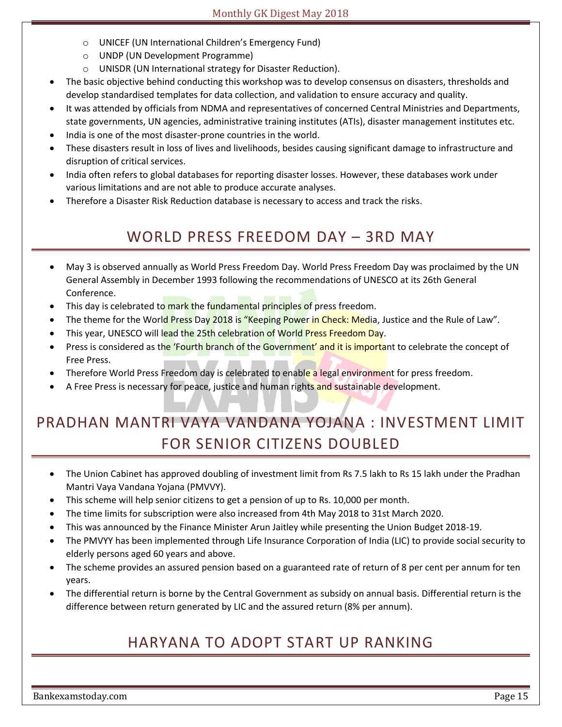- UNICEF (UN International Children's Emergency Fund)
  - UNDP (UN Development Programme)
  - UNISDR (UN International strategy for Disaster Reduction).
- The basic objective behind conducting this workshop was to develop consensus on disasters, thresholds and develop standardised templates for data collection, and validation to ensure accuracy and quality.
- It was attended by officials from NDMA and representatives of concerned Central Ministries and Departments, state governments, UN agencies, administrative training institutes (ATIs), disaster management institutes etc.
- India is one of the most disaster-prone countries in the world.
- These disasters result in loss of lives and livelihoods, besides causing significant damage to infrastructure and disruption of critical services.
- India often refers to global databases for reporting disaster losses. However, these databases work under various limitations and are not able to produce accurate analyses.
- Therefore a Disaster Risk Reduction database is necessary to access and track the risks.

# WORLD PRESS FREEDOM DAY – 3RD MAY

- May 3 is observed annually as World Press Freedom Day. World Press Freedom Day was proclaimed by the UN General Assembly in December 1993 following the recommendations of UNESCO at its 26th General Conference.
- This day is celebrated to mark the fundamental principles of press freedom.
- The theme for the World Press Day 2018 is "Keeping Power in Check: Media, Justice and the Rule of Law".
- This year, UNESCO will lead the 25th celebration of World Press Freedom Day.
- Press is considered as the 'Fourth branch of the Government' and it is important to celebrate the concept of Free Press.
- Therefore World Press Freedom day is celebrated to enable a legal environment for press freedom.
- A Free Press is necessary for peace, justice and human rights and sustainable development.

# PRADHAN MANTRI VAYA VANDANA YOJANA : INVESTMENT LIMIT FOR SENIOR CITIZENS DOUBLED

- The Union Cabinet has approved doubling of investment limit from Rs 7.5 lakh to Rs 15 lakh under the Pradhan Mantri Vaya Vandana Yojana (PMVVY).
- This scheme will help senior citizens to get a pension of up to Rs. 10,000 per month.
- The time limits for subscription were also increased from 4th May 2018 to 31st March 2020.
- This was announced by the Finance Minister Arun Jaitley while presenting the Union Budget 2018-19.
- The PMVYY has been implemented through Life Insurance Corporation of India (LIC) to provide social security to elderly persons aged 60 years and above.
- The scheme provides an assured pension based on a guaranteed rate of return of 8 per cent per annum for ten years.
- The differential return is borne by the Central Government as subsidy on annual basis. Differential return is the difference between return generated by LIC and the assured return (8% per annum).

# HARYANA TO ADOPT START UP RANKING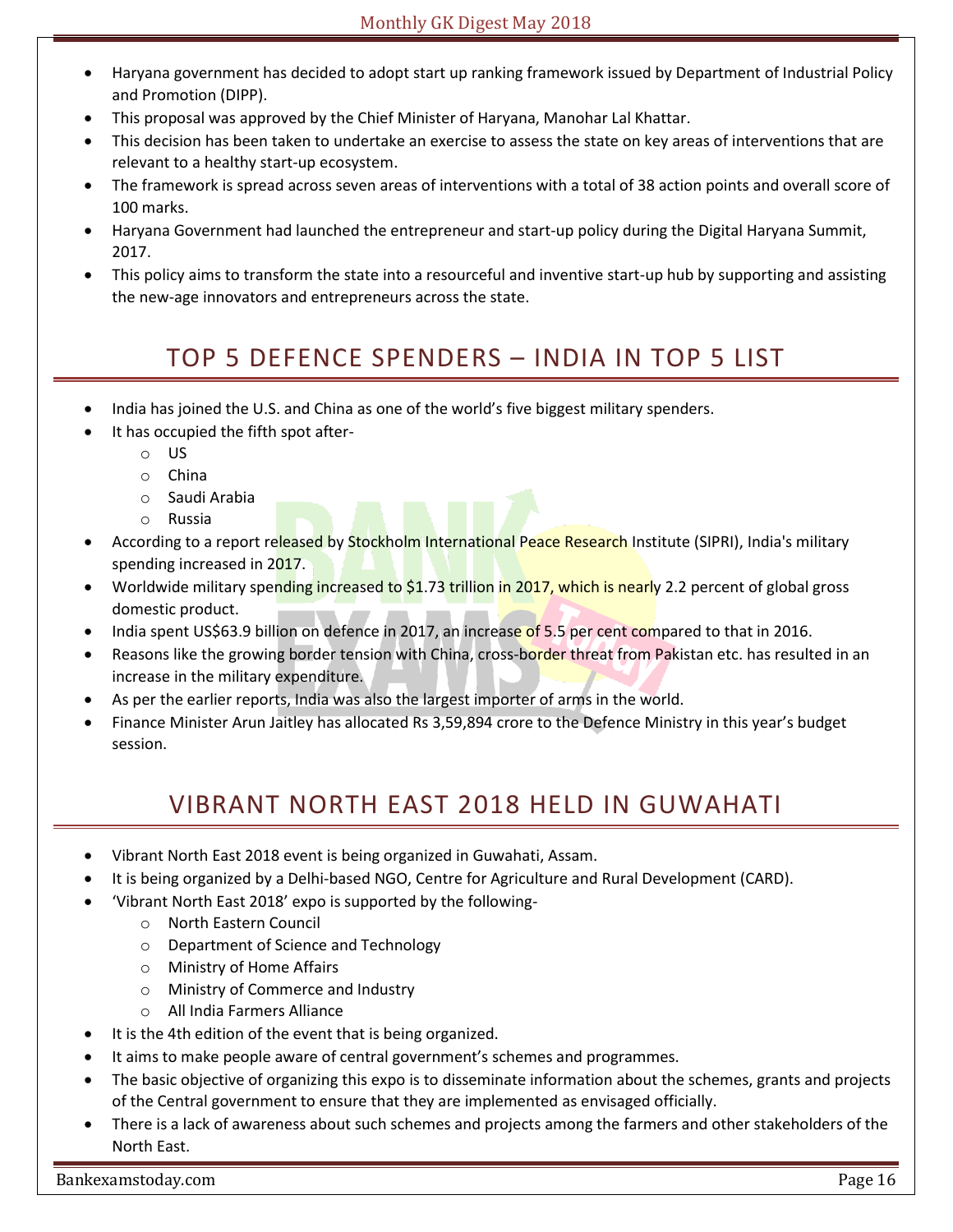- Haryana government has decided to adopt start up ranking framework issued by Department of Industrial Policy and Promotion (DIPP).
- This proposal was approved by the Chief Minister of Haryana, Manohar Lal Khattar.
- This decision has been taken to undertake an exercise to assess the state on key areas of interventions that are relevant to a healthy start-up ecosystem.
- The framework is spread across seven areas of interventions with a total of 38 action points and overall score of 100 marks.
- Haryana Government had launched the entrepreneur and start-up policy during the Digital Haryana Summit, 2017.
- This policy aims to transform the state into a resourceful and inventive start-up hub by supporting and assisting the new-age innovators and entrepreneurs across the state.

## TOP 5 DEFENCE SPENDERS – INDIA IN TOP 5 LIST

- India has joined the U.S. and China as one of the world's five biggest military spenders.
- It has occupied the fifth spot after-
    - US
    - China
    - Saudi Arabia
    - Russia
- According to a report released by Stockholm International Peace Research Institute (SIPRI), India's military spending increased in 2017.
- Worldwide military spending increased to $1.73 trillion in 2017, which is nearly 2.2 percent of global gross domestic product.
- India spent US$63.9 billion on defence in 2017, an increase of 5.5 per cent compared to that in 2016.
- Reasons like the growing border tension with China, cross-border threat from Pakistan etc. has resulted in an increase in the military expenditure.
- As per the earlier reports, India was also the largest importer of arms in the world.
- Finance Minister Arun Jaitley has allocated Rs 3,59,894 crore to the Defence Ministry in this year's budget session.

## VIBRANT NORTH EAST 2018 HELD IN GUWAHATI

- Vibrant North East 2018 event is being organized in Guwahati, Assam.
- It is being organized by a Delhi-based NGO, Centre for Agriculture and Rural Development (CARD).
- 'Vibrant North East 2018' expo is supported by the following-
    - North Eastern Council
    - Department of Science and Technology
    - Ministry of Home Affairs
    - Ministry of Commerce and Industry
    - All India Farmers Alliance
- It is the 4th edition of the event that is being organized.
- It aims to make people aware of central government's schemes and programmes.
- The basic objective of organizing this expo is to disseminate information about the schemes, grants and projects of the Central government to ensure that they are implemented as envisaged officially.
- There is a lack of awareness about such schemes and projects among the farmers and other stakeholders of the North East.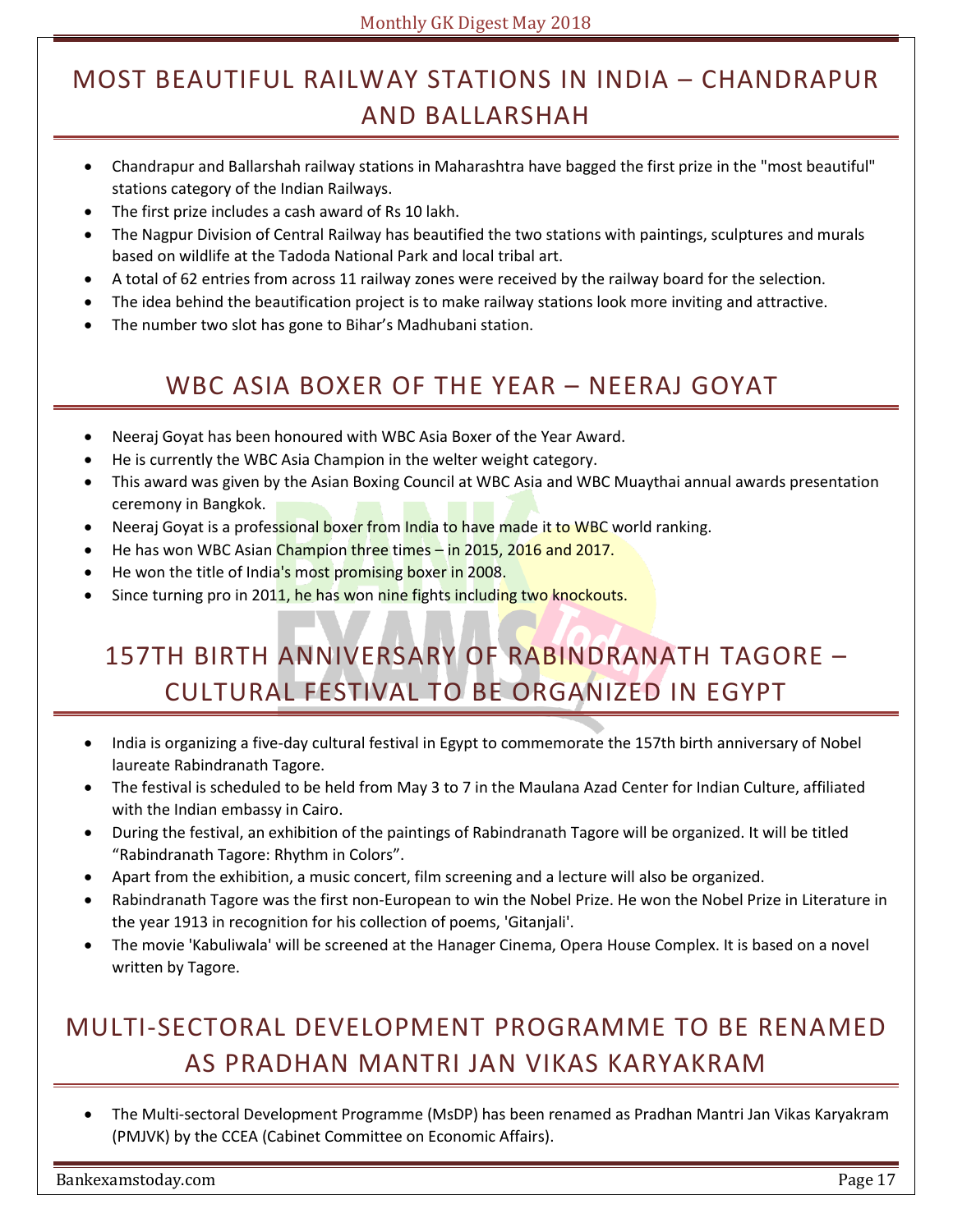## MOST BEAUTIFUL RAILWAY STATIONS IN INDIA – CHANDRAPUR AND BALLARSHAH

- Chandrapur and Ballarshah railway stations in Maharashtra have bagged the first prize in the "most beautiful" stations category of the Indian Railways.
- The first prize includes a cash award of Rs 10 lakh.
- The Nagpur Division of Central Railway has beautified the two stations with paintings, sculptures and murals based on wildlife at the Tadoda National Park and local tribal art.
- A total of 62 entries from across 11 railway zones were received by the railway board for the selection.
- The idea behind the beautification project is to make railway stations look more inviting and attractive.
- The number two slot has gone to Bihar's Madhubani station.

## WBC ASIA BOXER OF THE YEAR – NEERAJ GOYAT

- Neeraj Goyat has been honoured with WBC Asia Boxer of the Year Award.
- He is currently the WBC Asia Champion in the welter weight category.
- This award was given by the Asian Boxing Council at WBC Asia and WBC Muaythai annual awards presentation ceremony in Bangkok.
- Neeraj Goyat is a professional boxer from India to have made it to WBC world ranking.
- He has won WBC Asian Champion three times – in 2015, 2016 and 2017.
- He won the title of India's most promising boxer in 2008.
- Since turning pro in 2011, he has won nine fights including two knockouts.

## 157TH BIRTH ANNIVERSARY OF RABINDRANATH TAGORE – CULTURAL FESTIVAL TO BE ORGANIZED IN EGYPT

- India is organizing a five-day cultural festival in Egypt to commemorate the 157th birth anniversary of Nobel laureate Rabindranath Tagore.
- The festival is scheduled to be held from May 3 to 7 in the Maulana Azad Center for Indian Culture, affiliated with the Indian embassy in Cairo.
- During the festival, an exhibition of the paintings of Rabindranath Tagore will be organized. It will be titled "Rabindranath Tagore: Rhythm in Colors".
- Apart from the exhibition, a music concert, film screening and a lecture will also be organized.
- Rabindranath Tagore was the first non-European to win the Nobel Prize. He won the Nobel Prize in Literature in the year 1913 in recognition for his collection of poems, 'Gitanjali'.
- The movie 'Kabuliwala' will be screened at the Hanager Cinema, Opera House Complex. It is based on a novel written by Tagore.

## MULTI-SECTORAL DEVELOPMENT PROGRAMME TO BE RENAMED AS PRADHAN MANTRI JAN VIKAS KARYAKRAM

- The Multi-sectoral Development Programme (MsDP) has been renamed as Pradhan Mantri Jan Vikas Karyakram (PMJVK) by the CCEA (Cabinet Committee on Economic Affairs).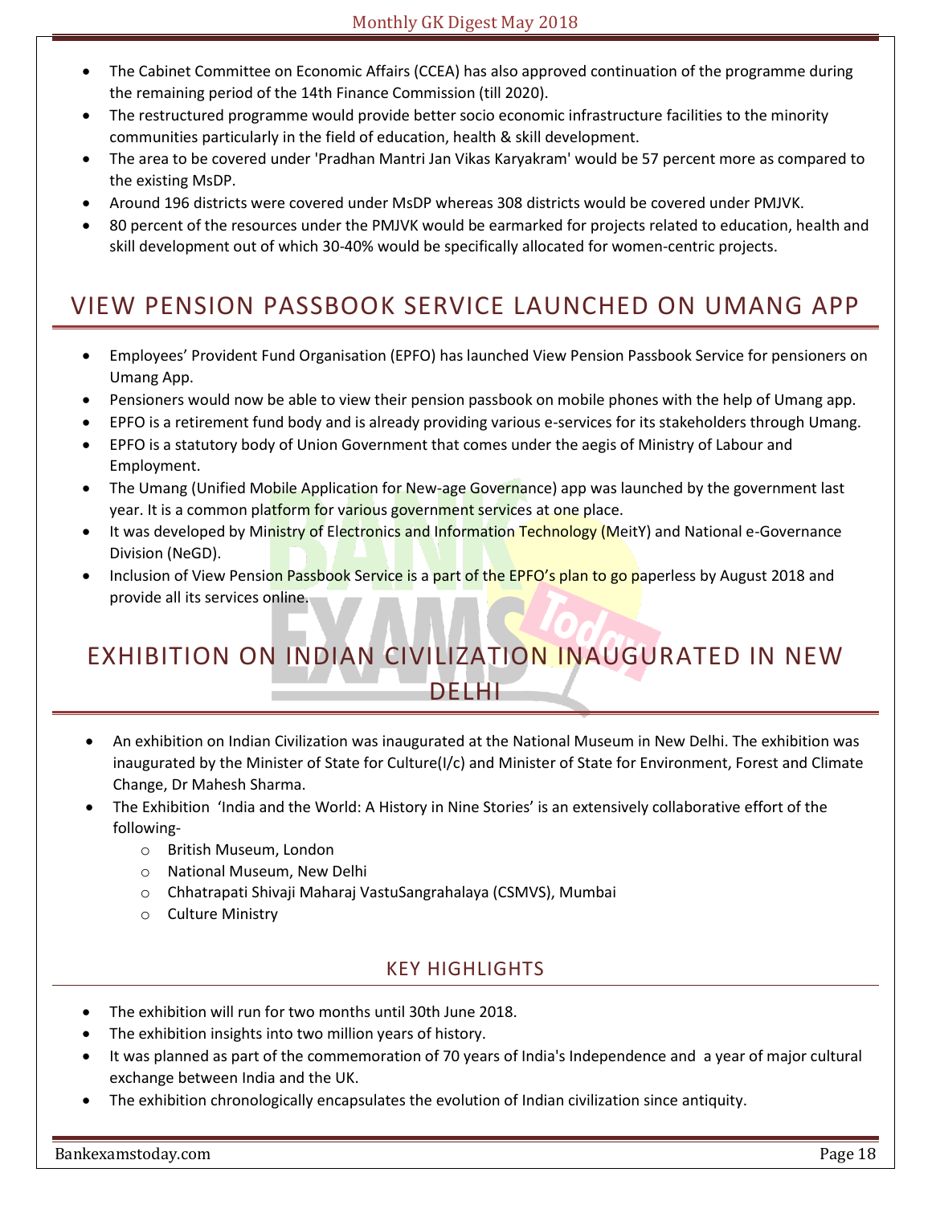- The Cabinet Committee on Economic Affairs (CCEA) has also approved continuation of the programme during the remaining period of the 14th Finance Commission (till 2020).
- The restructured programme would provide better socio economic infrastructure facilities to the minority communities particularly in the field of education, health & skill development.
- The area to be covered under 'Pradhan Mantri Jan Vikas Karyakram' would be 57 percent more as compared to the existing MsDP.
- Around 196 districts were covered under MsDP whereas 308 districts would be covered under PMJVK.
- 80 percent of the resources under the PMJVK would be earmarked for projects related to education, health and skill development out of which 30-40% would be specifically allocated for women-centric projects.

## VIEW PENSION PASSBOOK SERVICE LAUNCHED ON UMANG APP

- Employees' Provident Fund Organisation (EPFO) has launched View Pension Passbook Service for pensioners on Umang App.
- Pensioners would now be able to view their pension passbook on mobile phones with the help of Umang app.
- EPFO is a retirement fund body and is already providing various e-services for its stakeholders through Umang.
- EPFO is a statutory body of Union Government that comes under the aegis of Ministry of Labour and Employment.
- The Umang (Unified Mobile Application for New-age Governance) app was launched by the government last year. It is a common platform for various government services at one place.
- It was developed by Ministry of Electronics and Information Technology (MeitY) and National e-Governance Division (NeGD).
- Inclusion of View Pension Passbook Service is a part of the EPFO's plan to go paperless by August 2018 and provide all its services online.

## EXHIBITION ON INDIAN CIVILIZATION INAUGURATED IN NEW DELHI

- An exhibition on Indian Civilization was inaugurated at the National Museum in New Delhi. The exhibition was inaugurated by the Minister of State for Culture(I/c) and Minister of State for Environment, Forest and Climate Change, Dr Mahesh Sharma.
- The Exhibition 'India and the World: A History in Nine Stories' is an extensively collaborative effort of the following-
  - British Museum, London
  - National Museum, New Delhi
  - Chhatrapati Shivaji Maharaj VastuSangrahalaya (CSMVS), Mumbai
  - Culture Ministry

### KEY HIGHLIGHTS

- The exhibition will run for two months until 30th June 2018.
- The exhibition insights into two million years of history.
- It was planned as part of the commemoration of 70 years of India's Independence and a year of major cultural exchange between India and the UK.
- The exhibition chronologically encapsulates the evolution of Indian civilization since antiquity.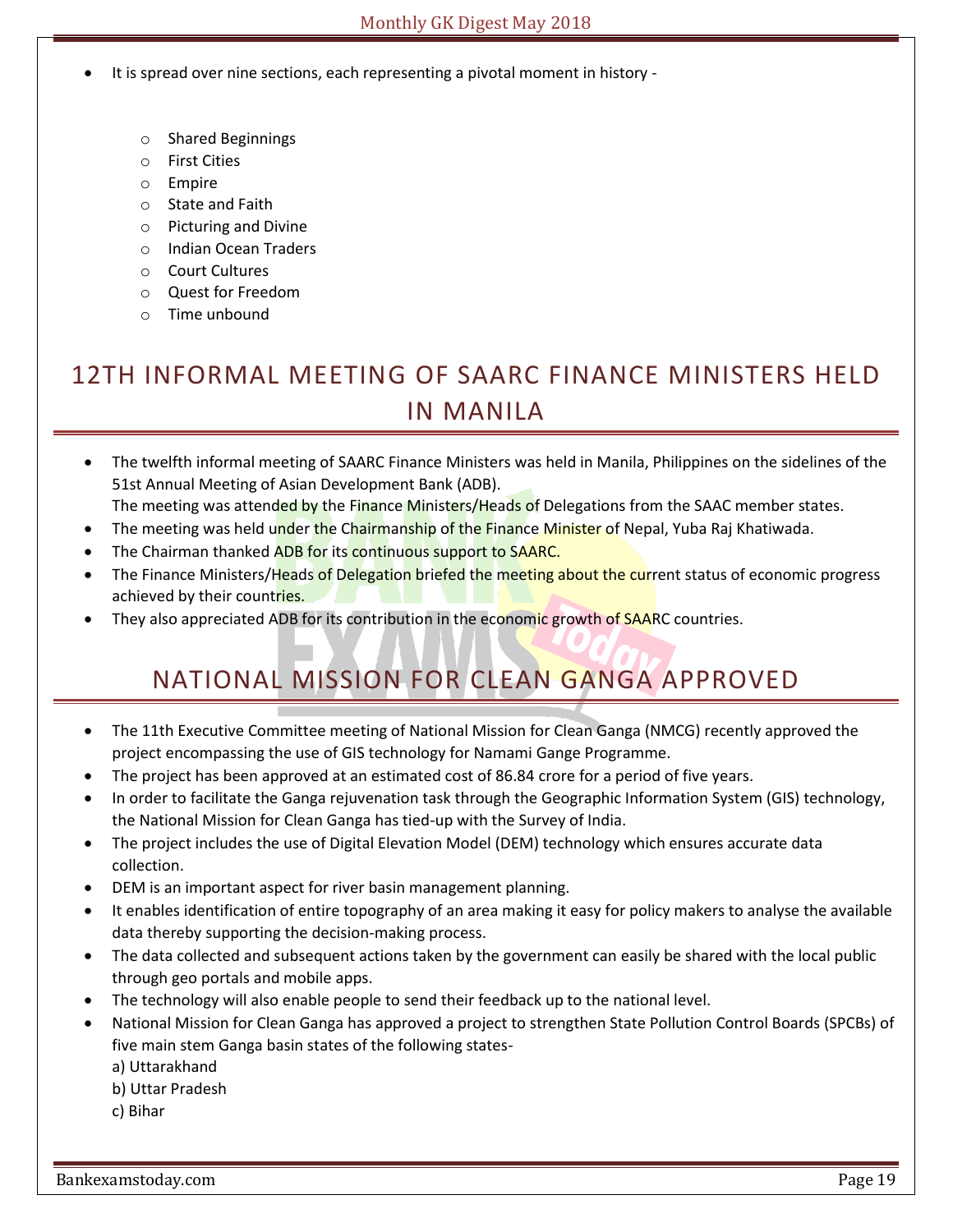- It is spread over nine sections, each representing a pivotal moment in history -
    - Shared Beginnings
    - First Cities
    - Empire
    - State and Faith
    - Picturing and Divine
    - Indian Ocean Traders
    - Court Cultures
    - Quest for Freedom
    - Time unbound

## 12TH INFORMAL MEETING OF SAARC FINANCE MINISTERS HELD IN MANILA

- The twelfth informal meeting of SAARC Finance Ministers was held in Manila, Philippines on the sidelines of the 51st Annual Meeting of Asian Development Bank (ADB).
  The meeting was attended by the Finance Ministers/Heads of Delegations from the SAAC member states.
- The meeting was held under the Chairmanship of the Finance Minister of Nepal, Yuba Raj Khatiwada.
- The Chairman thanked ADB for its continuous support to SAARC.
- The Finance Ministers/Heads of Delegation briefed the meeting about the current status of economic progress achieved by their countries.
- They also appreciated ADB for its contribution in the economic growth of SAARC countries.

## NATIONAL MISSION FOR CLEAN GANGA APPROVED

- The 11th Executive Committee meeting of National Mission for Clean Ganga (NMCG) recently approved the project encompassing the use of GIS technology for Namami Gange Programme.
- The project has been approved at an estimated cost of 86.84 crore for a period of five years.
- In order to facilitate the Ganga rejuvenation task through the Geographic Information System (GIS) technology, the National Mission for Clean Ganga has tied-up with the Survey of India.
- The project includes the use of Digital Elevation Model (DEM) technology which ensures accurate data collection.
- DEM is an important aspect for river basin management planning.
- It enables identification of entire topography of an area making it easy for policy makers to analyse the available data thereby supporting the decision-making process.
- The data collected and subsequent actions taken by the government can easily be shared with the local public through geo portals and mobile apps.
- The technology will also enable people to send their feedback up to the national level.
- National Mission for Clean Ganga has approved a project to strengthen State Pollution Control Boards (SPCBs) of five main stem Ganga basin states of the following states-
  a) Uttarakhand
  b) Uttar Pradesh
  c) Bihar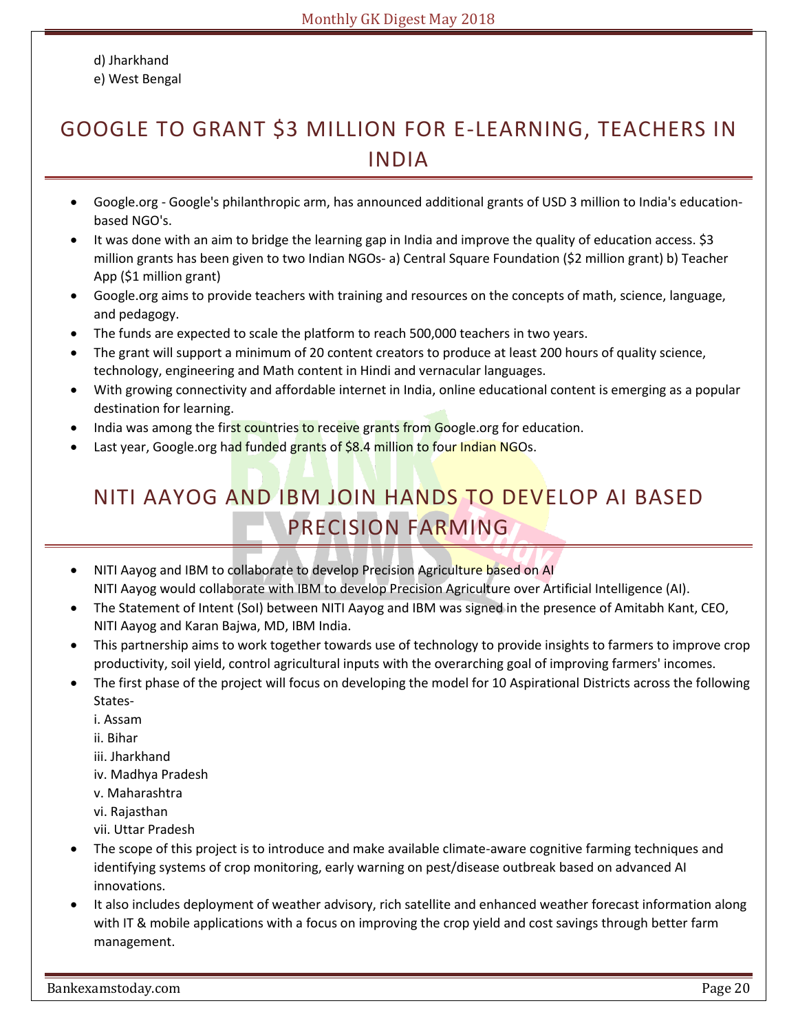d) Jharkhand
e) West Bengal

## GOOGLE TO GRANT $3 MILLION FOR E-LEARNING, TEACHERS IN INDIA

- Google.org - Google's philanthropic arm, has announced additional grants of USD 3 million to India's education-based NGO's.
- It was done with an aim to bridge the learning gap in India and improve the quality of education access. $3 million grants has been given to two Indian NGOs- a) Central Square Foundation ($2 million grant) b) Teacher App ($1 million grant)
- Google.org aims to provide teachers with training and resources on the concepts of math, science, language, and pedagogy.
- The funds are expected to scale the platform to reach 500,000 teachers in two years.
- The grant will support a minimum of 20 content creators to produce at least 200 hours of quality science, technology, engineering and Math content in Hindi and vernacular languages.
- With growing connectivity and affordable internet in India, online educational content is emerging as a popular destination for learning.
- India was among the first countries to receive grants from Google.org for education.
- Last year, Google.org had funded grants of $8.4 million to four Indian NGOs.

## NITI AAYOG AND IBM JOIN HANDS TO DEVELOP AI BASED PRECISION FARMING

- NITI Aayog and IBM to collaborate to develop Precision Agriculture based on AI
  NITI Aayog would collaborate with IBM to develop Precision Agriculture over Artificial Intelligence (AI).
- The Statement of Intent (SoI) between NITI Aayog and IBM was signed in the presence of Amitabh Kant, CEO, NITI Aayog and Karan Bajwa, MD, IBM India.
- This partnership aims to work together towards use of technology to provide insights to farmers to improve crop productivity, soil yield, control agricultural inputs with the overarching goal of improving farmers' incomes.
- The first phase of the project will focus on developing the model for 10 Aspirational Districts across the following States-
  i. Assam
  ii. Bihar
  iii. Jharkhand
  iv. Madhya Pradesh
  v. Maharashtra
  vi. Rajasthan
  vii. Uttar Pradesh
- The scope of this project is to introduce and make available climate-aware cognitive farming techniques and identifying systems of crop monitoring, early warning on pest/disease outbreak based on advanced AI innovations.
- It also includes deployment of weather advisory, rich satellite and enhanced weather forecast information along with IT & mobile applications with a focus on improving the crop yield and cost savings through better farm management.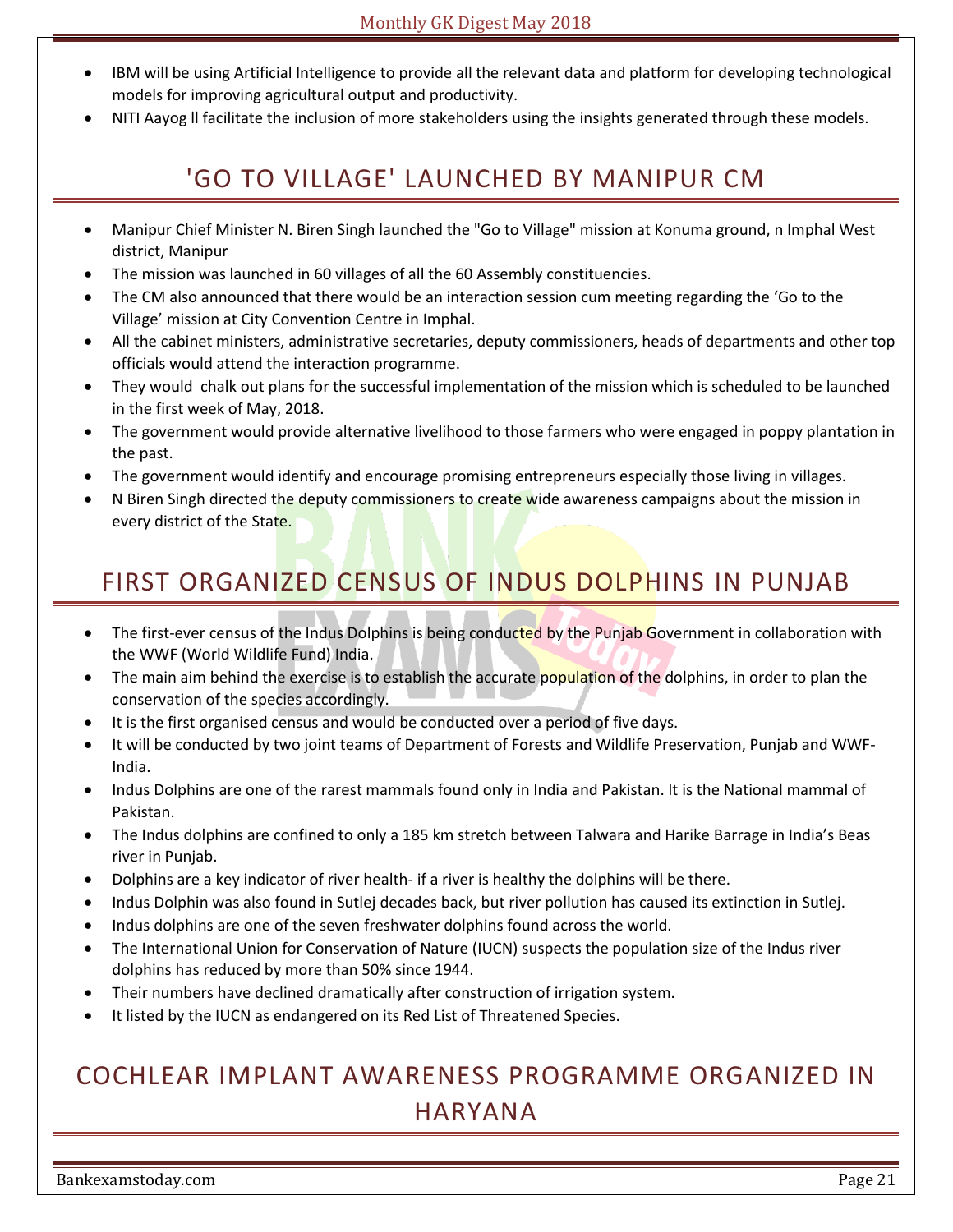- IBM will be using Artificial Intelligence to provide all the relevant data and platform for developing technological models for improving agricultural output and productivity.
- NITI Aayog ll facilitate the inclusion of more stakeholders using the insights generated through these models.

## 'GO TO VILLAGE' LAUNCHED BY MANIPUR CM

- Manipur Chief Minister N. Biren Singh launched the "Go to Village" mission at Konuma ground, n Imphal West district, Manipur
- The mission was launched in 60 villages of all the 60 Assembly constituencies.
- The CM also announced that there would be an interaction session cum meeting regarding the 'Go to the Village' mission at City Convention Centre in Imphal.
- All the cabinet ministers, administrative secretaries, deputy commissioners, heads of departments and other top officials would attend the interaction programme.
- They would chalk out plans for the successful implementation of the mission which is scheduled to be launched in the first week of May, 2018.
- The government would provide alternative livelihood to those farmers who were engaged in poppy plantation in the past.
- The government would identify and encourage promising entrepreneurs especially those living in villages.
- N Biren Singh directed the deputy commissioners to create wide awareness campaigns about the mission in every district of the State.

## FIRST ORGANIZED CENSUS OF INDUS DOLPHINS IN PUNJAB

- The first-ever census of the Indus Dolphins is being conducted by the Punjab Government in collaboration with the WWF (World Wildlife Fund) India.
- The main aim behind the exercise is to establish the accurate population of the dolphins, in order to plan the conservation of the species accordingly.
- It is the first organised census and would be conducted over a period of five days.
- It will be conducted by two joint teams of Department of Forests and Wildlife Preservation, Punjab and WWF-India.
- Indus Dolphins are one of the rarest mammals found only in India and Pakistan. It is the National mammal of Pakistan.
- The Indus dolphins are confined to only a 185 km stretch between Talwara and Harike Barrage in India's Beas river in Punjab.
- Dolphins are a key indicator of river health- if a river is healthy the dolphins will be there.
- Indus Dolphin was also found in Sutlej decades back, but river pollution has caused its extinction in Sutlej.
- Indus dolphins are one of the seven freshwater dolphins found across the world.
- The International Union for Conservation of Nature (IUCN) suspects the population size of the Indus river dolphins has reduced by more than 50% since 1944.
- Their numbers have declined dramatically after construction of irrigation system.
- It listed by the IUCN as endangered on its Red List of Threatened Species.

## COCHLEAR IMPLANT AWARENESS PROGRAMME ORGANIZED IN HARYANA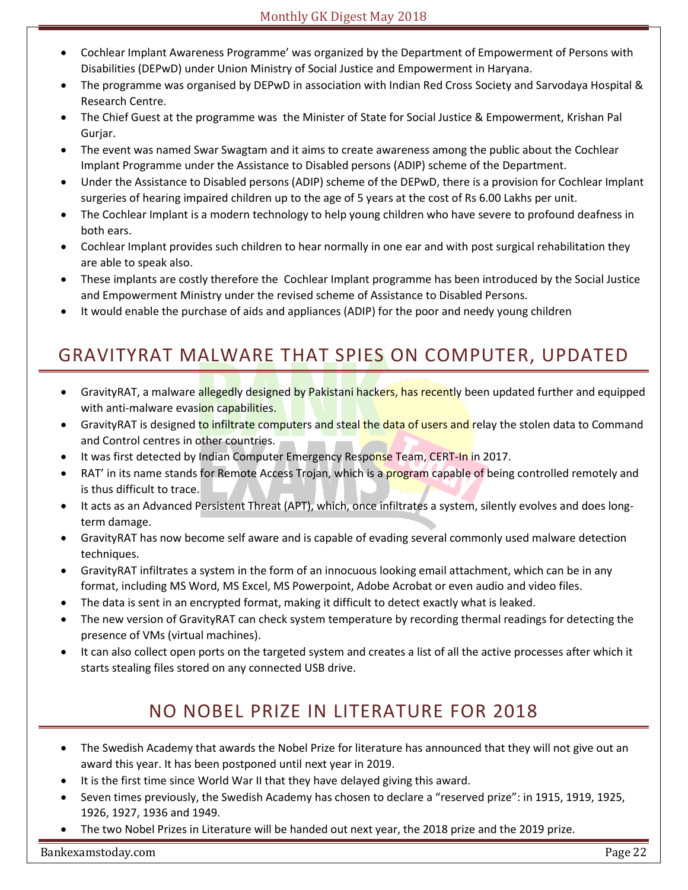- Cochlear Implant Awareness Programme' was organized by the Department of Empowerment of Persons with Disabilities (DEPwD) under Union Ministry of Social Justice and Empowerment in Haryana.
- The programme was organised by DEPwD in association with Indian Red Cross Society and Sarvodaya Hospital & Research Centre.
- The Chief Guest at the programme was the Minister of State for Social Justice & Empowerment, Krishan Pal Gurjar.
- The event was named Swar Swagtam and it aims to create awareness among the public about the Cochlear Implant Programme under the Assistance to Disabled persons (ADIP) scheme of the Department.
- Under the Assistance to Disabled persons (ADIP) scheme of the DEPwD, there is a provision for Cochlear Implant surgeries of hearing impaired children up to the age of 5 years at the cost of Rs 6.00 Lakhs per unit.
- The Cochlear Implant is a modern technology to help young children who have severe to profound deafness in both ears.
- Cochlear Implant provides such children to hear normally in one ear and with post surgical rehabilitation they are able to speak also.
- These implants are costly therefore the Cochlear Implant programme has been introduced by the Social Justice and Empowerment Ministry under the revised scheme of Assistance to Disabled Persons.
- It would enable the purchase of aids and appliances (ADIP) for the poor and needy young children

## GRAVITYRAT MALWARE THAT SPIES ON COMPUTER, UPDATED

- GravityRAT, a malware allegedly designed by Pakistani hackers, has recently been updated further and equipped with anti-malware evasion capabilities.
- GravityRAT is designed to infiltrate computers and steal the data of users and relay the stolen data to Command and Control centres in other countries.
- It was first detected by Indian Computer Emergency Response Team, CERT-In in 2017.
- RAT' in its name stands for Remote Access Trojan, which is a program capable of being controlled remotely and is thus difficult to trace.
- It acts as an Advanced Persistent Threat (APT), which, once infiltrates a system, silently evolves and does long-term damage.
- GravityRAT has now become self aware and is capable of evading several commonly used malware detection techniques.
- GravityRAT infiltrates a system in the form of an innocuous looking email attachment, which can be in any format, including MS Word, MS Excel, MS Powerpoint, Adobe Acrobat or even audio and video files.
- The data is sent in an encrypted format, making it difficult to detect exactly what is leaked.
- The new version of GravityRAT can check system temperature by recording thermal readings for detecting the presence of VMs (virtual machines).
- It can also collect open ports on the targeted system and creates a list of all the active processes after which it starts stealing files stored on any connected USB drive.

## NO NOBEL PRIZE IN LITERATURE FOR 2018

- The Swedish Academy that awards the Nobel Prize for literature has announced that they will not give out an award this year. It has been postponed until next year in 2019.
- It is the first time since World War II that they have delayed giving this award.
- Seven times previously, the Swedish Academy has chosen to declare a "reserved prize": in 1915, 1919, 1925, 1926, 1927, 1936 and 1949.
- The two Nobel Prizes in Literature will be handed out next year, the 2018 prize and the 2019 prize.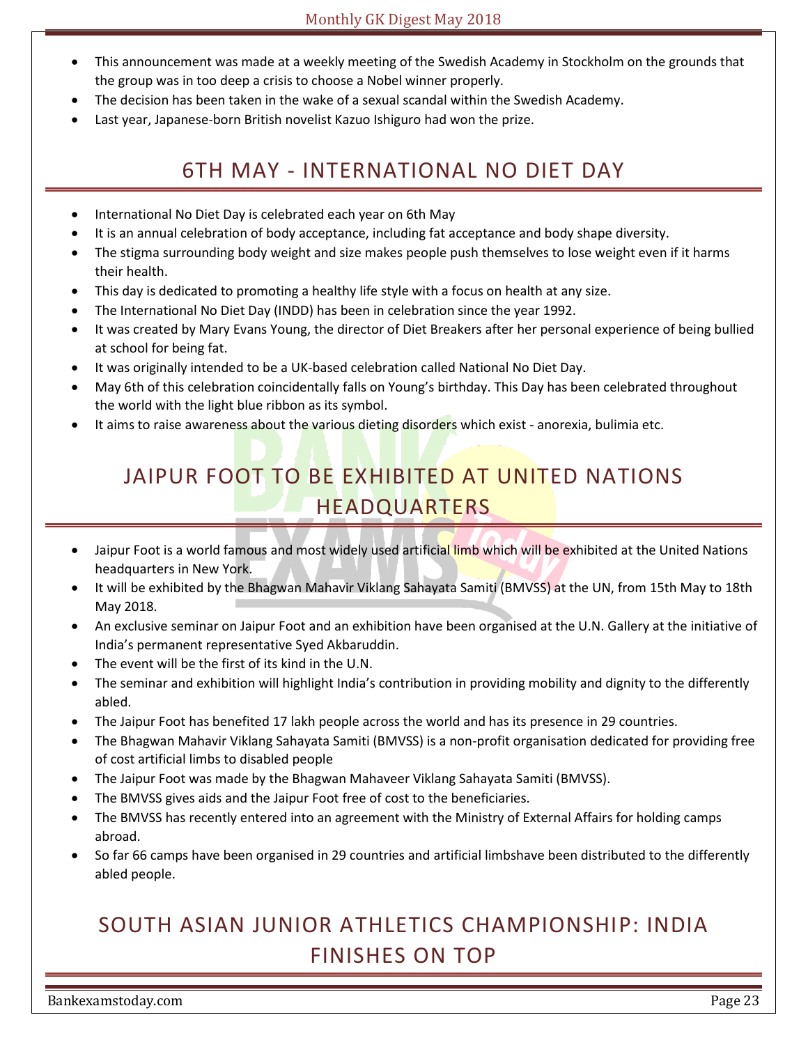- This announcement was made at a weekly meeting of the Swedish Academy in Stockholm on the grounds that the group was in too deep a crisis to choose a Nobel winner properly.
- The decision has been taken in the wake of a sexual scandal within the Swedish Academy.
- Last year, Japanese-born British novelist Kazuo Ishiguro had won the prize.

## 6TH MAY - INTERNATIONAL NO DIET DAY

- International No Diet Day is celebrated each year on 6th May
- It is an annual celebration of body acceptance, including fat acceptance and body shape diversity.
- The stigma surrounding body weight and size makes people push themselves to lose weight even if it harms their health.
- This day is dedicated to promoting a healthy life style with a focus on health at any size.
- The International No Diet Day (INDD) has been in celebration since the year 1992.
- It was created by Mary Evans Young, the director of Diet Breakers after her personal experience of being bullied at school for being fat.
- It was originally intended to be a UK-based celebration called National No Diet Day.
- May 6th of this celebration coincidentally falls on Young's birthday. This Day has been celebrated throughout the world with the light blue ribbon as its symbol.
- It aims to raise awareness about the various dieting disorders which exist - anorexia, bulimia etc.

## JAIPUR FOOT TO BE EXHIBITED AT UNITED NATIONS HEADQUARTERS

- Jaipur Foot is a world famous and most widely used artificial limb which will be exhibited at the United Nations headquarters in New York.
- It will be exhibited by the Bhagwan Mahavir Viklang Sahayata Samiti (BMVSS) at the UN, from 15th May to 18th May 2018.
- An exclusive seminar on Jaipur Foot and an exhibition have been organised at the U.N. Gallery at the initiative of India's permanent representative Syed Akbaruddin.
- The event will be the first of its kind in the U.N.
- The seminar and exhibition will highlight India's contribution in providing mobility and dignity to the differently abled.
- The Jaipur Foot has benefited 17 lakh people across the world and has its presence in 29 countries.
- The Bhagwan Mahavir Viklang Sahayata Samiti (BMVSS) is a non-profit organisation dedicated for providing free of cost artificial limbs to disabled people
- The Jaipur Foot was made by the Bhagwan Mahaveer Viklang Sahayata Samiti (BMVSS).
- The BMVSS gives aids and the Jaipur Foot free of cost to the beneficiaries.
- The BMVSS has recently entered into an agreement with the Ministry of External Affairs for holding camps abroad.
- So far 66 camps have been organised in 29 countries and artificial limbshave been distributed to the differently abled people.

## SOUTH ASIAN JUNIOR ATHLETICS CHAMPIONSHIP: INDIA FINISHES ON TOP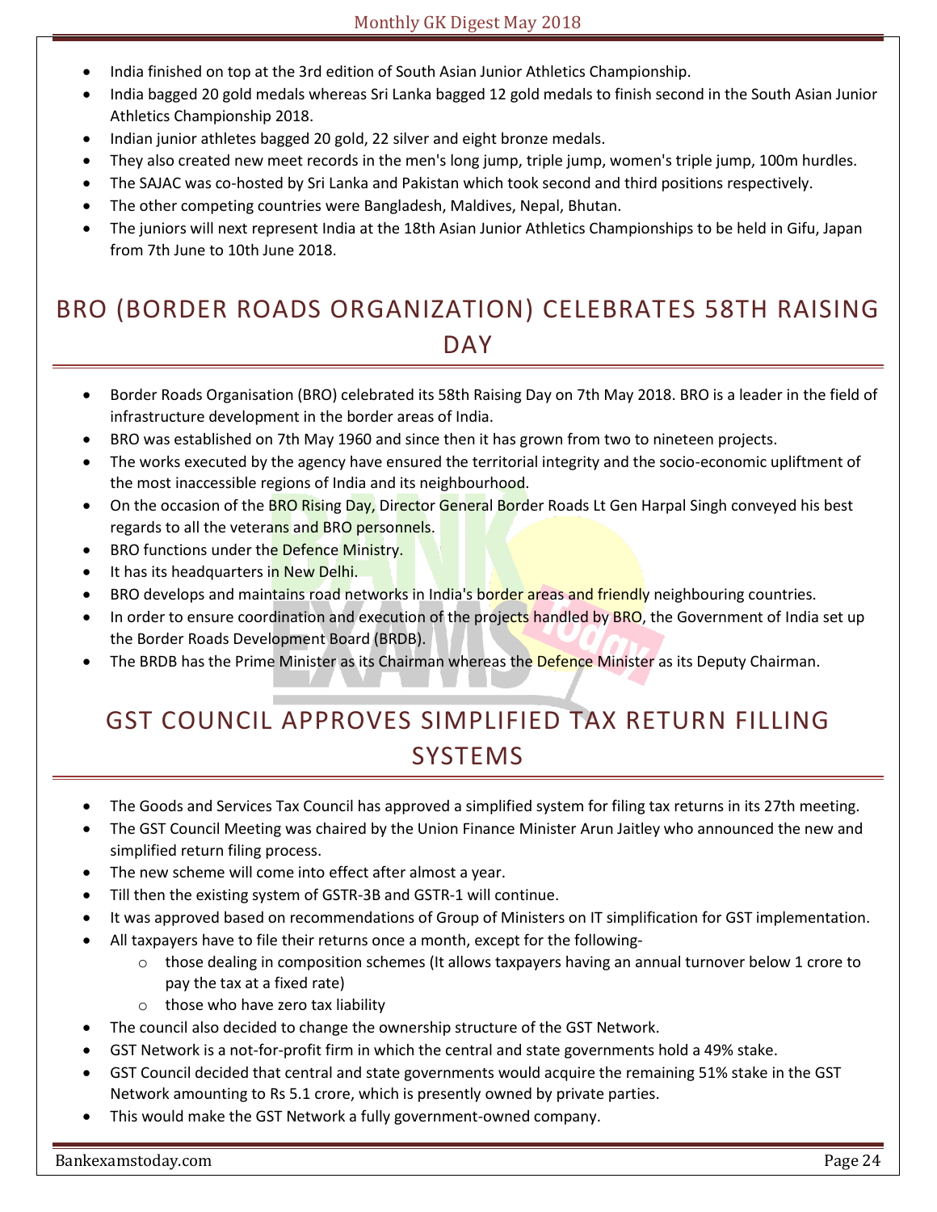- India finished on top at the 3rd edition of South Asian Junior Athletics Championship.
- India bagged 20 gold medals whereas Sri Lanka bagged 12 gold medals to finish second in the South Asian Junior Athletics Championship 2018.
- Indian junior athletes bagged 20 gold, 22 silver and eight bronze medals.
- They also created new meet records in the men's long jump, triple jump, women's triple jump, 100m hurdles.
- The SAJAC was co-hosted by Sri Lanka and Pakistan which took second and third positions respectively.
- The other competing countries were Bangladesh, Maldives, Nepal, Bhutan.
- The juniors will next represent India at the 18th Asian Junior Athletics Championships to be held in Gifu, Japan from 7th June to 10th June 2018.

## BRO (BORDER ROADS ORGANIZATION) CELEBRATES 58TH RAISING DAY

- Border Roads Organisation (BRO) celebrated its 58th Raising Day on 7th May 2018. BRO is a leader in the field of infrastructure development in the border areas of India.
- BRO was established on 7th May 1960 and since then it has grown from two to nineteen projects.
- The works executed by the agency have ensured the territorial integrity and the socio-economic upliftment of the most inaccessible regions of India and its neighbourhood.
- On the occasion of the BRO Rising Day, Director General Border Roads Lt Gen Harpal Singh conveyed his best regards to all the veterans and BRO personnels.
- BRO functions under the Defence Ministry.
- It has its headquarters in New Delhi.
- BRO develops and maintains road networks in India's border areas and friendly neighbouring countries.
- In order to ensure coordination and execution of the projects handled by BRO, the Government of India set up the Border Roads Development Board (BRDB).
- The BRDB has the Prime Minister as its Chairman whereas the Defence Minister as its Deputy Chairman.

## GST COUNCIL APPROVES SIMPLIFIED TAX RETURN FILLING SYSTEMS

- The Goods and Services Tax Council has approved a simplified system for filing tax returns in its 27th meeting.
- The GST Council Meeting was chaired by the Union Finance Minister Arun Jaitley who announced the new and simplified return filing process.
- The new scheme will come into effect after almost a year.
- Till then the existing system of GSTR-3B and GSTR-1 will continue.
- It was approved based on recommendations of Group of Ministers on IT simplification for GST implementation.
- All taxpayers have to file their returns once a month, except for the following-
  - those dealing in composition schemes (It allows taxpayers having an annual turnover below 1 crore to pay the tax at a fixed rate)
  - those who have zero tax liability
- The council also decided to change the ownership structure of the GST Network.
- GST Network is a not-for-profit firm in which the central and state governments hold a 49% stake.
- GST Council decided that central and state governments would acquire the remaining 51% stake in the GST Network amounting to Rs 5.1 crore, which is presently owned by private parties.
- This would make the GST Network a fully government-owned company.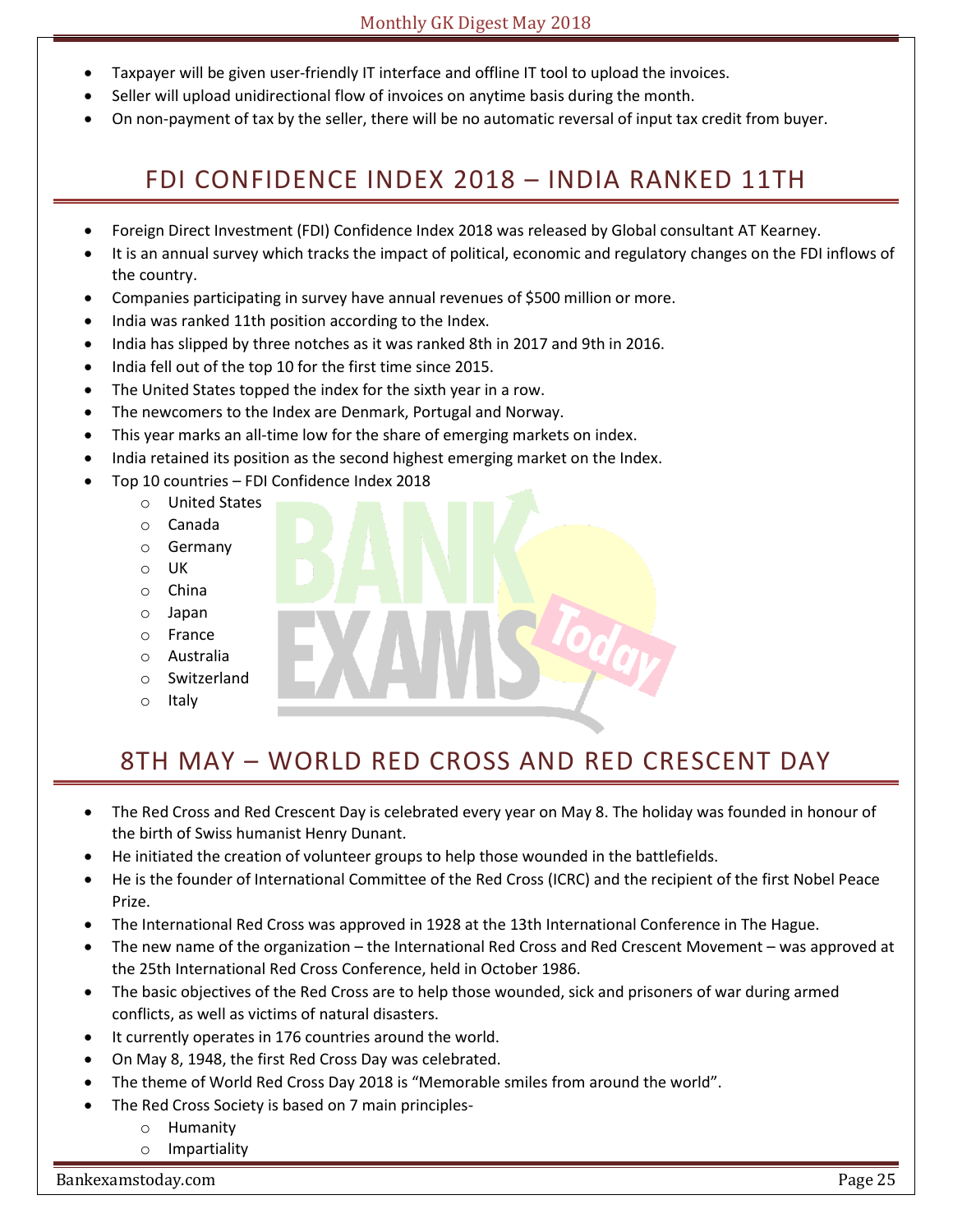- Taxpayer will be given user-friendly IT interface and offline IT tool to upload the invoices.
- Seller will upload unidirectional flow of invoices on anytime basis during the month.
- On non-payment of tax by the seller, there will be no automatic reversal of input tax credit from buyer.

## FDI CONFIDENCE INDEX 2018 – INDIA RANKED 11TH

- Foreign Direct Investment (FDI) Confidence Index 2018 was released by Global consultant AT Kearney.
- It is an annual survey which tracks the impact of political, economic and regulatory changes on the FDI inflows of the country.
- Companies participating in survey have annual revenues of $500 million or more.
- India was ranked 11th position according to the Index.
- India has slipped by three notches as it was ranked 8th in 2017 and 9th in 2016.
- India fell out of the top 10 for the first time since 2015.
- The United States topped the index for the sixth year in a row.
- The newcomers to the Index are Denmark, Portugal and Norway.
- This year marks an all-time low for the share of emerging markets on index.
- India retained its position as the second highest emerging market on the Index.
- Top 10 countries – FDI Confidence Index 2018
    - United States
    - Canada
    - Germany
    - UK
    - China
    - Japan
    - France
    - Australia
    - Switzerland
    - Italy

## 8TH MAY – WORLD RED CROSS AND RED CRESCENT DAY

- The Red Cross and Red Crescent Day is celebrated every year on May 8. The holiday was founded in honour of the birth of Swiss humanist Henry Dunant.
- He initiated the creation of volunteer groups to help those wounded in the battlefields.
- He is the founder of International Committee of the Red Cross (ICRC) and the recipient of the first Nobel Peace Prize.
- The International Red Cross was approved in 1928 at the 13th International Conference in The Hague.
- The new name of the organization – the International Red Cross and Red Crescent Movement – was approved at the 25th International Red Cross Conference, held in October 1986.
- The basic objectives of the Red Cross are to help those wounded, sick and prisoners of war during armed conflicts, as well as victims of natural disasters.
- It currently operates in 176 countries around the world.
- On May 8, 1948, the first Red Cross Day was celebrated.
- The theme of World Red Cross Day 2018 is "Memorable smiles from around the world".
- The Red Cross Society is based on 7 main principles-
    - Humanity
    - Impartiality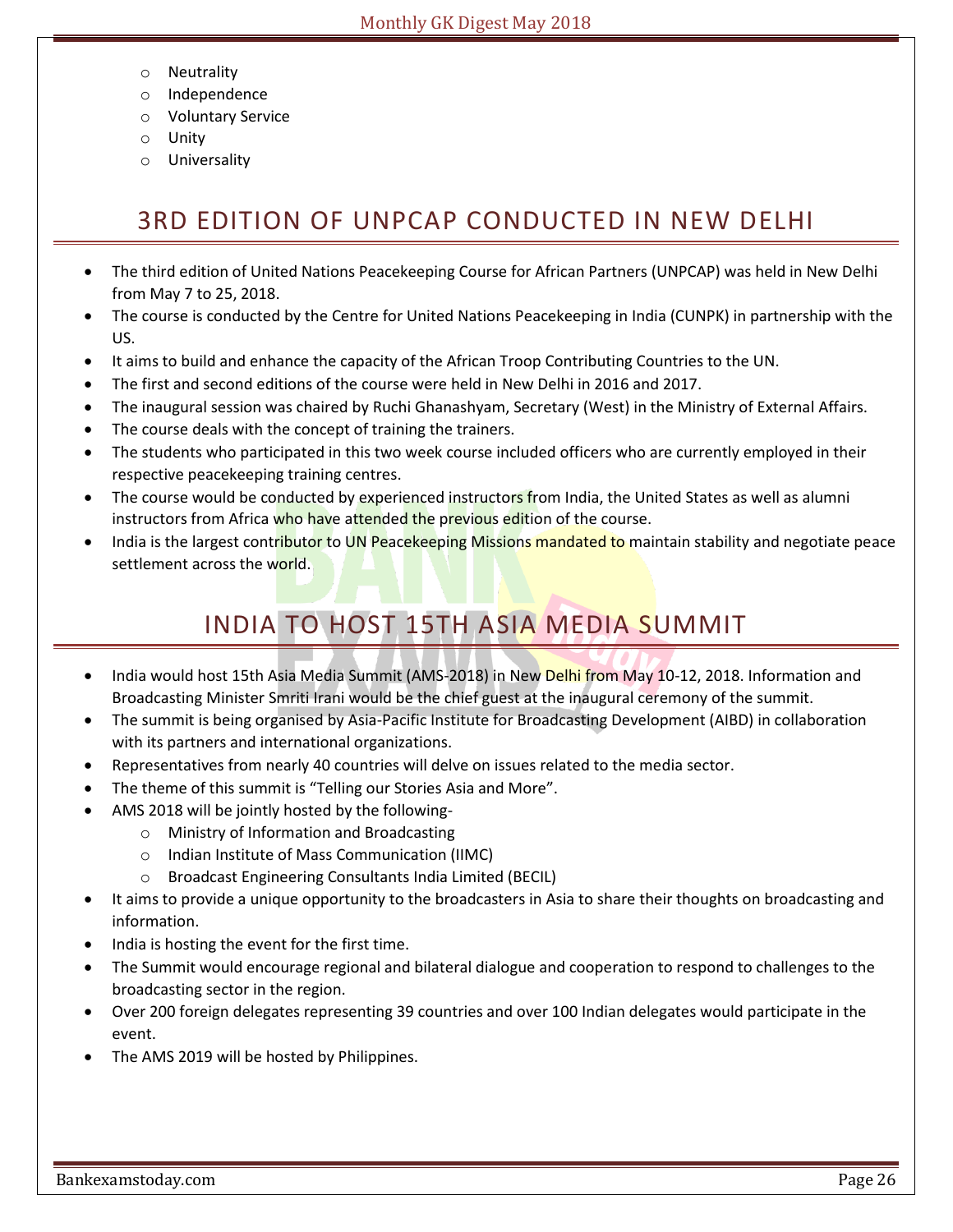- Neutrality
- Independence
- Voluntary Service
- Unity
- Universality

## 3RD EDITION OF UNPCAP CONDUCTED IN NEW DELHI

- The third edition of United Nations Peacekeeping Course for African Partners (UNPCAP) was held in New Delhi from May 7 to 25, 2018.
- The course is conducted by the Centre for United Nations Peacekeeping in India (CUNPK) in partnership with the US.
- It aims to build and enhance the capacity of the African Troop Contributing Countries to the UN.
- The first and second editions of the course were held in New Delhi in 2016 and 2017.
- The inaugural session was chaired by Ruchi Ghanashyam, Secretary (West) in the Ministry of External Affairs.
- The course deals with the concept of training the trainers.
- The students who participated in this two week course included officers who are currently employed in their respective peacekeeping training centres.
- The course would be conducted by experienced instructors from India, the United States as well as alumni instructors from Africa who have attended the previous edition of the course.
- India is the largest contributor to UN Peacekeeping Missions mandated to maintain stability and negotiate peace settlement across the world.

## INDIA TO HOST 15TH ASIA MEDIA SUMMIT

- India would host 15th Asia Media Summit (AMS-2018) in New Delhi from May 10-12, 2018. Information and Broadcasting Minister Smriti Irani would be the chief guest at the inaugural ceremony of the summit.
- The summit is being organised by Asia-Pacific Institute for Broadcasting Development (AIBD) in collaboration with its partners and international organizations.
- Representatives from nearly 40 countries will delve on issues related to the media sector.
- The theme of this summit is "Telling our Stories Asia and More".
- AMS 2018 will be jointly hosted by the following-
  - Ministry of Information and Broadcasting
  - Indian Institute of Mass Communication (IIMC)
  - Broadcast Engineering Consultants India Limited (BECIL)
- It aims to provide a unique opportunity to the broadcasters in Asia to share their thoughts on broadcasting and information.
- India is hosting the event for the first time.
- The Summit would encourage regional and bilateral dialogue and cooperation to respond to challenges to the broadcasting sector in the region.
- Over 200 foreign delegates representing 39 countries and over 100 Indian delegates would participate in the event.
- The AMS 2019 will be hosted by Philippines.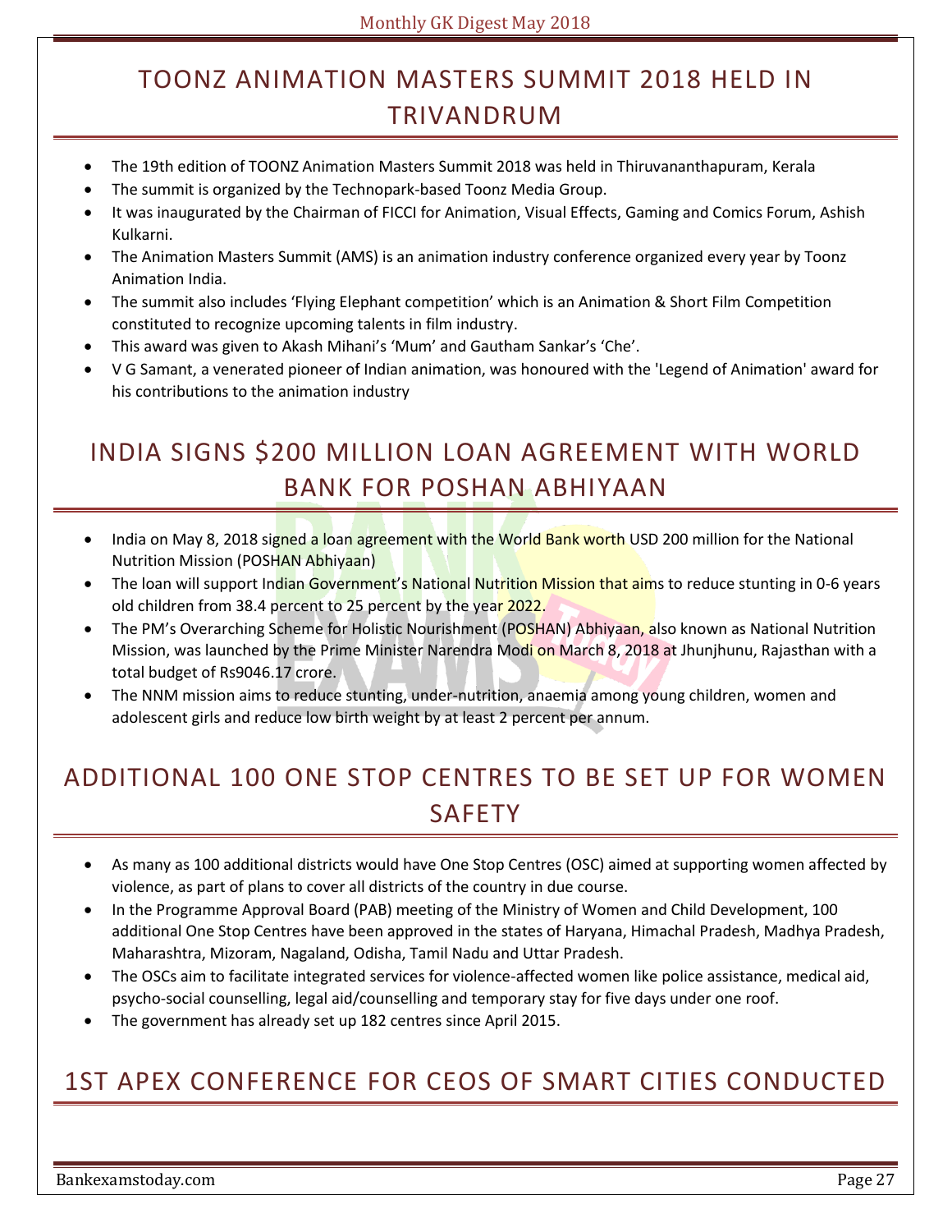## TOONZ ANIMATION MASTERS SUMMIT 2018 HELD IN TRIVANDRUM

- The 19th edition of TOONZ Animation Masters Summit 2018 was held in Thiruvananthapuram, Kerala
- The summit is organized by the Technopark-based Toonz Media Group.
- It was inaugurated by the Chairman of FICCI for Animation, Visual Effects, Gaming and Comics Forum, Ashish Kulkarni.
- The Animation Masters Summit (AMS) is an animation industry conference organized every year by Toonz Animation India.
- The summit also includes 'Flying Elephant competition' which is an Animation & Short Film Competition constituted to recognize upcoming talents in film industry.
- This award was given to Akash Mihani's 'Mum' and Gautham Sankar's 'Che'.
- V G Samant, a venerated pioneer of Indian animation, was honoured with the 'Legend of Animation' award for his contributions to the animation industry

## INDIA SIGNS $200 MILLION LOAN AGREEMENT WITH WORLD BANK FOR POSHAN ABHIYAAN

- India on May 8, 2018 signed a loan agreement with the World Bank worth USD 200 million for the National Nutrition Mission (POSHAN Abhiyaan)
- The loan will support Indian Government's National Nutrition Mission that aims to reduce stunting in 0-6 years old children from 38.4 percent to 25 percent by the year 2022.
- The PM's Overarching Scheme for Holistic Nourishment (POSHAN) Abhiyaan, also known as National Nutrition Mission, was launched by the Prime Minister Narendra Modi on March 8, 2018 at Jhunjhunu, Rajasthan with a total budget of Rs9046.17 crore.
- The NNM mission aims to reduce stunting, under-nutrition, anaemia among young children, women and adolescent girls and reduce low birth weight by at least 2 percent per annum.

## ADDITIONAL 100 ONE STOP CENTRES TO BE SET UP FOR WOMEN SAFETY

- As many as 100 additional districts would have One Stop Centres (OSC) aimed at supporting women affected by violence, as part of plans to cover all districts of the country in due course.
- In the Programme Approval Board (PAB) meeting of the Ministry of Women and Child Development, 100 additional One Stop Centres have been approved in the states of Haryana, Himachal Pradesh, Madhya Pradesh, Maharashtra, Mizoram, Nagaland, Odisha, Tamil Nadu and Uttar Pradesh.
- The OSCs aim to facilitate integrated services for violence-affected women like police assistance, medical aid, psycho-social counselling, legal aid/counselling and temporary stay for five days under one roof.
- The government has already set up 182 centres since April 2015.

## 1ST APEX CONFERENCE FOR CEOS OF SMART CITIES CONDUCTED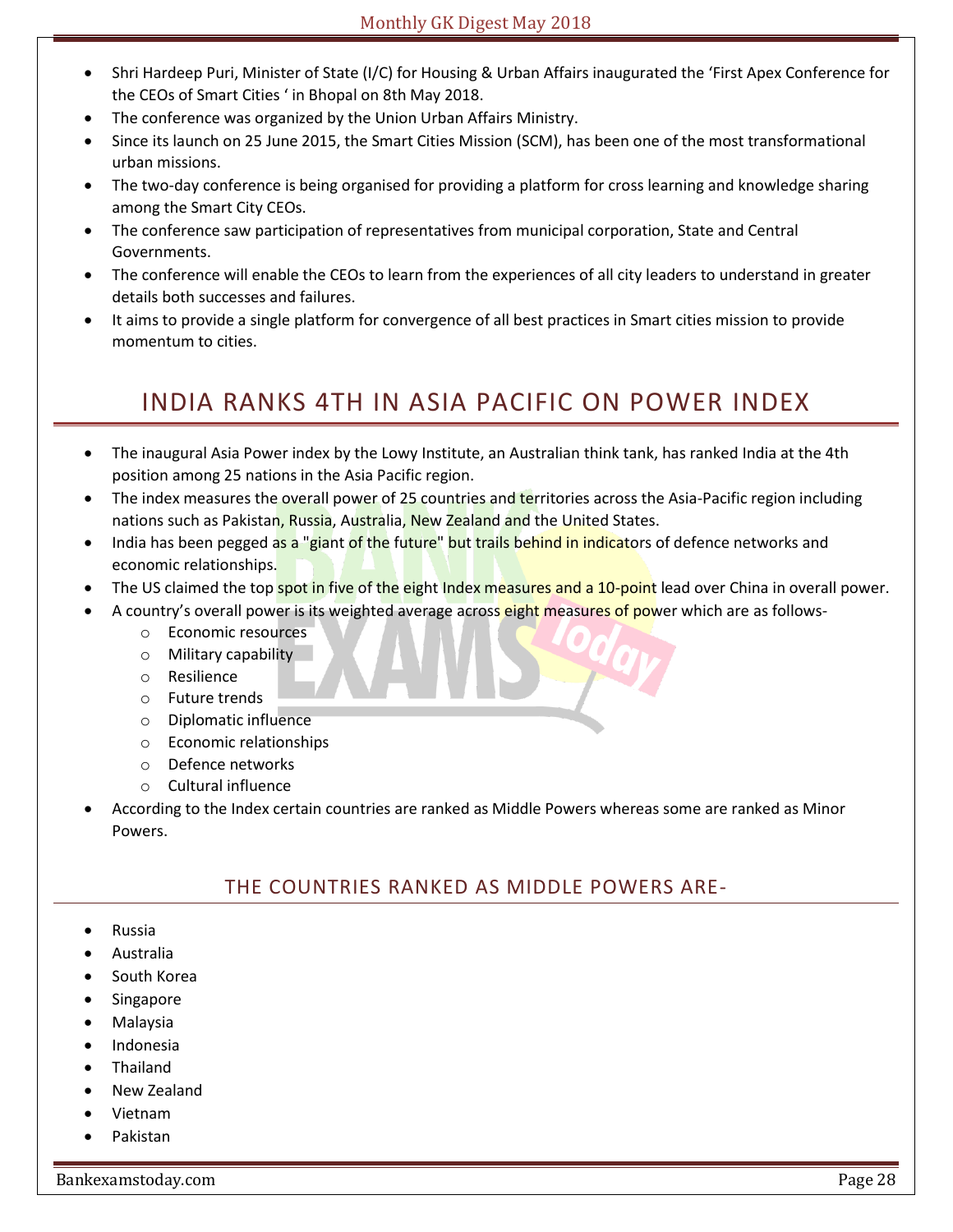- Shri Hardeep Puri, Minister of State (I/C) for Housing & Urban Affairs inaugurated the 'First Apex Conference for the CEOs of Smart Cities ' in Bhopal on 8th May 2018.
- The conference was organized by the Union Urban Affairs Ministry.
- Since its launch on 25 June 2015, the Smart Cities Mission (SCM), has been one of the most transformational urban missions.
- The two-day conference is being organised for providing a platform for cross learning and knowledge sharing among the Smart City CEOs.
- The conference saw participation of representatives from municipal corporation, State and Central Governments.
- The conference will enable the CEOs to learn from the experiences of all city leaders to understand in greater details both successes and failures.
- It aims to provide a single platform for convergence of all best practices in Smart cities mission to provide momentum to cities.

# INDIA RANKS 4TH IN ASIA PACIFIC ON POWER INDEX

- The inaugural Asia Power index by the Lowy Institute, an Australian think tank, has ranked India at the 4th position among 25 nations in the Asia Pacific region.
- The index measures the overall power of 25 countries and territories across the Asia-Pacific region including nations such as Pakistan, Russia, Australia, New Zealand and the United States.
- India has been pegged as a "giant of the future" but trails behind in indicators of defence networks and economic relationships.
- The US claimed the top spot in five of the eight Index measures and a 10-point lead over China in overall power.
- A country's overall power is its weighted average across eight measures of power which are as follows-
  - Economic resources
  - Military capability
  - Resilience
  - Future trends
  - Diplomatic influence
  - Economic relationships
  - Defence networks
  - Cultural influence
- According to the Index certain countries are ranked as Middle Powers whereas some are ranked as Minor Powers.

## THE COUNTRIES RANKED AS MIDDLE POWERS ARE-

- Russia
- Australia
- South Korea
- Singapore
- Malaysia
- Indonesia
- Thailand
- New Zealand
- Vietnam
- Pakistan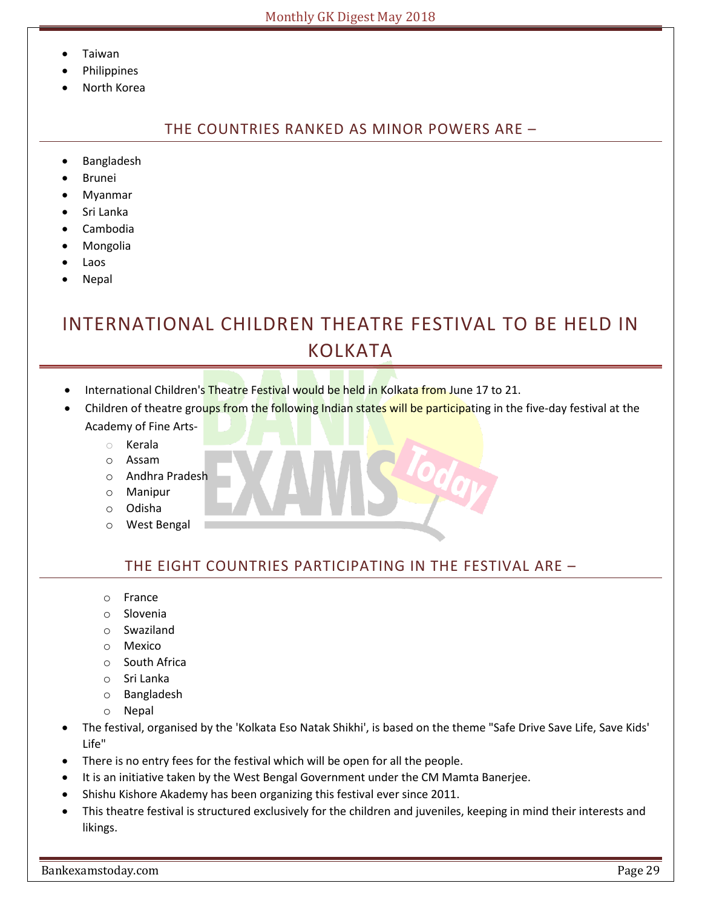- Taiwan
- Philippines
- North Korea

### THE COUNTRIES RANKED AS MINOR POWERS ARE –

- Bangladesh
- Brunei
- Myanmar
- Sri Lanka
- Cambodia
- Mongolia
- Laos
- Nepal

# INTERNATIONAL CHILDREN THEATRE FESTIVAL TO BE HELD IN KOLKATA

- International Children's Theatre Festival would be held in Kolkata from June 17 to 21.
- Children of theatre groups from the following Indian states will be participating in the five-day festival at the Academy of Fine Arts-
    - Kerala
    - Assam
    - Andhra Pradesh
    - Manipur
    - Odisha
    - West Bengal

### THE EIGHT COUNTRIES PARTICIPATING IN THE FESTIVAL ARE –

- France
- Slovenia
- Swaziland
- Mexico
- South Africa
- Sri Lanka
- Bangladesh
- Nepal

- The festival, organised by the 'Kolkata Eso Natak Shikhi', is based on the theme "Safe Drive Save Life, Save Kids' Life"
- There is no entry fees for the festival which will be open for all the people.
- It is an initiative taken by the West Bengal Government under the CM Mamta Banerjee.
- Shishu Kishore Akademy has been organizing this festival ever since 2011.
- This theatre festival is structured exclusively for the children and juveniles, keeping in mind their interests and likings.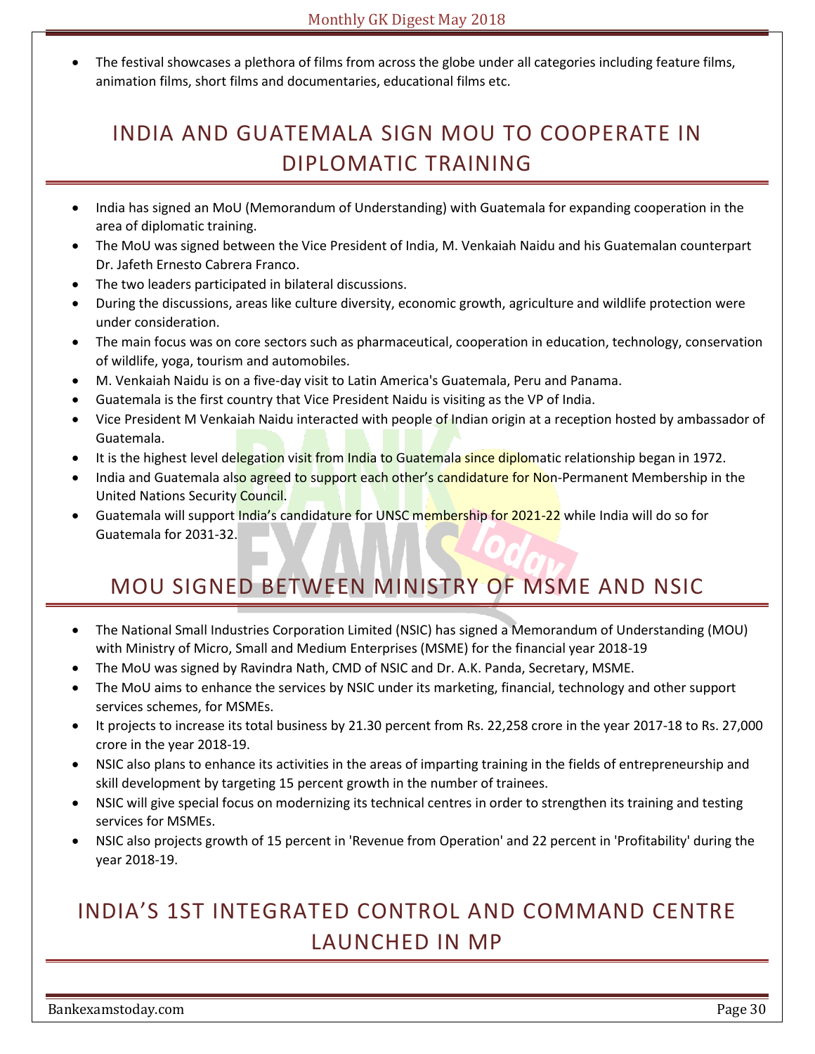- The festival showcases a plethora of films from across the globe under all categories including feature films, animation films, short films and documentaries, educational films etc.

## INDIA AND GUATEMALA SIGN MOU TO COOPERATE IN DIPLOMATIC TRAINING

- India has signed an MoU (Memorandum of Understanding) with Guatemala for expanding cooperation in the area of diplomatic training.
- The MoU was signed between the Vice President of India, M. Venkaiah Naidu and his Guatemalan counterpart Dr. Jafeth Ernesto Cabrera Franco.
- The two leaders participated in bilateral discussions.
- During the discussions, areas like culture diversity, economic growth, agriculture and wildlife protection were under consideration.
- The main focus was on core sectors such as pharmaceutical, cooperation in education, technology, conservation of wildlife, yoga, tourism and automobiles.
- M. Venkaiah Naidu is on a five-day visit to Latin America's Guatemala, Peru and Panama.
- Guatemala is the first country that Vice President Naidu is visiting as the VP of India.
- Vice President M Venkaiah Naidu interacted with people of Indian origin at a reception hosted by ambassador of Guatemala.
- It is the highest level delegation visit from India to Guatemala since diplomatic relationship began in 1972.
- India and Guatemala also agreed to support each other's candidature for Non-Permanent Membership in the United Nations Security Council.
- Guatemala will support India's candidature for UNSC membership for 2021-22 while India will do so for Guatemala for 2031-32.

## MOU SIGNED BETWEEN MINISTRY OF MSME AND NSIC

- The National Small Industries Corporation Limited (NSIC) has signed a Memorandum of Understanding (MOU) with Ministry of Micro, Small and Medium Enterprises (MSME) for the financial year 2018-19
- The MoU was signed by Ravindra Nath, CMD of NSIC and Dr. A.K. Panda, Secretary, MSME.
- The MoU aims to enhance the services by NSIC under its marketing, financial, technology and other support services schemes, for MSMEs.
- It projects to increase its total business by 21.30 percent from Rs. 22,258 crore in the year 2017-18 to Rs. 27,000 crore in the year 2018-19.
- NSIC also plans to enhance its activities in the areas of imparting training in the fields of entrepreneurship and skill development by targeting 15 percent growth in the number of trainees.
- NSIC will give special focus on modernizing its technical centres in order to strengthen its training and testing services for MSMEs.
- NSIC also projects growth of 15 percent in 'Revenue from Operation' and 22 percent in 'Profitability' during the year 2018-19.

## INDIA'S 1ST INTEGRATED CONTROL AND COMMAND CENTRE LAUNCHED IN MP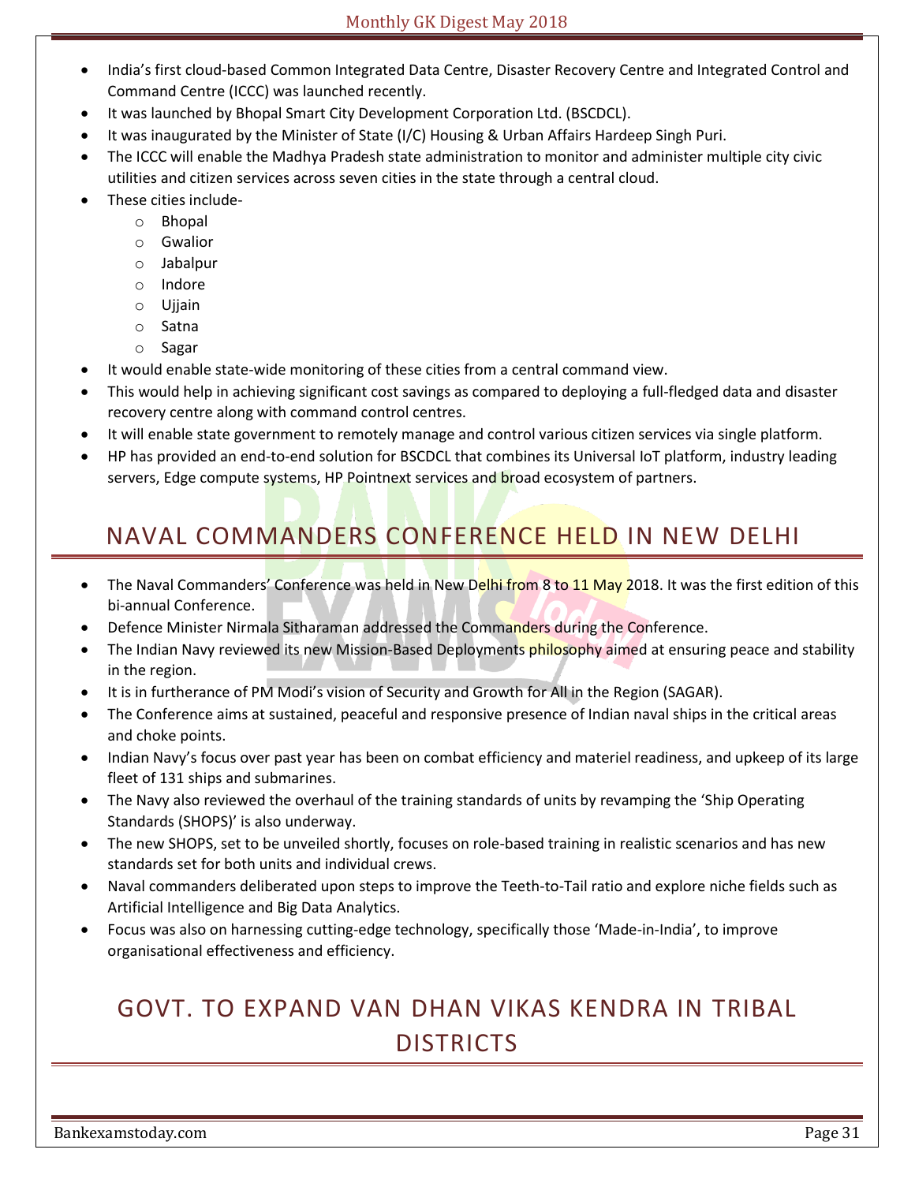- India's first cloud-based Common Integrated Data Centre, Disaster Recovery Centre and Integrated Control and Command Centre (ICCC) was launched recently.
- It was launched by Bhopal Smart City Development Corporation Ltd. (BSCDCL).
- It was inaugurated by the Minister of State (I/C) Housing & Urban Affairs Hardeep Singh Puri.
- The ICCC will enable the Madhya Pradesh state administration to monitor and administer multiple city civic utilities and citizen services across seven cities in the state through a central cloud.
- These cities include-
    - Bhopal
    - Gwalior
    - Jabalpur
    - Indore
    - Ujjain
    - Satna
    - Sagar
- It would enable state-wide monitoring of these cities from a central command view.
- This would help in achieving significant cost savings as compared to deploying a full-fledged data and disaster recovery centre along with command control centres.
- It will enable state government to remotely manage and control various citizen services via single platform.
- HP has provided an end-to-end solution for BSCDCL that combines its Universal IoT platform, industry leading servers, Edge compute systems, HP Pointnext services and broad ecosystem of partners.

## NAVAL COMMANDERS CONFERENCE HELD IN NEW DELHI

- The Naval Commanders' Conference was held in New Delhi from 8 to 11 May 2018. It was the first edition of this bi-annual Conference.
- Defence Minister Nirmala Sitharaman addressed the Commanders during the Conference.
- The Indian Navy reviewed its new Mission-Based Deployments philosophy aimed at ensuring peace and stability in the region.
- It is in furtherance of PM Modi's vision of Security and Growth for All in the Region (SAGAR).
- The Conference aims at sustained, peaceful and responsive presence of Indian naval ships in the critical areas and choke points.
- Indian Navy's focus over past year has been on combat efficiency and materiel readiness, and upkeep of its large fleet of 131 ships and submarines.
- The Navy also reviewed the overhaul of the training standards of units by revamping the 'Ship Operating Standards (SHOPS)' is also underway.
- The new SHOPS, set to be unveiled shortly, focuses on role-based training in realistic scenarios and has new standards set for both units and individual crews.
- Naval commanders deliberated upon steps to improve the Teeth-to-Tail ratio and explore niche fields such as Artificial Intelligence and Big Data Analytics.
- Focus was also on harnessing cutting-edge technology, specifically those 'Made-in-India', to improve organisational effectiveness and efficiency.

## GOVT. TO EXPAND VAN DHAN VIKAS KENDRA IN TRIBAL DISTRICTS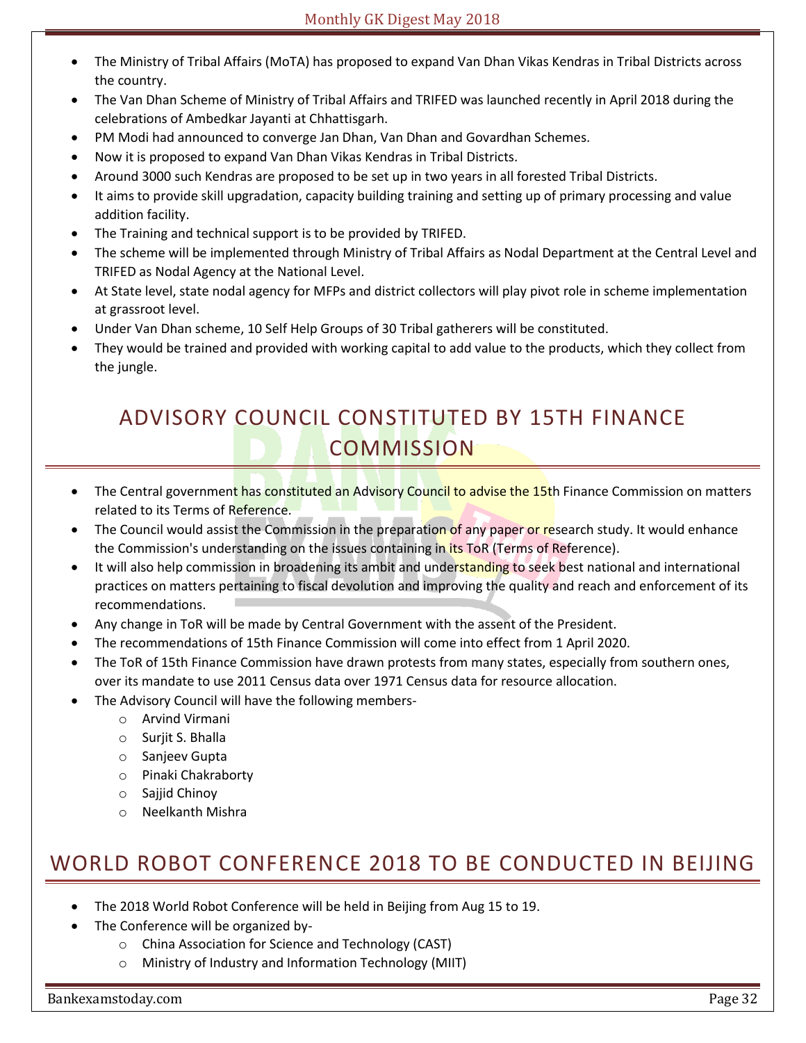- The Ministry of Tribal Affairs (MoTA) has proposed to expand Van Dhan Vikas Kendras in Tribal Districts across the country.
- The Van Dhan Scheme of Ministry of Tribal Affairs and TRIFED was launched recently in April 2018 during the celebrations of Ambedkar Jayanti at Chhattisgarh.
- PM Modi had announced to converge Jan Dhan, Van Dhan and Govardhan Schemes.
- Now it is proposed to expand Van Dhan Vikas Kendras in Tribal Districts.
- Around 3000 such Kendras are proposed to be set up in two years in all forested Tribal Districts.
- It aims to provide skill upgradation, capacity building training and setting up of primary processing and value addition facility.
- The Training and technical support is to be provided by TRIFED.
- The scheme will be implemented through Ministry of Tribal Affairs as Nodal Department at the Central Level and TRIFED as Nodal Agency at the National Level.
- At State level, state nodal agency for MFPs and district collectors will play pivot role in scheme implementation at grassroot level.
- Under Van Dhan scheme, 10 Self Help Groups of 30 Tribal gatherers will be constituted.
- They would be trained and provided with working capital to add value to the products, which they collect from the jungle.

## ADVISORY COUNCIL CONSTITUTED BY 15TH FINANCE COMMISSION

- The Central government has constituted an Advisory Council to advise the 15th Finance Commission on matters related to its Terms of Reference.
- The Council would assist the Commission in the preparation of any paper or research study. It would enhance the Commission's understanding on the issues containing in its ToR (Terms of Reference).
- It will also help commission in broadening its ambit and understanding to seek best national and international practices on matters pertaining to fiscal devolution and improving the quality and reach and enforcement of its recommendations.
- Any change in ToR will be made by Central Government with the assent of the President.
- The recommendations of 15th Finance Commission will come into effect from 1 April 2020.
- The ToR of 15th Finance Commission have drawn protests from many states, especially from southern ones, over its mandate to use 2011 Census data over 1971 Census data for resource allocation.
- The Advisory Council will have the following members-
  - Arvind Virmani
  - Surjit S. Bhalla
  - Sanjeev Gupta
  - Pinaki Chakraborty
  - Sajjid Chinoy
  - Neelkanth Mishra

## WORLD ROBOT CONFERENCE 2018 TO BE CONDUCTED IN BEIJING

- The 2018 World Robot Conference will be held in Beijing from Aug 15 to 19.
- The Conference will be organized by-
  - China Association for Science and Technology (CAST)
  - Ministry of Industry and Information Technology (MIIT)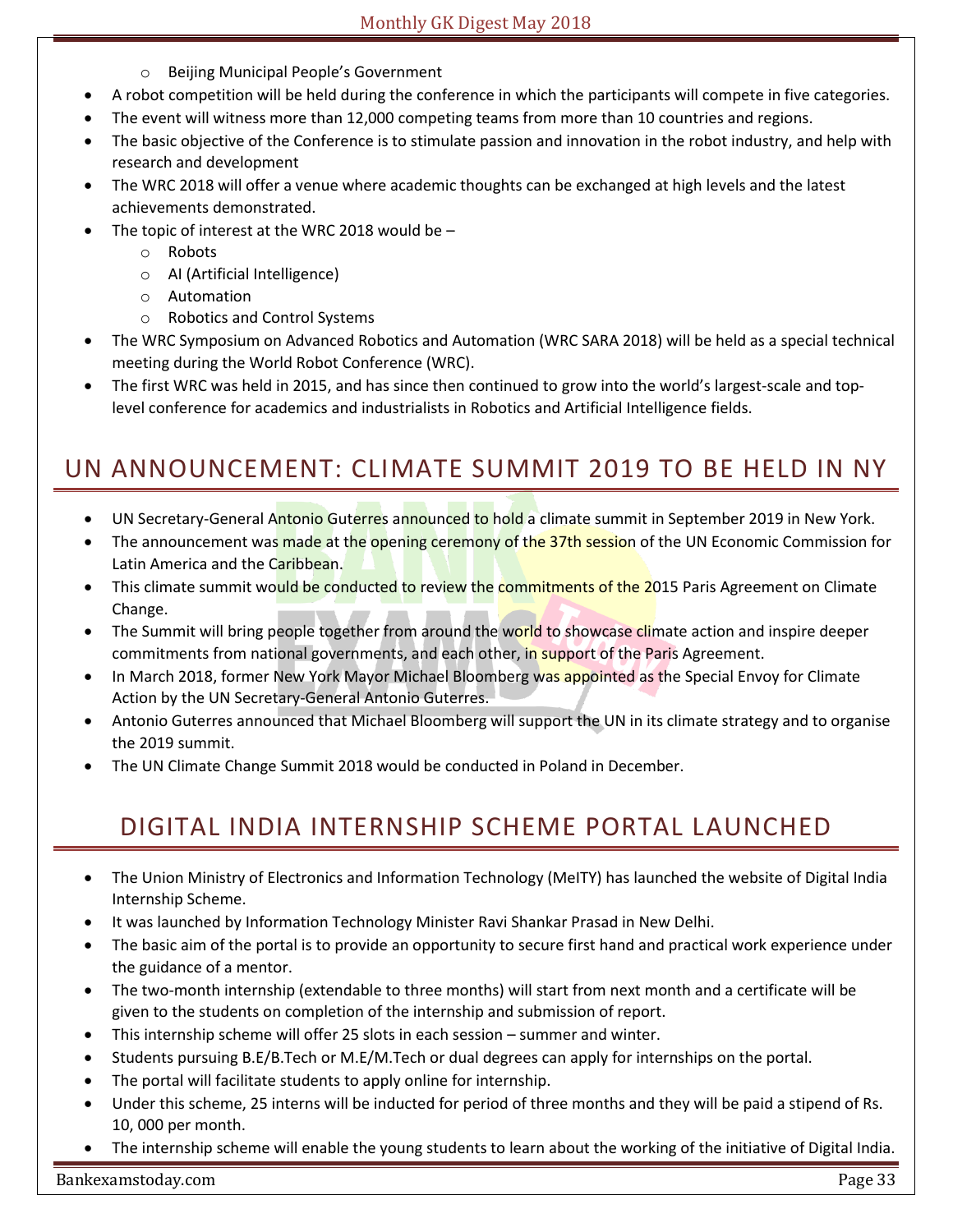- Beijing Municipal People's Government

- A robot competition will be held during the conference in which the participants will compete in five categories.
- The event will witness more than 12,000 competing teams from more than 10 countries and regions.
- The basic objective of the Conference is to stimulate passion and innovation in the robot industry, and help with research and development
- The WRC 2018 will offer a venue where academic thoughts can be exchanged at high levels and the latest achievements demonstrated.
- The topic of interest at the WRC 2018 would be –
  - Robots
  - AI (Artificial Intelligence)
  - Automation
  - Robotics and Control Systems
- The WRC Symposium on Advanced Robotics and Automation (WRC SARA 2018) will be held as a special technical meeting during the World Robot Conference (WRC).
- The first WRC was held in 2015, and has since then continued to grow into the world's largest-scale and top-level conference for academics and industrialists in Robotics and Artificial Intelligence fields.

# UN ANNOUNCEMENT: CLIMATE SUMMIT 2019 TO BE HELD IN NY

- UN Secretary-General Antonio Guterres announced to hold a climate summit in September 2019 in New York.
- The announcement was made at the opening ceremony of the 37th session of the UN Economic Commission for Latin America and the Caribbean.
- This climate summit would be conducted to review the commitments of the 2015 Paris Agreement on Climate Change.
- The Summit will bring people together from around the world to showcase climate action and inspire deeper commitments from national governments, and each other, in support of the Paris Agreement.
- In March 2018, former New York Mayor Michael Bloomberg was appointed as the Special Envoy for Climate Action by the UN Secretary-General Antonio Guterres.
- Antonio Guterres announced that Michael Bloomberg will support the UN in its climate strategy and to organise the 2019 summit.
- The UN Climate Change Summit 2018 would be conducted in Poland in December.

# DIGITAL INDIA INTERNSHIP SCHEME PORTAL LAUNCHED

- The Union Ministry of Electronics and Information Technology (MeITY) has launched the website of Digital India Internship Scheme.
- It was launched by Information Technology Minister Ravi Shankar Prasad in New Delhi.
- The basic aim of the portal is to provide an opportunity to secure first hand and practical work experience under the guidance of a mentor.
- The two-month internship (extendable to three months) will start from next month and a certificate will be given to the students on completion of the internship and submission of report.
- This internship scheme will offer 25 slots in each session – summer and winter.
- Students pursuing B.E/B.Tech or M.E/M.Tech or dual degrees can apply for internships on the portal.
- The portal will facilitate students to apply online for internship.
- Under this scheme, 25 interns will be inducted for period of three months and they will be paid a stipend of Rs. 10, 000 per month.
- The internship scheme will enable the young students to learn about the working of the initiative of Digital India.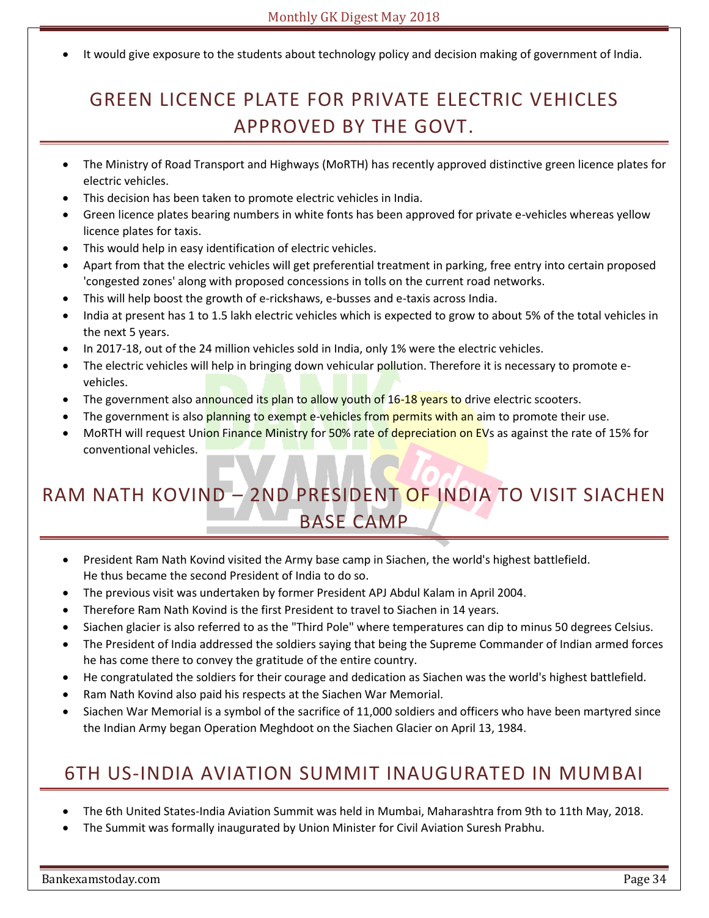- It would give exposure to the students about technology policy and decision making of government of India.

## GREEN LICENCE PLATE FOR PRIVATE ELECTRIC VEHICLES APPROVED BY THE GOVT.

- The Ministry of Road Transport and Highways (MoRTH) has recently approved distinctive green licence plates for electric vehicles.
- This decision has been taken to promote electric vehicles in India.
- Green licence plates bearing numbers in white fonts has been approved for private e-vehicles whereas yellow licence plates for taxis.
- This would help in easy identification of electric vehicles.
- Apart from that the electric vehicles will get preferential treatment in parking, free entry into certain proposed 'congested zones' along with proposed concessions in tolls on the current road networks.
- This will help boost the growth of e-rickshaws, e-busses and e-taxis across India.
- India at present has 1 to 1.5 lakh electric vehicles which is expected to grow to about 5% of the total vehicles in the next 5 years.
- In 2017-18, out of the 24 million vehicles sold in India, only 1% were the electric vehicles.
- The electric vehicles will help in bringing down vehicular pollution. Therefore it is necessary to promote e-vehicles.
- The government also announced its plan to allow youth of 16-18 years to drive electric scooters.
- The government is also planning to exempt e-vehicles from permits with an aim to promote their use.
- MoRTH will request Union Finance Ministry for 50% rate of depreciation on EVs as against the rate of 15% for conventional vehicles.

## RAM NATH KOVIND – 2ND PRESIDENT OF INDIA TO VISIT SIACHEN BASE CAMP

- President Ram Nath Kovind visited the Army base camp in Siachen, the world's highest battlefield. He thus became the second President of India to do so.
- The previous visit was undertaken by former President APJ Abdul Kalam in April 2004.
- Therefore Ram Nath Kovind is the first President to travel to Siachen in 14 years.
- Siachen glacier is also referred to as the "Third Pole" where temperatures can dip to minus 50 degrees Celsius.
- The President of India addressed the soldiers saying that being the Supreme Commander of Indian armed forces he has come there to convey the gratitude of the entire country.
- He congratulated the soldiers for their courage and dedication as Siachen was the world's highest battlefield.
- Ram Nath Kovind also paid his respects at the Siachen War Memorial.
- Siachen War Memorial is a symbol of the sacrifice of 11,000 soldiers and officers who have been martyred since the Indian Army began Operation Meghdoot on the Siachen Glacier on April 13, 1984.

## 6TH US-INDIA AVIATION SUMMIT INAUGURATED IN MUMBAI

- The 6th United States-India Aviation Summit was held in Mumbai, Maharashtra from 9th to 11th May, 2018.
- The Summit was formally inaugurated by Union Minister for Civil Aviation Suresh Prabhu.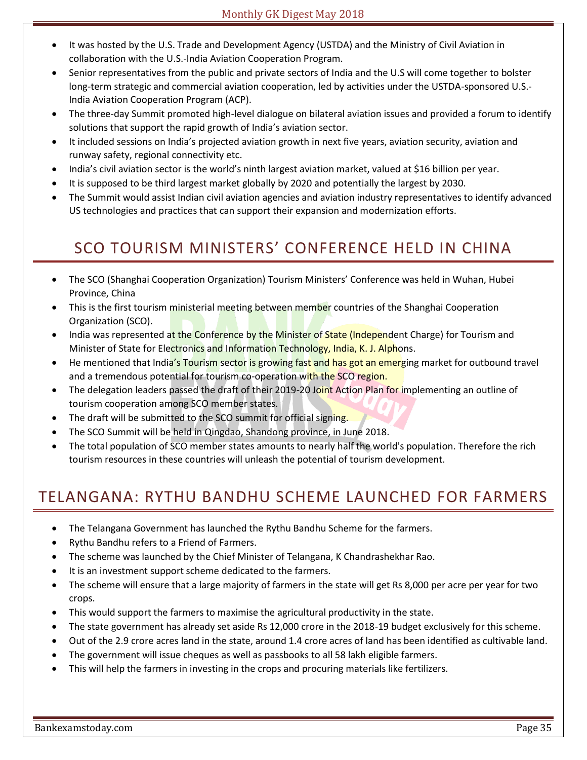- It was hosted by the U.S. Trade and Development Agency (USTDA) and the Ministry of Civil Aviation in collaboration with the U.S.-India Aviation Cooperation Program.
- Senior representatives from the public and private sectors of India and the U.S will come together to bolster long-term strategic and commercial aviation cooperation, led by activities under the USTDA-sponsored U.S.-India Aviation Cooperation Program (ACP).
- The three-day Summit promoted high-level dialogue on bilateral aviation issues and provided a forum to identify solutions that support the rapid growth of India's aviation sector.
- It included sessions on India's projected aviation growth in next five years, aviation security, aviation and runway safety, regional connectivity etc.
- India's civil aviation sector is the world's ninth largest aviation market, valued at $16 billion per year.
- It is supposed to be third largest market globally by 2020 and potentially the largest by 2030.
- The Summit would assist Indian civil aviation agencies and aviation industry representatives to identify advanced US technologies and practices that can support their expansion and modernization efforts.

## SCO TOURISM MINISTERS' CONFERENCE HELD IN CHINA

- The SCO (Shanghai Cooperation Organization) Tourism Ministers' Conference was held in Wuhan, Hubei Province, China
- This is the first tourism ministerial meeting between member countries of the Shanghai Cooperation Organization (SCO).
- India was represented at the Conference by the Minister of State (Independent Charge) for Tourism and Minister of State for Electronics and Information Technology, India, K. J. Alphons.
- He mentioned that India's Tourism sector is growing fast and has got an emerging market for outbound travel and a tremendous potential for tourism co-operation with the SCO region.
- The delegation leaders passed the draft of their 2019-20 Joint Action Plan for implementing an outline of tourism cooperation among SCO member states.
- The draft will be submitted to the SCO summit for official signing.
- The SCO Summit will be held in Qingdao, Shandong province, in June 2018.
- The total population of SCO member states amounts to nearly half the world's population. Therefore the rich tourism resources in these countries will unleash the potential of tourism development.

## TELANGANA: RYTHU BANDHU SCHEME LAUNCHED FOR FARMERS

- The Telangana Government has launched the Rythu Bandhu Scheme for the farmers.
- Rythu Bandhu refers to a Friend of Farmers.
- The scheme was launched by the Chief Minister of Telangana, K Chandrashekhar Rao.
- It is an investment support scheme dedicated to the farmers.
- The scheme will ensure that a large majority of farmers in the state will get Rs 8,000 per acre per year for two crops.
- This would support the farmers to maximise the agricultural productivity in the state.
- The state government has already set aside Rs 12,000 crore in the 2018-19 budget exclusively for this scheme.
- Out of the 2.9 crore acres land in the state, around 1.4 crore acres of land has been identified as cultivable land.
- The government will issue cheques as well as passbooks to all 58 lakh eligible farmers.
- This will help the farmers in investing in the crops and procuring materials like fertilizers.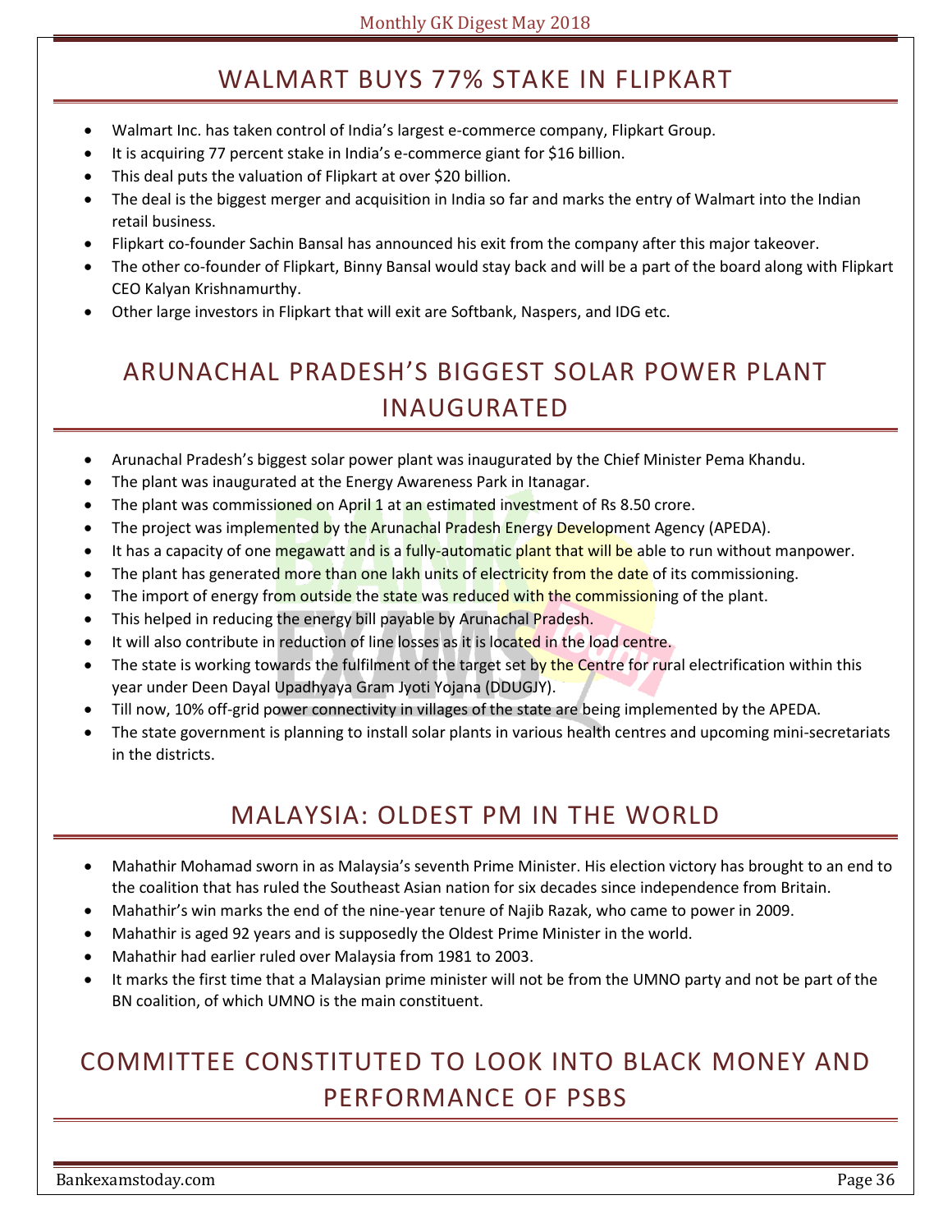## WALMART BUYS 77% STAKE IN FLIPKART

- Walmart Inc. has taken control of India's largest e-commerce company, Flipkart Group.
- It is acquiring 77 percent stake in India's e-commerce giant for $16 billion.
- This deal puts the valuation of Flipkart at over $20 billion.
- The deal is the biggest merger and acquisition in India so far and marks the entry of Walmart into the Indian retail business.
- Flipkart co-founder Sachin Bansal has announced his exit from the company after this major takeover.
- The other co-founder of Flipkart, Binny Bansal would stay back and will be a part of the board along with Flipkart CEO Kalyan Krishnamurthy.
- Other large investors in Flipkart that will exit are Softbank, Naspers, and IDG etc.

## ARUNACHAL PRADESH'S BIGGEST SOLAR POWER PLANT INAUGURATED

- Arunachal Pradesh's biggest solar power plant was inaugurated by the Chief Minister Pema Khandu.
- The plant was inaugurated at the Energy Awareness Park in Itanagar.
- The plant was commissioned on April 1 at an estimated investment of Rs 8.50 crore.
- The project was implemented by the Arunachal Pradesh Energy Development Agency (APEDA).
- It has a capacity of one megawatt and is a fully-automatic plant that will be able to run without manpower.
- The plant has generated more than one lakh units of electricity from the date of its commissioning.
- The import of energy from outside the state was reduced with the commissioning of the plant.
- This helped in reducing the energy bill payable by Arunachal Pradesh.
- It will also contribute in reduction of line losses as it is located in the load centre.
- The state is working towards the fulfilment of the target set by the Centre for rural electrification within this year under Deen Dayal Upadhyaya Gram Jyoti Yojana (DDUGJY).
- Till now, 10% off-grid power connectivity in villages of the state are being implemented by the APEDA.
- The state government is planning to install solar plants in various health centres and upcoming mini-secretariats in the districts.

## MALAYSIA: OLDEST PM IN THE WORLD

- Mahathir Mohamad sworn in as Malaysia's seventh Prime Minister. His election victory has brought to an end to the coalition that has ruled the Southeast Asian nation for six decades since independence from Britain.
- Mahathir's win marks the end of the nine-year tenure of Najib Razak, who came to power in 2009.
- Mahathir is aged 92 years and is supposedly the Oldest Prime Minister in the world.
- Mahathir had earlier ruled over Malaysia from 1981 to 2003.
- It marks the first time that a Malaysian prime minister will not be from the UMNO party and not be part of the BN coalition, of which UMNO is the main constituent.

## COMMITTEE CONSTITUTED TO LOOK INTO BLACK MONEY AND PERFORMANCE OF PSBS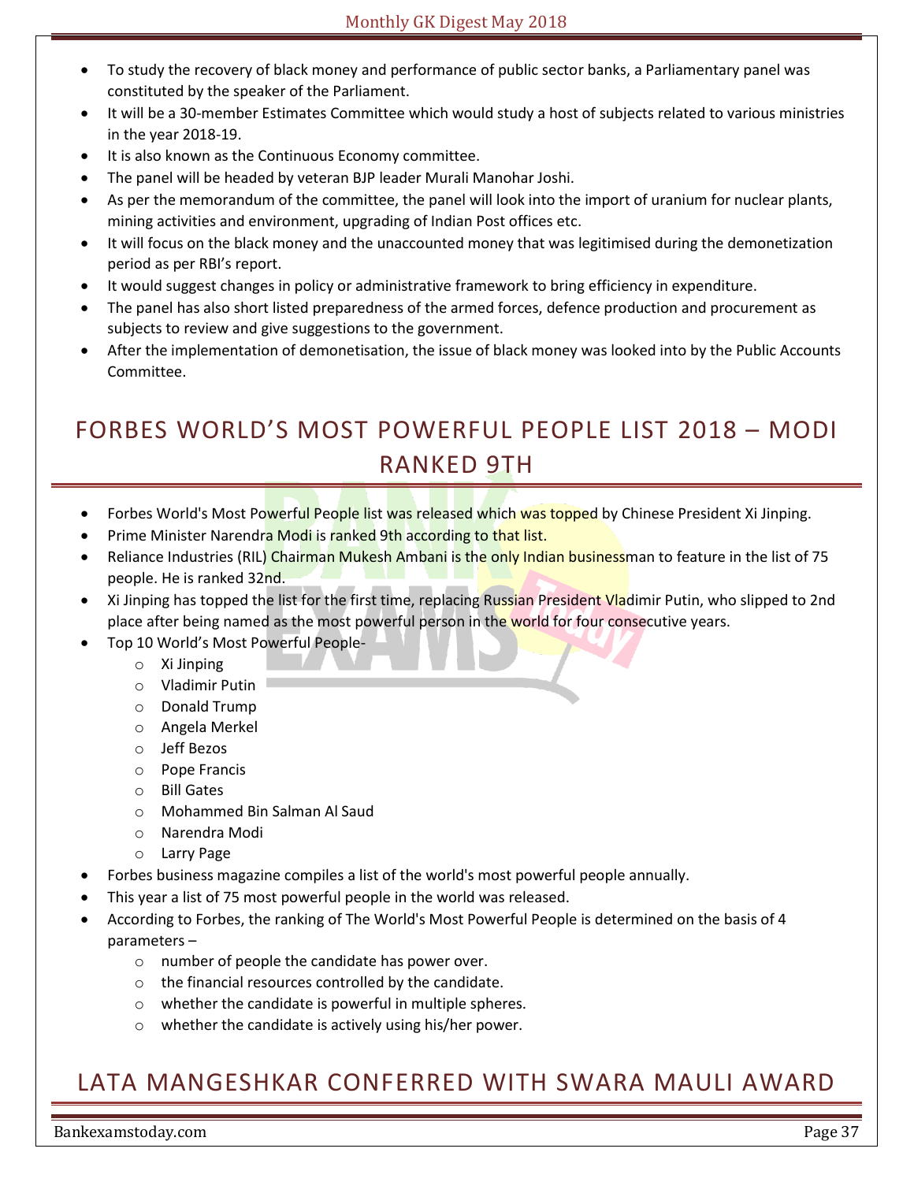- To study the recovery of black money and performance of public sector banks, a Parliamentary panel was constituted by the speaker of the Parliament.
- It will be a 30-member Estimates Committee which would study a host of subjects related to various ministries in the year 2018-19.
- It is also known as the Continuous Economy committee.
- The panel will be headed by veteran BJP leader Murali Manohar Joshi.
- As per the memorandum of the committee, the panel will look into the import of uranium for nuclear plants, mining activities and environment, upgrading of Indian Post offices etc.
- It will focus on the black money and the unaccounted money that was legitimised during the demonetization period as per RBI's report.
- It would suggest changes in policy or administrative framework to bring efficiency in expenditure.
- The panel has also short listed preparedness of the armed forces, defence production and procurement as subjects to review and give suggestions to the government.
- After the implementation of demonetisation, the issue of black money was looked into by the Public Accounts Committee.

## FORBES WORLD'S MOST POWERFUL PEOPLE LIST 2018 – MODI RANKED 9TH

- Forbes World's Most Powerful People list was released which was topped by Chinese President Xi Jinping.
- Prime Minister Narendra Modi is ranked 9th according to that list.
- Reliance Industries (RIL) Chairman Mukesh Ambani is the only Indian businessman to feature in the list of 75 people. He is ranked 32nd.
- Xi Jinping has topped the list for the first time, replacing Russian President Vladimir Putin, who slipped to 2nd place after being named as the most powerful person in the world for four consecutive years.
- Top 10 World's Most Powerful People-
  - Xi Jinping
  - Vladimir Putin
  - Donald Trump
  - Angela Merkel
  - Jeff Bezos
  - Pope Francis
  - Bill Gates
  - Mohammed Bin Salman Al Saud
  - Narendra Modi
  - Larry Page
- Forbes business magazine compiles a list of the world's most powerful people annually.
- This year a list of 75 most powerful people in the world was released.
- According to Forbes, the ranking of The World's Most Powerful People is determined on the basis of 4 parameters –
  - number of people the candidate has power over.
  - the financial resources controlled by the candidate.
  - whether the candidate is powerful in multiple spheres.
  - whether the candidate is actively using his/her power.

## LATA MANGESHKAR CONFERRED WITH SWARA MAULI AWARD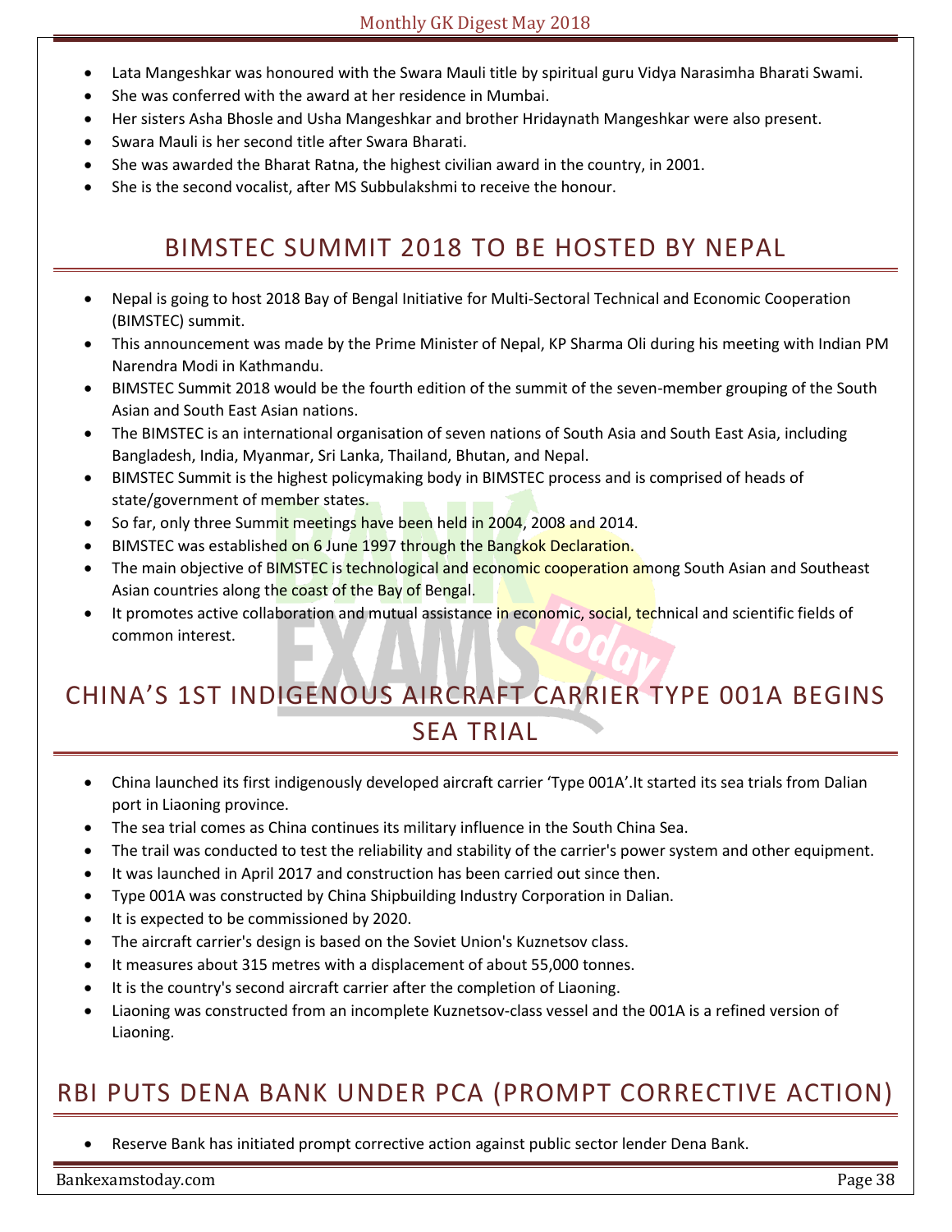- Lata Mangeshkar was honoured with the Swara Mauli title by spiritual guru Vidya Narasimha Bharati Swami.
- She was conferred with the award at her residence in Mumbai.
- Her sisters Asha Bhosle and Usha Mangeshkar and brother Hridaynath Mangeshkar were also present.
- Swara Mauli is her second title after Swara Bharati.
- She was awarded the Bharat Ratna, the highest civilian award in the country, in 2001.
- She is the second vocalist, after MS Subbulakshmi to receive the honour.

## BIMSTEC SUMMIT 2018 TO BE HOSTED BY NEPAL

- Nepal is going to host 2018 Bay of Bengal Initiative for Multi-Sectoral Technical and Economic Cooperation (BIMSTEC) summit.
- This announcement was made by the Prime Minister of Nepal, KP Sharma Oli during his meeting with Indian PM Narendra Modi in Kathmandu.
- BIMSTEC Summit 2018 would be the fourth edition of the summit of the seven-member grouping of the South Asian and South East Asian nations.
- The BIMSTEC is an international organisation of seven nations of South Asia and South East Asia, including Bangladesh, India, Myanmar, Sri Lanka, Thailand, Bhutan, and Nepal.
- BIMSTEC Summit is the highest policymaking body in BIMSTEC process and is comprised of heads of state/government of member states.
- So far, only three Summit meetings have been held in 2004, 2008 and 2014.
- BIMSTEC was established on 6 June 1997 through the Bangkok Declaration.
- The main objective of BIMSTEC is technological and economic cooperation among South Asian and Southeast Asian countries along the coast of the Bay of Bengal.
- It promotes active collaboration and mutual assistance in economic, social, technical and scientific fields of common interest.

## CHINA'S 1ST INDIGENOUS AIRCRAFT CARRIER TYPE 001A BEGINS SEA TRIAL

- China launched its first indigenously developed aircraft carrier 'Type 001A'.It started its sea trials from Dalian port in Liaoning province.
- The sea trial comes as China continues its military influence in the South China Sea.
- The trail was conducted to test the reliability and stability of the carrier's power system and other equipment.
- It was launched in April 2017 and construction has been carried out since then.
- Type 001A was constructed by China Shipbuilding Industry Corporation in Dalian.
- It is expected to be commissioned by 2020.
- The aircraft carrier's design is based on the Soviet Union's Kuznetsov class.
- It measures about 315 metres with a displacement of about 55,000 tonnes.
- It is the country's second aircraft carrier after the completion of Liaoning.
- Liaoning was constructed from an incomplete Kuznetsov-class vessel and the 001A is a refined version of Liaoning.

## RBI PUTS DENA BANK UNDER PCA (PROMPT CORRECTIVE ACTION)

- Reserve Bank has initiated prompt corrective action against public sector lender Dena Bank.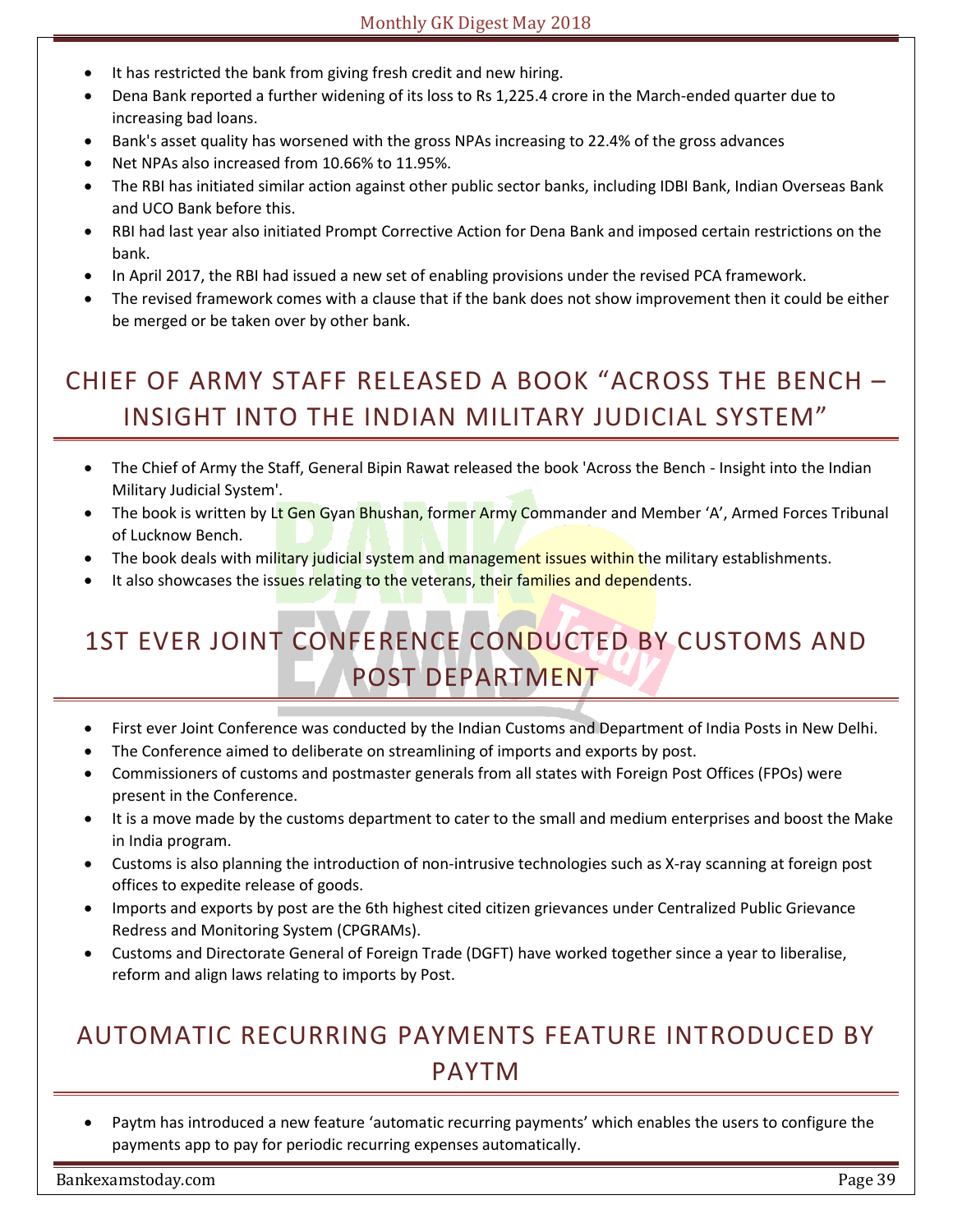- It has restricted the bank from giving fresh credit and new hiring.
- Dena Bank reported a further widening of its loss to Rs 1,225.4 crore in the March-ended quarter due to increasing bad loans.
- Bank's asset quality has worsened with the gross NPAs increasing to 22.4% of the gross advances
- Net NPAs also increased from 10.66% to 11.95%.
- The RBI has initiated similar action against other public sector banks, including IDBI Bank, Indian Overseas Bank and UCO Bank before this.
- RBI had last year also initiated Prompt Corrective Action for Dena Bank and imposed certain restrictions on the bank.
- In April 2017, the RBI had issued a new set of enabling provisions under the revised PCA framework.
- The revised framework comes with a clause that if the bank does not show improvement then it could be either be merged or be taken over by other bank.

## CHIEF OF ARMY STAFF RELEASED A BOOK "ACROSS THE BENCH – INSIGHT INTO THE INDIAN MILITARY JUDICIAL SYSTEM"

- The Chief of Army the Staff, General Bipin Rawat released the book 'Across the Bench - Insight into the Indian Military Judicial System'.
- The book is written by Lt Gen Gyan Bhushan, former Army Commander and Member 'A', Armed Forces Tribunal of Lucknow Bench.
- The book deals with military judicial system and management issues within the military establishments.
- It also showcases the issues relating to the veterans, their families and dependents.

## 1ST EVER JOINT CONFERENCE CONDUCTED BY CUSTOMS AND POST DEPARTMENT

- First ever Joint Conference was conducted by the Indian Customs and Department of India Posts in New Delhi.
- The Conference aimed to deliberate on streamlining of imports and exports by post.
- Commissioners of customs and postmaster generals from all states with Foreign Post Offices (FPOs) were present in the Conference.
- It is a move made by the customs department to cater to the small and medium enterprises and boost the Make in India program.
- Customs is also planning the introduction of non-intrusive technologies such as X-ray scanning at foreign post offices to expedite release of goods.
- Imports and exports by post are the 6th highest cited citizen grievances under Centralized Public Grievance Redress and Monitoring System (CPGRAMs).
- Customs and Directorate General of Foreign Trade (DGFT) have worked together since a year to liberalise, reform and align laws relating to imports by Post.

## AUTOMATIC RECURRING PAYMENTS FEATURE INTRODUCED BY PAYTM

- Paytm has introduced a new feature 'automatic recurring payments' which enables the users to configure the payments app to pay for periodic recurring expenses automatically.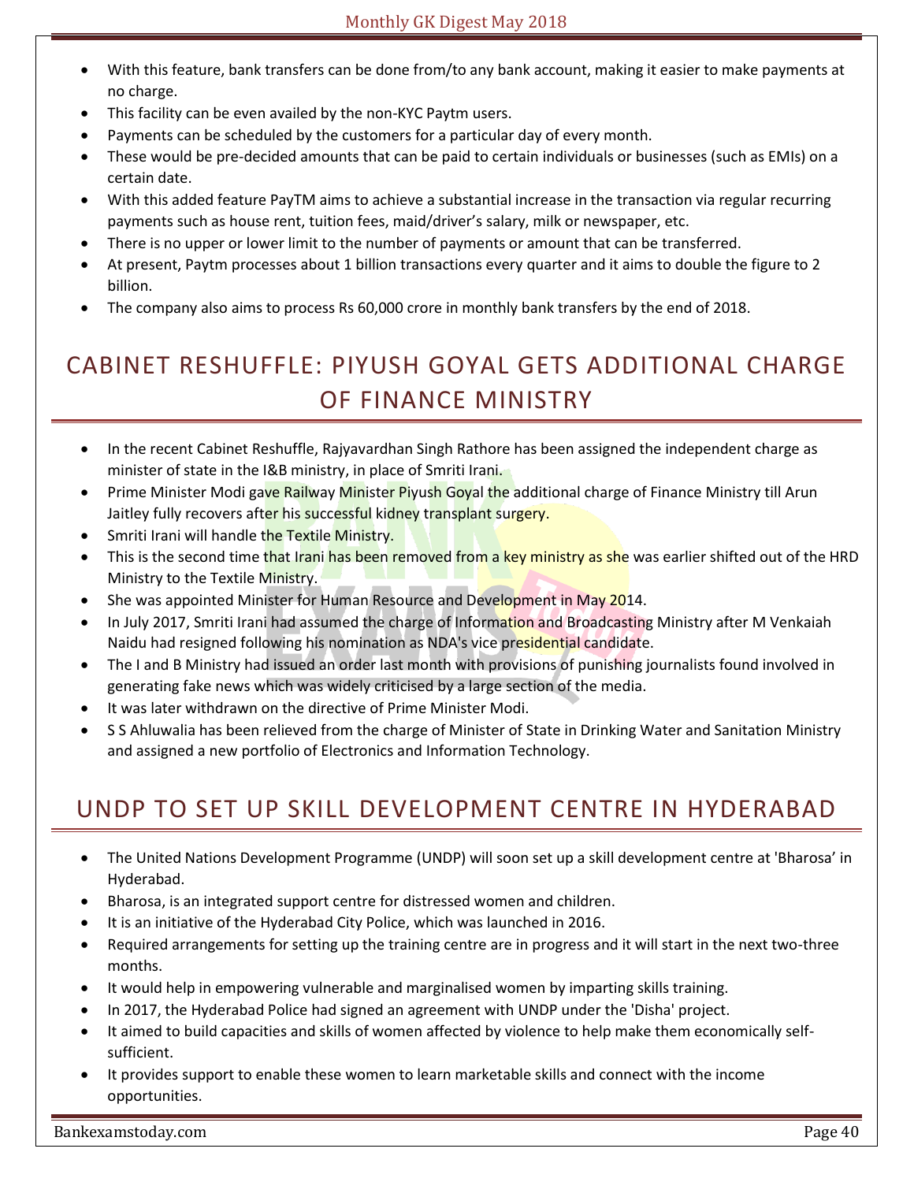- With this feature, bank transfers can be done from/to any bank account, making it easier to make payments at no charge.
- This facility can be even availed by the non-KYC Paytm users.
- Payments can be scheduled by the customers for a particular day of every month.
- These would be pre-decided amounts that can be paid to certain individuals or businesses (such as EMIs) on a certain date.
- With this added feature PayTM aims to achieve a substantial increase in the transaction via regular recurring payments such as house rent, tuition fees, maid/driver's salary, milk or newspaper, etc.
- There is no upper or lower limit to the number of payments or amount that can be transferred.
- At present, Paytm processes about 1 billion transactions every quarter and it aims to double the figure to 2 billion.
- The company also aims to process Rs 60,000 crore in monthly bank transfers by the end of 2018.

# CABINET RESHUFFLE: PIYUSH GOYAL GETS ADDITIONAL CHARGE OF FINANCE MINISTRY

- In the recent Cabinet Reshuffle, Rajyavardhan Singh Rathore has been assigned the independent charge as minister of state in the I&B ministry, in place of Smriti Irani.
- Prime Minister Modi gave Railway Minister Piyush Goyal the additional charge of Finance Ministry till Arun Jaitley fully recovers after his successful kidney transplant surgery.
- Smriti Irani will handle the Textile Ministry.
- This is the second time that Irani has been removed from a key ministry as she was earlier shifted out of the HRD Ministry to the Textile Ministry.
- She was appointed Minister for Human Resource and Development in May 2014.
- In July 2017, Smriti Irani had assumed the charge of Information and Broadcasting Ministry after M Venkaiah Naidu had resigned following his nomination as NDA's vice presidential candidate.
- The I and B Ministry had issued an order last month with provisions of punishing journalists found involved in generating fake news which was widely criticised by a large section of the media.
- It was later withdrawn on the directive of Prime Minister Modi.
- S S Ahluwalia has been relieved from the charge of Minister of State in Drinking Water and Sanitation Ministry and assigned a new portfolio of Electronics and Information Technology.

# UNDP TO SET UP SKILL DEVELOPMENT CENTRE IN HYDERABAD

- The United Nations Development Programme (UNDP) will soon set up a skill development centre at 'Bharosa' in Hyderabad.
- Bharosa, is an integrated support centre for distressed women and children.
- It is an initiative of the Hyderabad City Police, which was launched in 2016.
- Required arrangements for setting up the training centre are in progress and it will start in the next two-three months.
- It would help in empowering vulnerable and marginalised women by imparting skills training.
- In 2017, the Hyderabad Police had signed an agreement with UNDP under the 'Disha' project.
- It aimed to build capacities and skills of women affected by violence to help make them economically self-sufficient.
- It provides support to enable these women to learn marketable skills and connect with the income opportunities.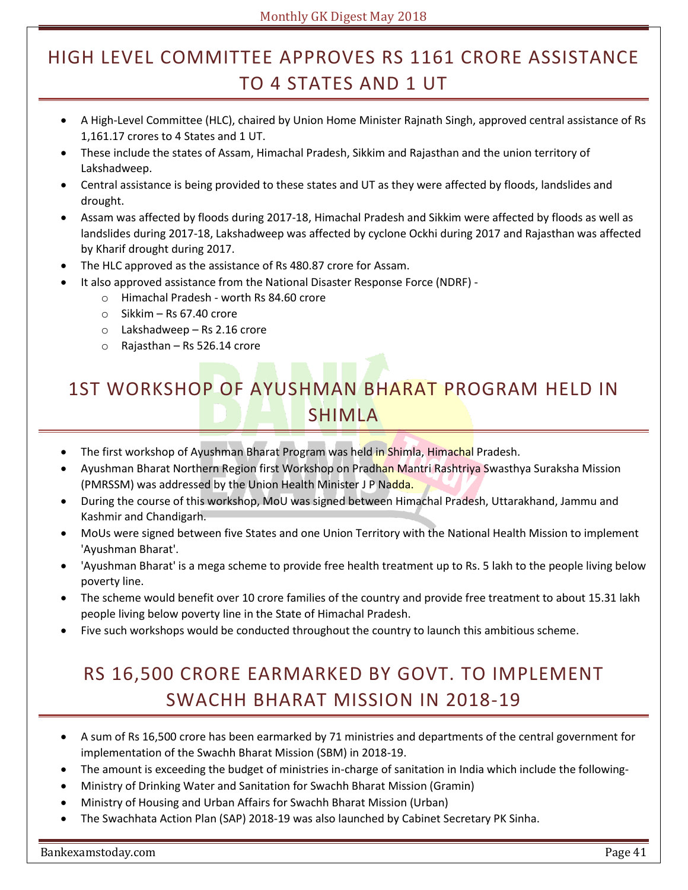## HIGH LEVEL COMMITTEE APPROVES RS 1161 CRORE ASSISTANCE TO 4 STATES AND 1 UT

- A High-Level Committee (HLC), chaired by Union Home Minister Rajnath Singh, approved central assistance of Rs 1,161.17 crores to 4 States and 1 UT.
- These include the states of Assam, Himachal Pradesh, Sikkim and Rajasthan and the union territory of Lakshadweep.
- Central assistance is being provided to these states and UT as they were affected by floods, landslides and drought.
- Assam was affected by floods during 2017-18, Himachal Pradesh and Sikkim were affected by floods as well as landslides during 2017-18, Lakshadweep was affected by cyclone Ockhi during 2017 and Rajasthan was affected by Kharif drought during 2017.
- The HLC approved as the assistance of Rs 480.87 crore for Assam.
- It also approved assistance from the National Disaster Response Force (NDRF) -
    - Himachal Pradesh - worth Rs 84.60 crore
    - Sikkim – Rs 67.40 crore
    - Lakshadweep – Rs 2.16 crore
    - Rajasthan – Rs 526.14 crore

## 1ST WORKSHOP OF AYUSHMAN BHARAT PROGRAM HELD IN SHIMLA

- The first workshop of Ayushman Bharat Program was held in Shimla, Himachal Pradesh.
- Ayushman Bharat Northern Region first Workshop on Pradhan Mantri Rashtriya Swasthya Suraksha Mission (PMRSSM) was addressed by the Union Health Minister J P Nadda.
- During the course of this workshop, MoU was signed between Himachal Pradesh, Uttarakhand, Jammu and Kashmir and Chandigarh.
- MoUs were signed between five States and one Union Territory with the National Health Mission to implement 'Ayushman Bharat'.
- 'Ayushman Bharat' is a mega scheme to provide free health treatment up to Rs. 5 lakh to the people living below poverty line.
- The scheme would benefit over 10 crore families of the country and provide free treatment to about 15.31 lakh people living below poverty line in the State of Himachal Pradesh.
- Five such workshops would be conducted throughout the country to launch this ambitious scheme.

## RS 16,500 CRORE EARMARKED BY GOVT. TO IMPLEMENT SWACHH BHARAT MISSION IN 2018-19

- A sum of Rs 16,500 crore has been earmarked by 71 ministries and departments of the central government for implementation of the Swachh Bharat Mission (SBM) in 2018-19.
- The amount is exceeding the budget of ministries in-charge of sanitation in India which include the following-
- Ministry of Drinking Water and Sanitation for Swachh Bharat Mission (Gramin)
- Ministry of Housing and Urban Affairs for Swachh Bharat Mission (Urban)
- The Swachhata Action Plan (SAP) 2018-19 was also launched by Cabinet Secretary PK Sinha.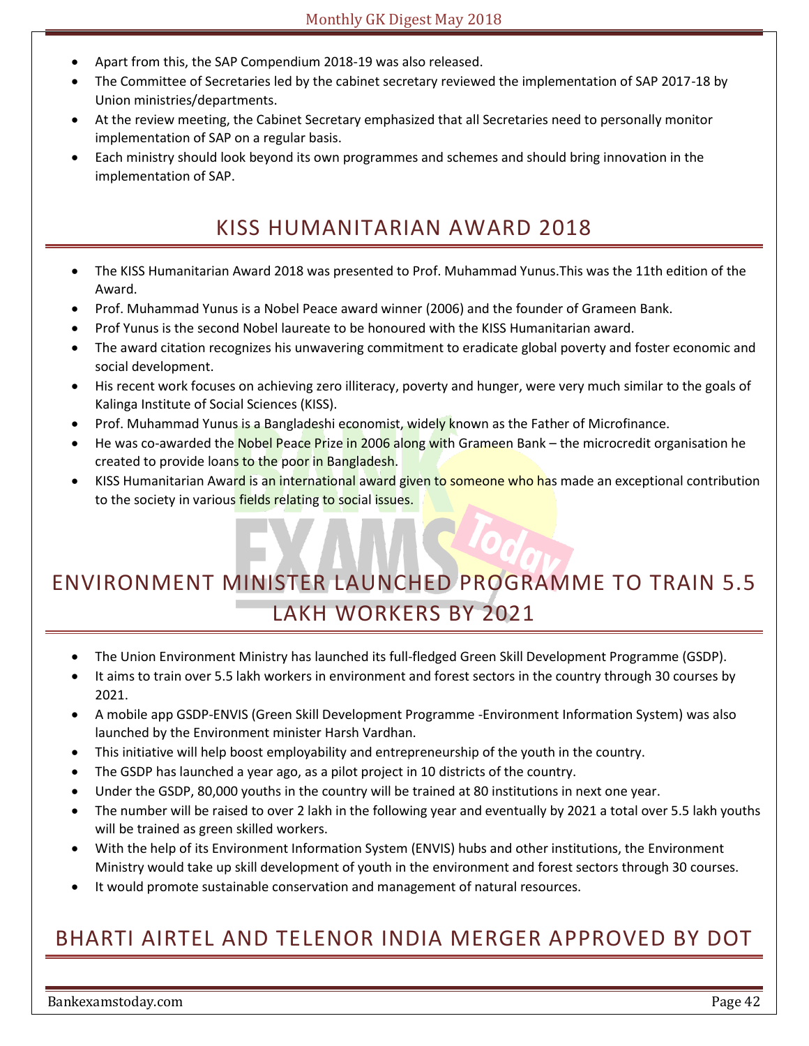- Apart from this, the SAP Compendium 2018-19 was also released.
- The Committee of Secretaries led by the cabinet secretary reviewed the implementation of SAP 2017-18 by Union ministries/departments.
- At the review meeting, the Cabinet Secretary emphasized that all Secretaries need to personally monitor implementation of SAP on a regular basis.
- Each ministry should look beyond its own programmes and schemes and should bring innovation in the implementation of SAP.

## KISS HUMANITARIAN AWARD 2018

- The KISS Humanitarian Award 2018 was presented to Prof. Muhammad Yunus.This was the 11th edition of the Award.
- Prof. Muhammad Yunus is a Nobel Peace award winner (2006) and the founder of Grameen Bank.
- Prof Yunus is the second Nobel laureate to be honoured with the KISS Humanitarian award.
- The award citation recognizes his unwavering commitment to eradicate global poverty and foster economic and social development.
- His recent work focuses on achieving zero illiteracy, poverty and hunger, were very much similar to the goals of Kalinga Institute of Social Sciences (KISS).
- Prof. Muhammad Yunus is a Bangladeshi economist, widely known as the Father of Microfinance.
- He was co-awarded the Nobel Peace Prize in 2006 along with Grameen Bank – the microcredit organisation he created to provide loans to the poor in Bangladesh.
- KISS Humanitarian Award is an international award given to someone who has made an exceptional contribution to the society in various fields relating to social issues.

## ENVIRONMENT MINISTER LAUNCHED PROGRAMME TO TRAIN 5.5 LAKH WORKERS BY 2021

- The Union Environment Ministry has launched its full-fledged Green Skill Development Programme (GSDP).
- It aims to train over 5.5 lakh workers in environment and forest sectors in the country through 30 courses by 2021.
- A mobile app GSDP-ENVIS (Green Skill Development Programme -Environment Information System) was also launched by the Environment minister Harsh Vardhan.
- This initiative will help boost employability and entrepreneurship of the youth in the country.
- The GSDP has launched a year ago, as a pilot project in 10 districts of the country.
- Under the GSDP, 80,000 youths in the country will be trained at 80 institutions in next one year.
- The number will be raised to over 2 lakh in the following year and eventually by 2021 a total over 5.5 lakh youths will be trained as green skilled workers.
- With the help of its Environment Information System (ENVIS) hubs and other institutions, the Environment Ministry would take up skill development of youth in the environment and forest sectors through 30 courses.
- It would promote sustainable conservation and management of natural resources.

## BHARTI AIRTEL AND TELENOR INDIA MERGER APPROVED BY DOT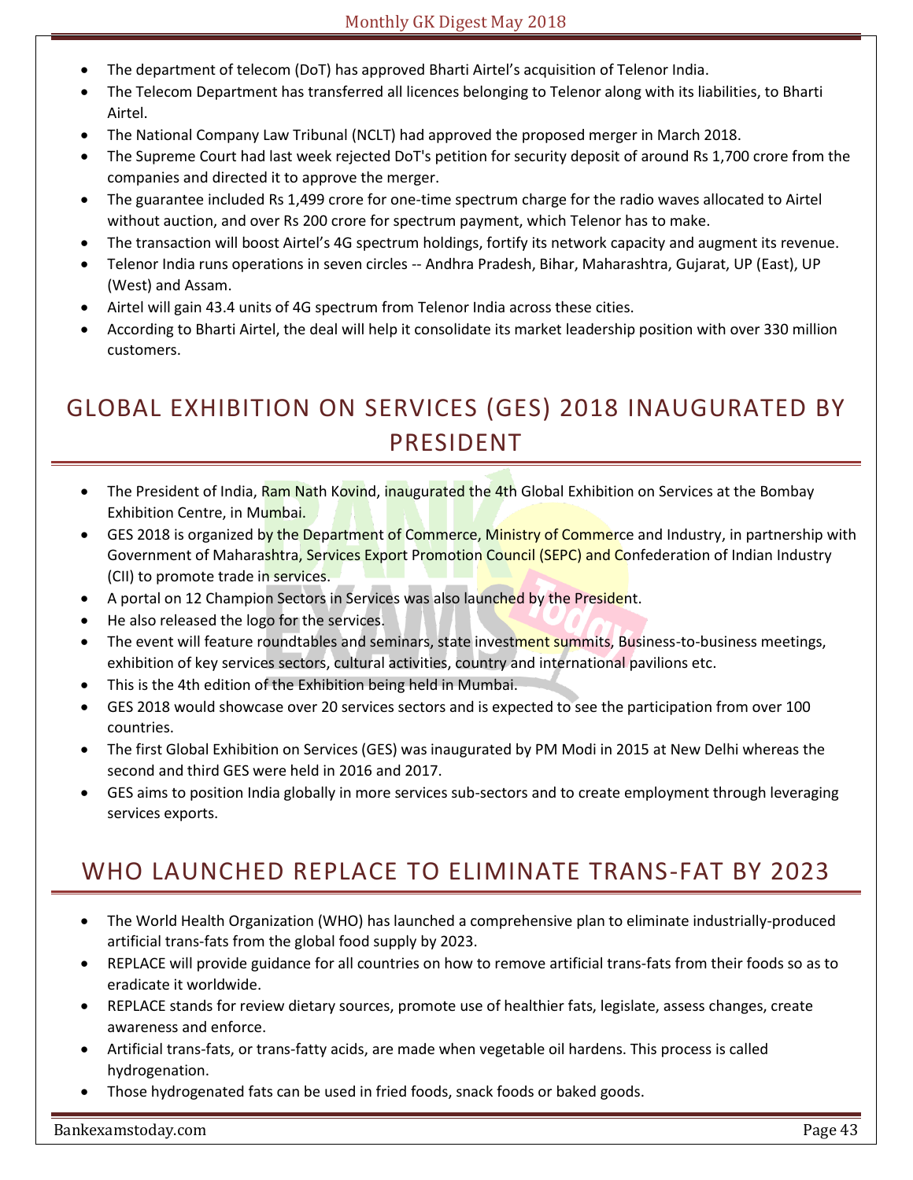- The department of telecom (DoT) has approved Bharti Airtel's acquisition of Telenor India.
- The Telecom Department has transferred all licences belonging to Telenor along with its liabilities, to Bharti Airtel.
- The National Company Law Tribunal (NCLT) had approved the proposed merger in March 2018.
- The Supreme Court had last week rejected DoT's petition for security deposit of around Rs 1,700 crore from the companies and directed it to approve the merger.
- The guarantee included Rs 1,499 crore for one-time spectrum charge for the radio waves allocated to Airtel without auction, and over Rs 200 crore for spectrum payment, which Telenor has to make.
- The transaction will boost Airtel's 4G spectrum holdings, fortify its network capacity and augment its revenue.
- Telenor India runs operations in seven circles -- Andhra Pradesh, Bihar, Maharashtra, Gujarat, UP (East), UP (West) and Assam.
- Airtel will gain 43.4 units of 4G spectrum from Telenor India across these cities.
- According to Bharti Airtel, the deal will help it consolidate its market leadership position with over 330 million customers.

## GLOBAL EXHIBITION ON SERVICES (GES) 2018 INAUGURATED BY PRESIDENT

- The President of India, Ram Nath Kovind, inaugurated the 4th Global Exhibition on Services at the Bombay Exhibition Centre, in Mumbai.
- GES 2018 is organized by the Department of Commerce, Ministry of Commerce and Industry, in partnership with Government of Maharashtra, Services Export Promotion Council (SEPC) and Confederation of Indian Industry (CII) to promote trade in services.
- A portal on 12 Champion Sectors in Services was also launched by the President.
- He also released the logo for the services.
- The event will feature roundtables and seminars, state investment summits, Business-to-business meetings, exhibition of key services sectors, cultural activities, country and international pavilions etc.
- This is the 4th edition of the Exhibition being held in Mumbai.
- GES 2018 would showcase over 20 services sectors and is expected to see the participation from over 100 countries.
- The first Global Exhibition on Services (GES) was inaugurated by PM Modi in 2015 at New Delhi whereas the second and third GES were held in 2016 and 2017.
- GES aims to position India globally in more services sub-sectors and to create employment through leveraging services exports.

## WHO LAUNCHED REPLACE TO ELIMINATE TRANS-FAT BY 2023

- The World Health Organization (WHO) has launched a comprehensive plan to eliminate industrially-produced artificial trans-fats from the global food supply by 2023.
- REPLACE will provide guidance for all countries on how to remove artificial trans-fats from their foods so as to eradicate it worldwide.
- REPLACE stands for review dietary sources, promote use of healthier fats, legislate, assess changes, create awareness and enforce.
- Artificial trans-fats, or trans-fatty acids, are made when vegetable oil hardens. This process is called hydrogenation.
- Those hydrogenated fats can be used in fried foods, snack foods or baked goods.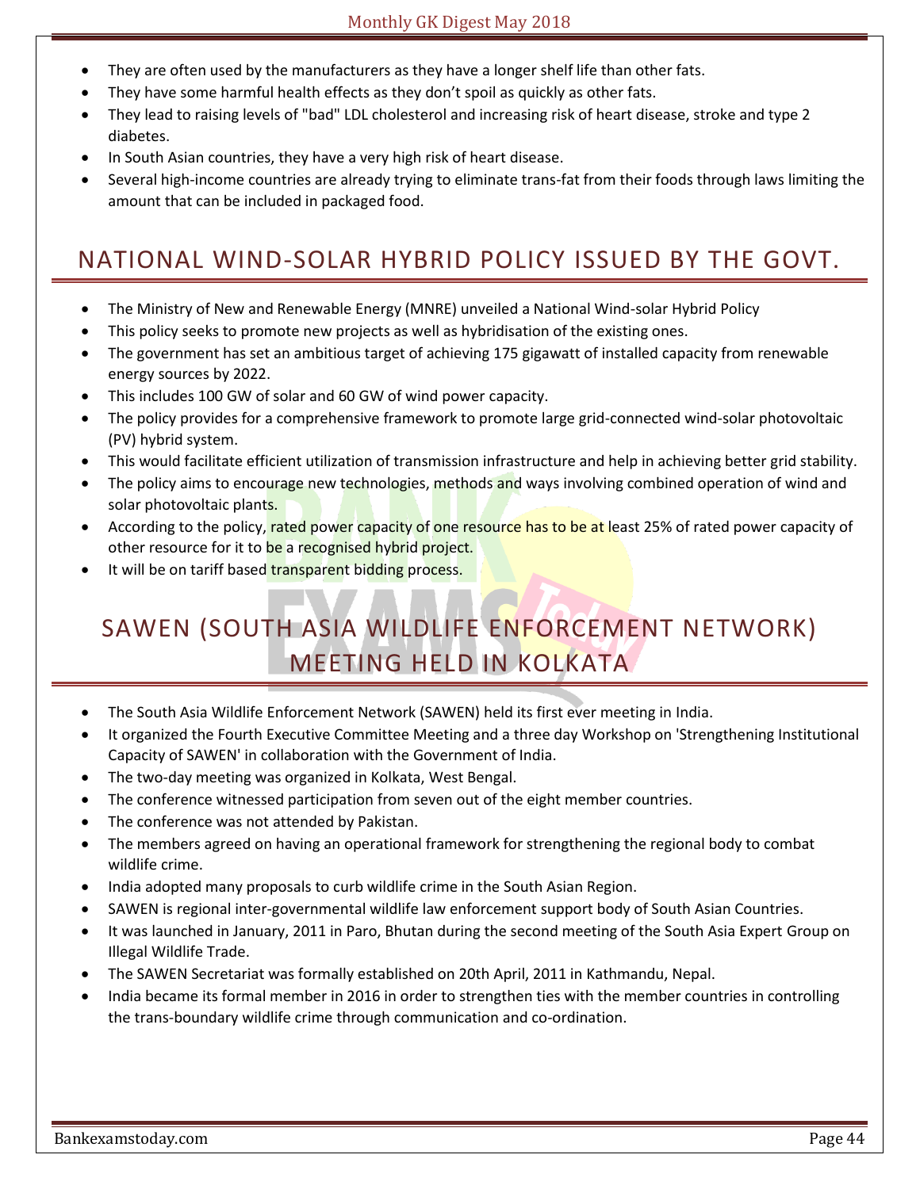- They are often used by the manufacturers as they have a longer shelf life than other fats.
- They have some harmful health effects as they don't spoil as quickly as other fats.
- They lead to raising levels of "bad" LDL cholesterol and increasing risk of heart disease, stroke and type 2 diabetes.
- In South Asian countries, they have a very high risk of heart disease.
- Several high-income countries are already trying to eliminate trans-fat from their foods through laws limiting the amount that can be included in packaged food.

## NATIONAL WIND-SOLAR HYBRID POLICY ISSUED BY THE GOVT.

- The Ministry of New and Renewable Energy (MNRE) unveiled a National Wind-solar Hybrid Policy
- This policy seeks to promote new projects as well as hybridisation of the existing ones.
- The government has set an ambitious target of achieving 175 gigawatt of installed capacity from renewable energy sources by 2022.
- This includes 100 GW of solar and 60 GW of wind power capacity.
- The policy provides for a comprehensive framework to promote large grid-connected wind-solar photovoltaic (PV) hybrid system.
- This would facilitate efficient utilization of transmission infrastructure and help in achieving better grid stability.
- The policy aims to encourage new technologies, methods and ways involving combined operation of wind and solar photovoltaic plants.
- According to the policy, rated power capacity of one resource has to be at least 25% of rated power capacity of other resource for it to be a recognised hybrid project.
- It will be on tariff based transparent bidding process.

## SAWEN (SOUTH ASIA WILDLIFE ENFORCEMENT NETWORK) MEETING HELD IN KOLKATA

- The South Asia Wildlife Enforcement Network (SAWEN) held its first ever meeting in India.
- It organized the Fourth Executive Committee Meeting and a three day Workshop on 'Strengthening Institutional Capacity of SAWEN' in collaboration with the Government of India.
- The two-day meeting was organized in Kolkata, West Bengal.
- The conference witnessed participation from seven out of the eight member countries.
- The conference was not attended by Pakistan.
- The members agreed on having an operational framework for strengthening the regional body to combat wildlife crime.
- India adopted many proposals to curb wildlife crime in the South Asian Region.
- SAWEN is regional inter-governmental wildlife law enforcement support body of South Asian Countries.
- It was launched in January, 2011 in Paro, Bhutan during the second meeting of the South Asia Expert Group on Illegal Wildlife Trade.
- The SAWEN Secretariat was formally established on 20th April, 2011 in Kathmandu, Nepal.
- India became its formal member in 2016 in order to strengthen ties with the member countries in controlling the trans-boundary wildlife crime through communication and co-ordination.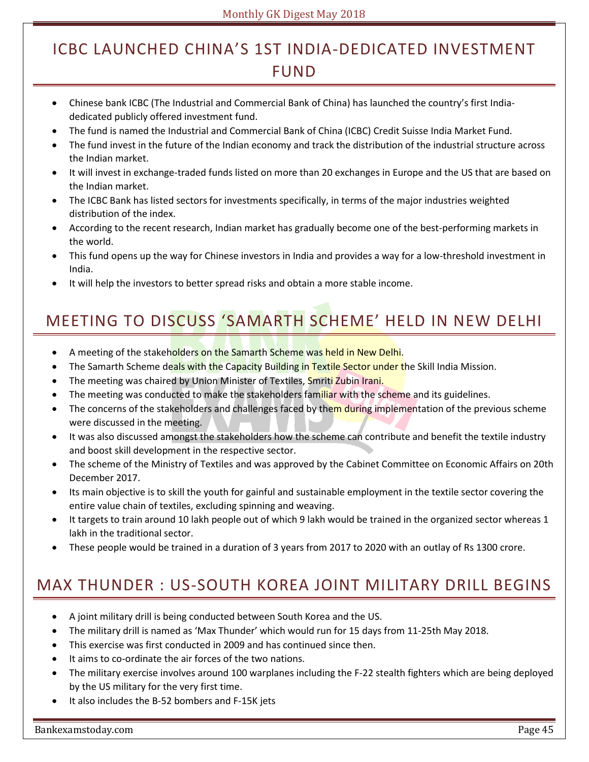## ICBC LAUNCHED CHINA'S 1ST INDIA-DEDICATED INVESTMENT FUND

- Chinese bank ICBC (The Industrial and Commercial Bank of China) has launched the country's first India-dedicated publicly offered investment fund.
- The fund is named the Industrial and Commercial Bank of China (ICBC) Credit Suisse India Market Fund.
- The fund invest in the future of the Indian economy and track the distribution of the industrial structure across the Indian market.
- It will invest in exchange-traded funds listed on more than 20 exchanges in Europe and the US that are based on the Indian market.
- The ICBC Bank has listed sectors for investments specifically, in terms of the major industries weighted distribution of the index.
- According to the recent research, Indian market has gradually become one of the best-performing markets in the world.
- This fund opens up the way for Chinese investors in India and provides a way for a low-threshold investment in India.
- It will help the investors to better spread risks and obtain a more stable income.

## MEETING TO DISCUSS 'SAMARTH SCHEME' HELD IN NEW DELHI

- A meeting of the stakeholders on the Samarth Scheme was held in New Delhi.
- The Samarth Scheme deals with the Capacity Building in Textile Sector under the Skill India Mission.
- The meeting was chaired by Union Minister of Textiles, Smriti Zubin Irani.
- The meeting was conducted to make the stakeholders familiar with the scheme and its guidelines.
- The concerns of the stakeholders and challenges faced by them during implementation of the previous scheme were discussed in the meeting.
- It was also discussed amongst the stakeholders how the scheme can contribute and benefit the textile industry and boost skill development in the respective sector.
- The scheme of the Ministry of Textiles and was approved by the Cabinet Committee on Economic Affairs on 20th December 2017.
- Its main objective is to skill the youth for gainful and sustainable employment in the textile sector covering the entire value chain of textiles, excluding spinning and weaving.
- It targets to train around 10 lakh people out of which 9 lakh would be trained in the organized sector whereas 1 lakh in the traditional sector.
- These people would be trained in a duration of 3 years from 2017 to 2020 with an outlay of Rs 1300 crore.

## MAX THUNDER : US-SOUTH KOREA JOINT MILITARY DRILL BEGINS

- A joint military drill is being conducted between South Korea and the US.
- The military drill is named as 'Max Thunder' which would run for 15 days from 11-25th May 2018.
- This exercise was first conducted in 2009 and has continued since then.
- It aims to co-ordinate the air forces of the two nations.
- The military exercise involves around 100 warplanes including the F-22 stealth fighters which are being deployed by the US military for the very first time.
- It also includes the B-52 bombers and F-15K jets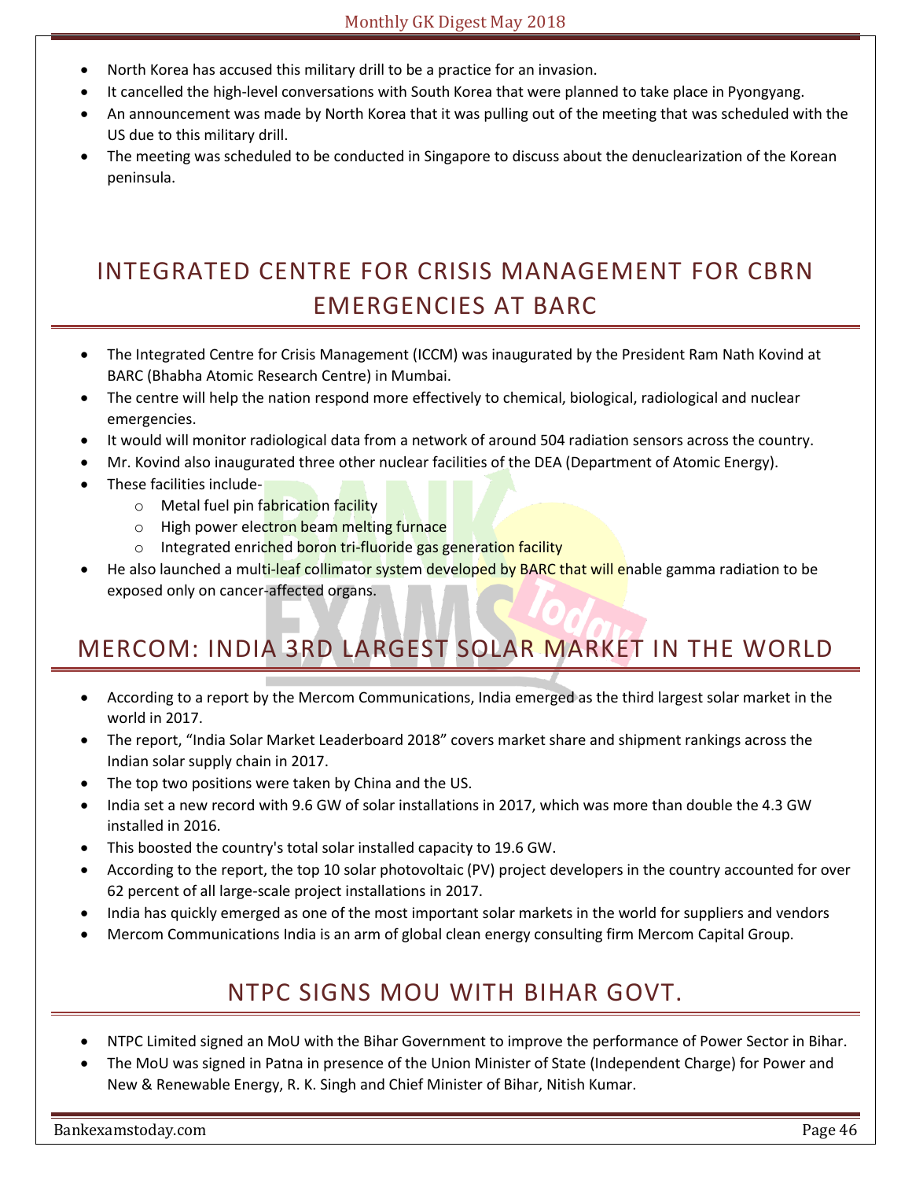- North Korea has accused this military drill to be a practice for an invasion.
- It cancelled the high-level conversations with South Korea that were planned to take place in Pyongyang.
- An announcement was made by North Korea that it was pulling out of the meeting that was scheduled with the US due to this military drill.
- The meeting was scheduled to be conducted in Singapore to discuss about the denuclearization of the Korean peninsula.

## INTEGRATED CENTRE FOR CRISIS MANAGEMENT FOR CBRN EMERGENCIES AT BARC

- The Integrated Centre for Crisis Management (ICCM) was inaugurated by the President Ram Nath Kovind at BARC (Bhabha Atomic Research Centre) in Mumbai.
- The centre will help the nation respond more effectively to chemical, biological, radiological and nuclear emergencies.
- It would will monitor radiological data from a network of around 504 radiation sensors across the country.
- Mr. Kovind also inaugurated three other nuclear facilities of the DEA (Department of Atomic Energy).
- These facilities include-
  - Metal fuel pin fabrication facility
  - High power electron beam melting furnace
  - Integrated enriched boron tri-fluoride gas generation facility
- He also launched a multi-leaf collimator system developed by BARC that will enable gamma radiation to be exposed only on cancer-affected organs.

## MERCOM: INDIA 3RD LARGEST SOLAR MARKET IN THE WORLD

- According to a report by the Mercom Communications, India emerged as the third largest solar market in the world in 2017.
- The report, “India Solar Market Leaderboard 2018” covers market share and shipment rankings across the Indian solar supply chain in 2017.
- The top two positions were taken by China and the US.
- India set a new record with 9.6 GW of solar installations in 2017, which was more than double the 4.3 GW installed in 2016.
- This boosted the country's total solar installed capacity to 19.6 GW.
- According to the report, the top 10 solar photovoltaic (PV) project developers in the country accounted for over 62 percent of all large-scale project installations in 2017.
- India has quickly emerged as one of the most important solar markets in the world for suppliers and vendors
- Mercom Communications India is an arm of global clean energy consulting firm Mercom Capital Group.

## NTPC SIGNS MOU WITH BIHAR GOVT.

- NTPC Limited signed an MoU with the Bihar Government to improve the performance of Power Sector in Bihar.
- The MoU was signed in Patna in presence of the Union Minister of State (Independent Charge) for Power and New & Renewable Energy, R. K. Singh and Chief Minister of Bihar, Nitish Kumar.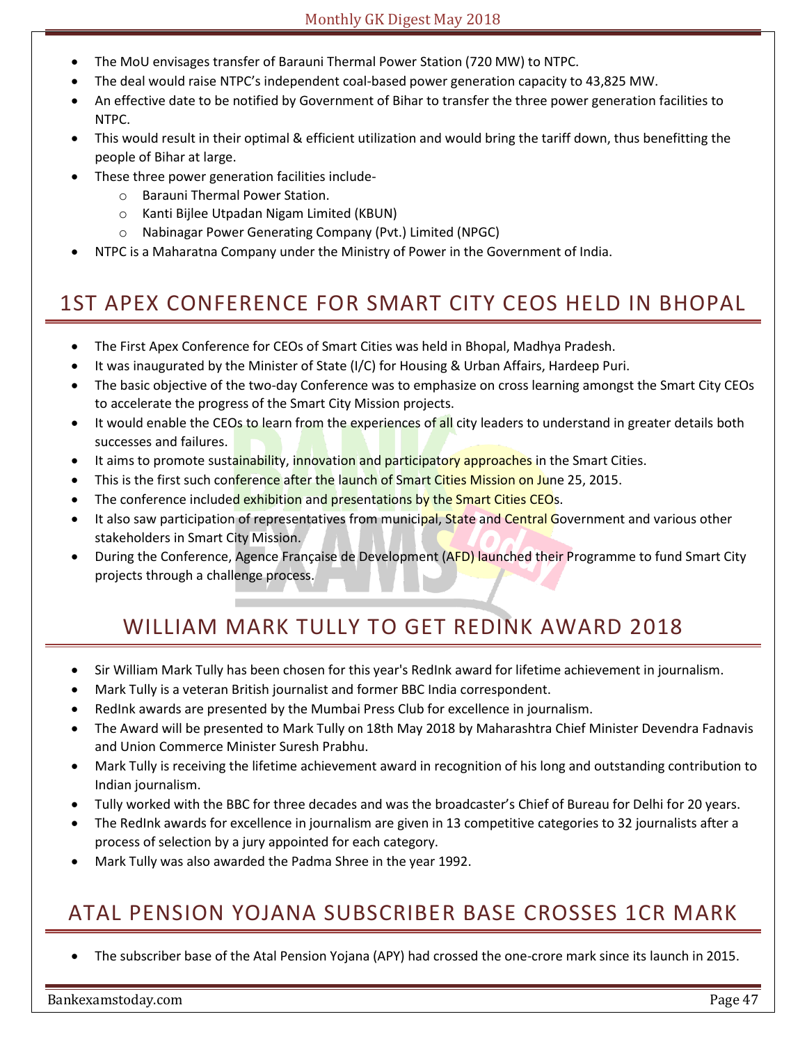- The MoU envisages transfer of Barauni Thermal Power Station (720 MW) to NTPC.
- The deal would raise NTPC's independent coal-based power generation capacity to 43,825 MW.
- An effective date to be notified by Government of Bihar to transfer the three power generation facilities to NTPC.
- This would result in their optimal & efficient utilization and would bring the tariff down, thus benefitting the people of Bihar at large.
- These three power generation facilities include-
    - Barauni Thermal Power Station.
    - Kanti Bijlee Utpadan Nigam Limited (KBUN)
    - Nabinagar Power Generating Company (Pvt.) Limited (NPGC)
- NTPC is a Maharatna Company under the Ministry of Power in the Government of India.

## 1ST APEX CONFERENCE FOR SMART CITY CEOS HELD IN BHOPAL

- The First Apex Conference for CEOs of Smart Cities was held in Bhopal, Madhya Pradesh.
- It was inaugurated by the Minister of State (I/C) for Housing & Urban Affairs, Hardeep Puri.
- The basic objective of the two-day Conference was to emphasize on cross learning amongst the Smart City CEOs to accelerate the progress of the Smart City Mission projects.
- It would enable the CEOs to learn from the experiences of all city leaders to understand in greater details both successes and failures.
- It aims to promote sustainability, innovation and participatory approaches in the Smart Cities.
- This is the first such conference after the launch of Smart Cities Mission on June 25, 2015.
- The conference included exhibition and presentations by the Smart Cities CEOs.
- It also saw participation of representatives from municipal, State and Central Government and various other stakeholders in Smart City Mission.
- During the Conference, Agence Française de Development (AFD) launched their Programme to fund Smart City projects through a challenge process.

## WILLIAM MARK TULLY TO GET REDINK AWARD 2018

- Sir William Mark Tully has been chosen for this year's RedInk award for lifetime achievement in journalism.
- Mark Tully is a veteran British journalist and former BBC India correspondent.
- RedInk awards are presented by the Mumbai Press Club for excellence in journalism.
- The Award will be presented to Mark Tully on 18th May 2018 by Maharashtra Chief Minister Devendra Fadnavis and Union Commerce Minister Suresh Prabhu.
- Mark Tully is receiving the lifetime achievement award in recognition of his long and outstanding contribution to Indian journalism.
- Tully worked with the BBC for three decades and was the broadcaster's Chief of Bureau for Delhi for 20 years.
- The RedInk awards for excellence in journalism are given in 13 competitive categories to 32 journalists after a process of selection by a jury appointed for each category.
- Mark Tully was also awarded the Padma Shree in the year 1992.

## ATAL PENSION YOJANA SUBSCRIBER BASE CROSSES 1CR MARK

- The subscriber base of the Atal Pension Yojana (APY) had crossed the one-crore mark since its launch in 2015.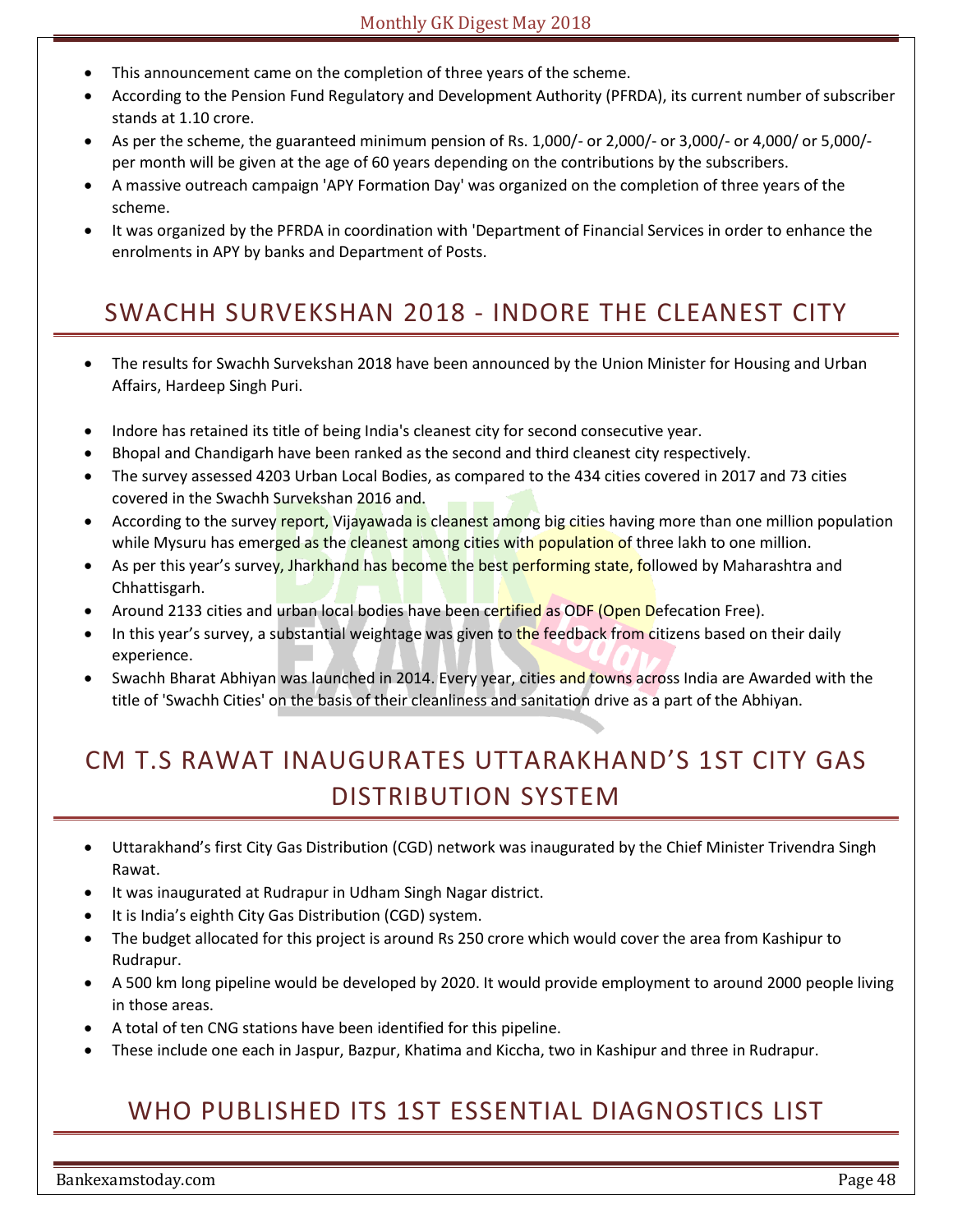- This announcement came on the completion of three years of the scheme.
- According to the Pension Fund Regulatory and Development Authority (PFRDA), its current number of subscriber stands at 1.10 crore.
- As per the scheme, the guaranteed minimum pension of Rs. 1,000/- or 2,000/- or 3,000/- or 4,000/ or 5,000/- per month will be given at the age of 60 years depending on the contributions by the subscribers.
- A massive outreach campaign 'APY Formation Day' was organized on the completion of three years of the scheme.
- It was organized by the PFRDA in coordination with 'Department of Financial Services in order to enhance the enrolments in APY by banks and Department of Posts.

## SWACHH SURVEKSHAN 2018 - INDORE THE CLEANEST CITY

- The results for Swachh Survekshan 2018 have been announced by the Union Minister for Housing and Urban Affairs, Hardeep Singh Puri.
- Indore has retained its title of being India's cleanest city for second consecutive year.
- Bhopal and Chandigarh have been ranked as the second and third cleanest city respectively.
- The survey assessed 4203 Urban Local Bodies, as compared to the 434 cities covered in 2017 and 73 cities covered in the Swachh Survekshan 2016 and.
- According to the survey report, Vijayawada is cleanest among big cities having more than one million population while Mysuru has emerged as the cleanest among cities with population of three lakh to one million.
- As per this year's survey, Jharkhand has become the best performing state, followed by Maharashtra and Chhattisgarh.
- Around 2133 cities and urban local bodies have been certified as ODF (Open Defecation Free).
- In this year's survey, a substantial weightage was given to the feedback from citizens based on their daily experience.
- Swachh Bharat Abhiyan was launched in 2014. Every year, cities and towns across India are Awarded with the title of 'Swachh Cities' on the basis of their cleanliness and sanitation drive as a part of the Abhiyan.

## CM T.S RAWAT INAUGURATES UTTARAKHAND'S 1ST CITY GAS DISTRIBUTION SYSTEM

- Uttarakhand's first City Gas Distribution (CGD) network was inaugurated by the Chief Minister Trivendra Singh Rawat.
- It was inaugurated at Rudrapur in Udham Singh Nagar district.
- It is India's eighth City Gas Distribution (CGD) system.
- The budget allocated for this project is around Rs 250 crore which would cover the area from Kashipur to Rudrapur.
- A 500 km long pipeline would be developed by 2020. It would provide employment to around 2000 people living in those areas.
- A total of ten CNG stations have been identified for this pipeline.
- These include one each in Jaspur, Bazpur, Khatima and Kiccha, two in Kashipur and three in Rudrapur.

## WHO PUBLISHED ITS 1ST ESSENTIAL DIAGNOSTICS LIST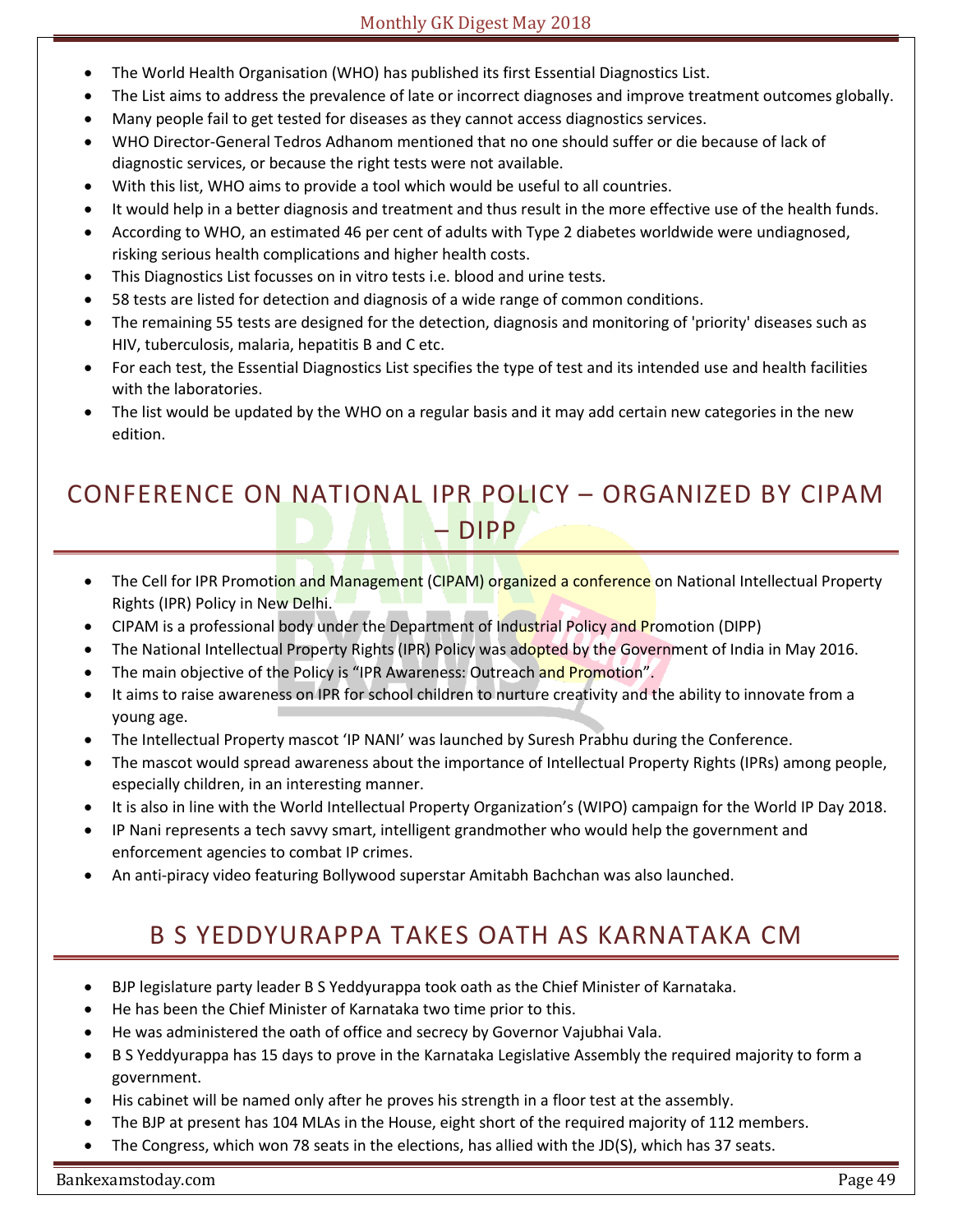- The World Health Organisation (WHO) has published its first Essential Diagnostics List.
- The List aims to address the prevalence of late or incorrect diagnoses and improve treatment outcomes globally.
- Many people fail to get tested for diseases as they cannot access diagnostics services.
- WHO Director-General Tedros Adhanom mentioned that no one should suffer or die because of lack of diagnostic services, or because the right tests were not available.
- With this list, WHO aims to provide a tool which would be useful to all countries.
- It would help in a better diagnosis and treatment and thus result in the more effective use of the health funds.
- According to WHO, an estimated 46 per cent of adults with Type 2 diabetes worldwide were undiagnosed, risking serious health complications and higher health costs.
- This Diagnostics List focusses on in vitro tests i.e. blood and urine tests.
- 58 tests are listed for detection and diagnosis of a wide range of common conditions.
- The remaining 55 tests are designed for the detection, diagnosis and monitoring of 'priority' diseases such as HIV, tuberculosis, malaria, hepatitis B and C etc.
- For each test, the Essential Diagnostics List specifies the type of test and its intended use and health facilities with the laboratories.
- The list would be updated by the WHO on a regular basis and it may add certain new categories in the new edition.

# CONFERENCE ON NATIONAL IPR POLICY – ORGANIZED BY CIPAM – DIPP

- The Cell for IPR Promotion and Management (CIPAM) organized a conference on National Intellectual Property Rights (IPR) Policy in New Delhi.
- CIPAM is a professional body under the Department of Industrial Policy and Promotion (DIPP)
- The National Intellectual Property Rights (IPR) Policy was adopted by the Government of India in May 2016.
- The main objective of the Policy is "IPR Awareness: Outreach and Promotion".
- It aims to raise awareness on IPR for school children to nurture creativity and the ability to innovate from a young age.
- The Intellectual Property mascot 'IP NANI' was launched by Suresh Prabhu during the Conference.
- The mascot would spread awareness about the importance of Intellectual Property Rights (IPRs) among people, especially children, in an interesting manner.
- It is also in line with the World Intellectual Property Organization's (WIPO) campaign for the World IP Day 2018.
- IP Nani represents a tech savvy smart, intelligent grandmother who would help the government and enforcement agencies to combat IP crimes.
- An anti-piracy video featuring Bollywood superstar Amitabh Bachchan was also launched.

# B S YEDDYURAPPA TAKES OATH AS KARNATAKA CM

- BJP legislature party leader B S Yeddyurappa took oath as the Chief Minister of Karnataka.
- He has been the Chief Minister of Karnataka two time prior to this.
- He was administered the oath of office and secrecy by Governor Vajubhai Vala.
- B S Yeddyurappa has 15 days to prove in the Karnataka Legislative Assembly the required majority to form a government.
- His cabinet will be named only after he proves his strength in a floor test at the assembly.
- The BJP at present has 104 MLAs in the House, eight short of the required majority of 112 members.
- The Congress, which won 78 seats in the elections, has allied with the JD(S), which has 37 seats.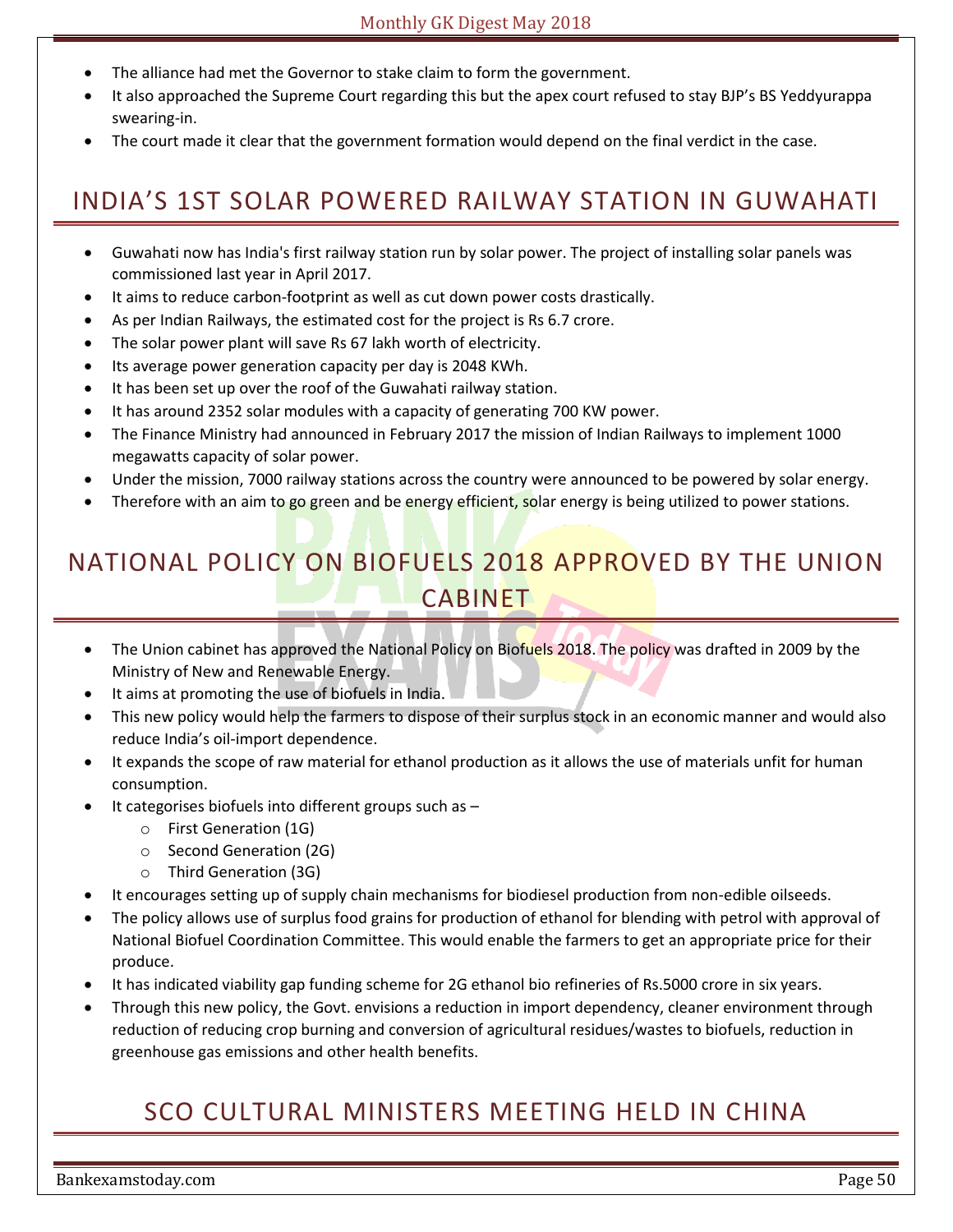- The alliance had met the Governor to stake claim to form the government.
- It also approached the Supreme Court regarding this but the apex court refused to stay BJP's BS Yeddyurappa swearing-in.
- The court made it clear that the government formation would depend on the final verdict in the case.

## INDIA'S 1ST SOLAR POWERED RAILWAY STATION IN GUWAHATI

- Guwahati now has India's first railway station run by solar power. The project of installing solar panels was commissioned last year in April 2017.
- It aims to reduce carbon-footprint as well as cut down power costs drastically.
- As per Indian Railways, the estimated cost for the project is Rs 6.7 crore.
- The solar power plant will save Rs 67 lakh worth of electricity.
- Its average power generation capacity per day is 2048 KWh.
- It has been set up over the roof of the Guwahati railway station.
- It has around 2352 solar modules with a capacity of generating 700 KW power.
- The Finance Ministry had announced in February 2017 the mission of Indian Railways to implement 1000 megawatts capacity of solar power.
- Under the mission, 7000 railway stations across the country were announced to be powered by solar energy.
- Therefore with an aim to go green and be energy efficient, solar energy is being utilized to power stations.

## NATIONAL POLICY ON BIOFUELS 2018 APPROVED BY THE UNION CABINET

- The Union cabinet has approved the National Policy on Biofuels 2018. The policy was drafted in 2009 by the Ministry of New and Renewable Energy.
- It aims at promoting the use of biofuels in India.
- This new policy would help the farmers to dispose of their surplus stock in an economic manner and would also reduce India's oil-import dependence.
- It expands the scope of raw material for ethanol production as it allows the use of materials unfit for human consumption.
- It categorises biofuels into different groups such as –
  - First Generation (1G)
  - Second Generation (2G)
  - Third Generation (3G)
- It encourages setting up of supply chain mechanisms for biodiesel production from non-edible oilseeds.
- The policy allows use of surplus food grains for production of ethanol for blending with petrol with approval of National Biofuel Coordination Committee. This would enable the farmers to get an appropriate price for their produce.
- It has indicated viability gap funding scheme for 2G ethanol bio refineries of Rs.5000 crore in six years.
- Through this new policy, the Govt. envisions a reduction in import dependency, cleaner environment through reduction of reducing crop burning and conversion of agricultural residues/wastes to biofuels, reduction in greenhouse gas emissions and other health benefits.

## SCO CULTURAL MINISTERS MEETING HELD IN CHINA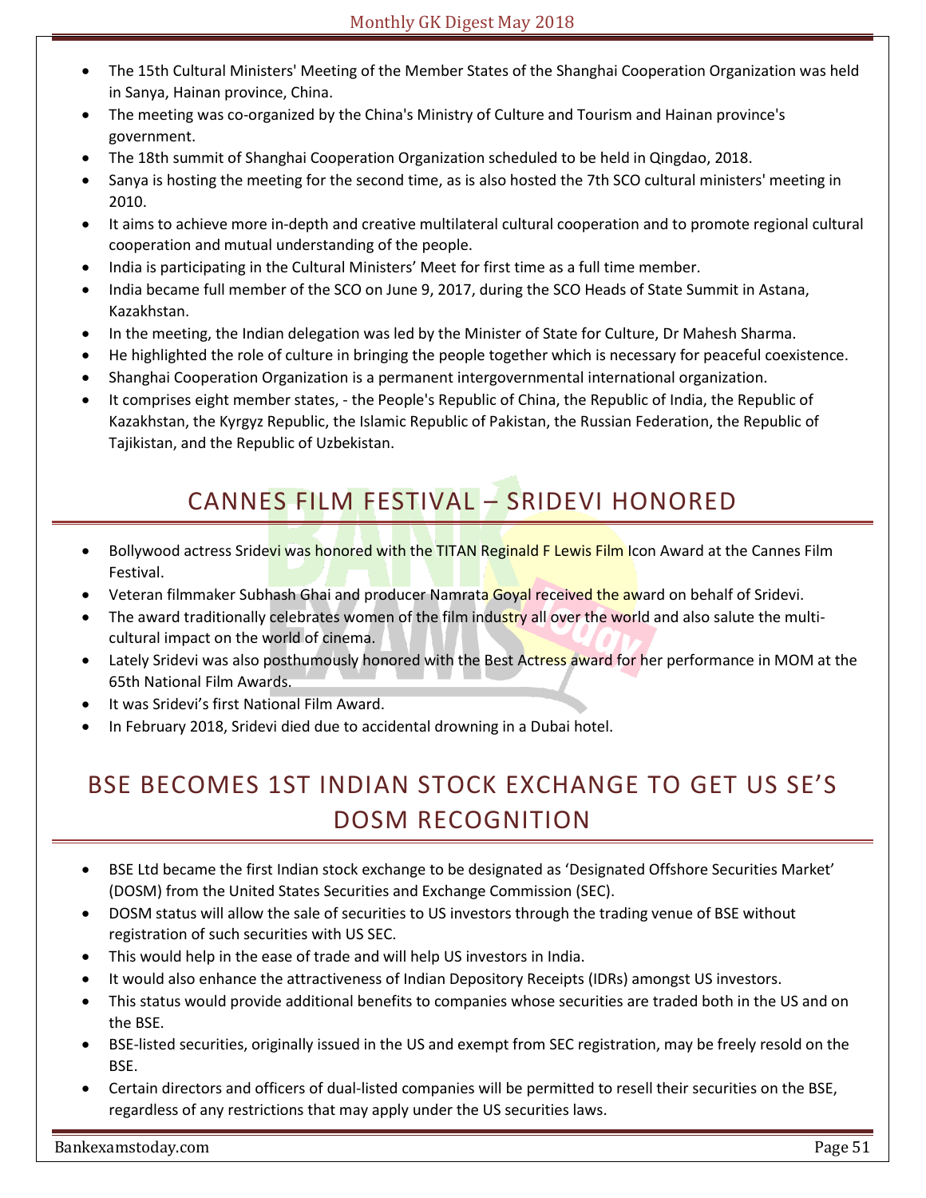- The 15th Cultural Ministers' Meeting of the Member States of the Shanghai Cooperation Organization was held in Sanya, Hainan province, China.
- The meeting was co-organized by the China's Ministry of Culture and Tourism and Hainan province's government.
- The 18th summit of Shanghai Cooperation Organization scheduled to be held in Qingdao, 2018.
- Sanya is hosting the meeting for the second time, as is also hosted the 7th SCO cultural ministers' meeting in 2010.
- It aims to achieve more in-depth and creative multilateral cultural cooperation and to promote regional cultural cooperation and mutual understanding of the people.
- India is participating in the Cultural Ministers' Meet for first time as a full time member.
- India became full member of the SCO on June 9, 2017, during the SCO Heads of State Summit in Astana, Kazakhstan.
- In the meeting, the Indian delegation was led by the Minister of State for Culture, Dr Mahesh Sharma.
- He highlighted the role of culture in bringing the people together which is necessary for peaceful coexistence.
- Shanghai Cooperation Organization is a permanent intergovernmental international organization.
- It comprises eight member states, - the People's Republic of China, the Republic of India, the Republic of Kazakhstan, the Kyrgyz Republic, the Islamic Republic of Pakistan, the Russian Federation, the Republic of Tajikistan, and the Republic of Uzbekistan.

## CANNES FILM FESTIVAL – SRIDEVI HONORED

- Bollywood actress Sridevi was honored with the TITAN Reginald F Lewis Film Icon Award at the Cannes Film Festival.
- Veteran filmmaker Subhash Ghai and producer Namrata Goyal received the award on behalf of Sridevi.
- The award traditionally celebrates women of the film industry all over the world and also salute the multi-cultural impact on the world of cinema.
- Lately Sridevi was also posthumously honored with the Best Actress award for her performance in MOM at the 65th National Film Awards.
- It was Sridevi's first National Film Award.
- In February 2018, Sridevi died due to accidental drowning in a Dubai hotel.

## BSE BECOMES 1ST INDIAN STOCK EXCHANGE TO GET US SE'S DOSM RECOGNITION

- BSE Ltd became the first Indian stock exchange to be designated as 'Designated Offshore Securities Market' (DOSM) from the United States Securities and Exchange Commission (SEC).
- DOSM status will allow the sale of securities to US investors through the trading venue of BSE without registration of such securities with US SEC.
- This would help in the ease of trade and will help US investors in India.
- It would also enhance the attractiveness of Indian Depository Receipts (IDRs) amongst US investors.
- This status would provide additional benefits to companies whose securities are traded both in the US and on the BSE.
- BSE-listed securities, originally issued in the US and exempt from SEC registration, may be freely resold on the BSE.
- Certain directors and officers of dual-listed companies will be permitted to resell their securities on the BSE, regardless of any restrictions that may apply under the US securities laws.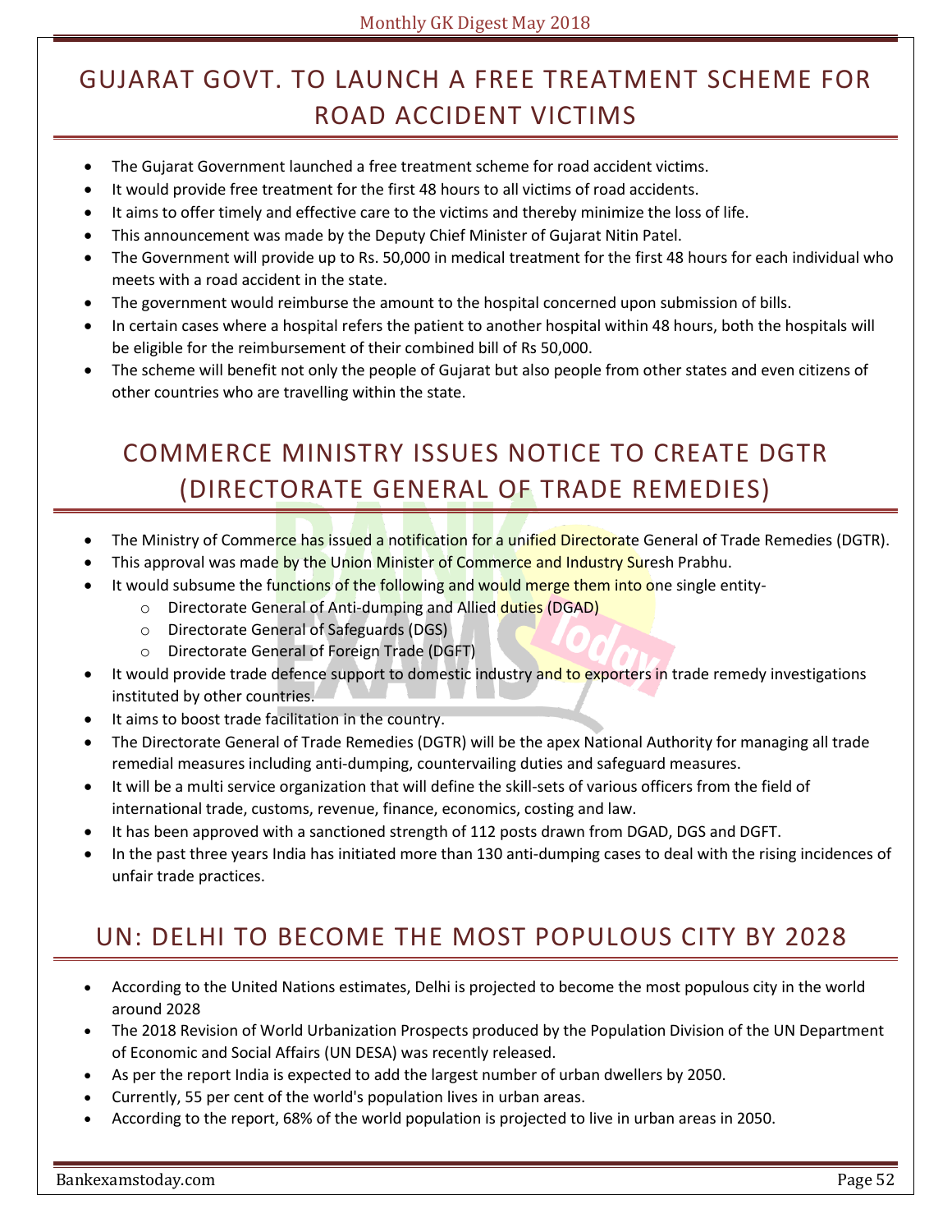## GUJARAT GOVT. TO LAUNCH A FREE TREATMENT SCHEME FOR ROAD ACCIDENT VICTIMS

- The Gujarat Government launched a free treatment scheme for road accident victims.
- It would provide free treatment for the first 48 hours to all victims of road accidents.
- It aims to offer timely and effective care to the victims and thereby minimize the loss of life.
- This announcement was made by the Deputy Chief Minister of Gujarat Nitin Patel.
- The Government will provide up to Rs. 50,000 in medical treatment for the first 48 hours for each individual who meets with a road accident in the state.
- The government would reimburse the amount to the hospital concerned upon submission of bills.
- In certain cases where a hospital refers the patient to another hospital within 48 hours, both the hospitals will be eligible for the reimbursement of their combined bill of Rs 50,000.
- The scheme will benefit not only the people of Gujarat but also people from other states and even citizens of other countries who are travelling within the state.

## COMMERCE MINISTRY ISSUES NOTICE TO CREATE DGTR (DIRECTORATE GENERAL OF TRADE REMEDIES)

- The Ministry of Commerce has issued a notification for a unified Directorate General of Trade Remedies (DGTR).
- This approval was made by the Union Minister of Commerce and Industry Suresh Prabhu.
- It would subsume the functions of the following and would merge them into one single entity-
  - Directorate General of Anti-dumping and Allied duties (DGAD)
  - Directorate General of Safeguards (DGS)
  - Directorate General of Foreign Trade (DGFT)
- It would provide trade defence support to domestic industry and to exporters in trade remedy investigations instituted by other countries.
- It aims to boost trade facilitation in the country.
- The Directorate General of Trade Remedies (DGTR) will be the apex National Authority for managing all trade remedial measures including anti-dumping, countervailing duties and safeguard measures.
- It will be a multi service organization that will define the skill-sets of various officers from the field of international trade, customs, revenue, finance, economics, costing and law.
- It has been approved with a sanctioned strength of 112 posts drawn from DGAD, DGS and DGFT.
- In the past three years India has initiated more than 130 anti-dumping cases to deal with the rising incidences of unfair trade practices.

## UN: DELHI TO BECOME THE MOST POPULOUS CITY BY 2028

- According to the United Nations estimates, Delhi is projected to become the most populous city in the world around 2028
- The 2018 Revision of World Urbanization Prospects produced by the Population Division of the UN Department of Economic and Social Affairs (UN DESA) was recently released.
- As per the report India is expected to add the largest number of urban dwellers by 2050.
- Currently, 55 per cent of the world's population lives in urban areas.
- According to the report, 68% of the world population is projected to live in urban areas in 2050.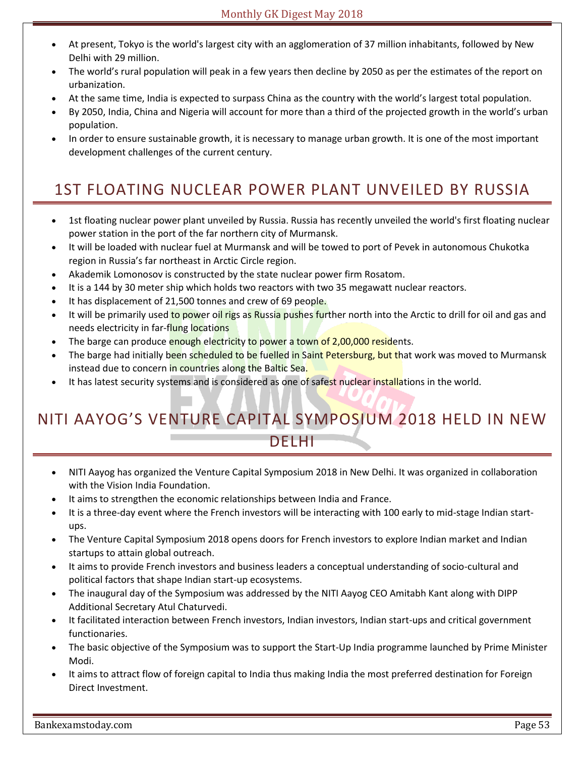- At present, Tokyo is the world's largest city with an agglomeration of 37 million inhabitants, followed by New Delhi with 29 million.
- The world's rural population will peak in a few years then decline by 2050 as per the estimates of the report on urbanization.
- At the same time, India is expected to surpass China as the country with the world's largest total population.
- By 2050, India, China and Nigeria will account for more than a third of the projected growth in the world's urban population.
- In order to ensure sustainable growth, it is necessary to manage urban growth. It is one of the most important development challenges of the current century.

## 1ST FLOATING NUCLEAR POWER PLANT UNVEILED BY RUSSIA

- 1st floating nuclear power plant unveiled by Russia. Russia has recently unveiled the world's first floating nuclear power station in the port of the far northern city of Murmansk.
- It will be loaded with nuclear fuel at Murmansk and will be towed to port of Pevek in autonomous Chukotka region in Russia's far northeast in Arctic Circle region.
- Akademik Lomonosov is constructed by the state nuclear power firm Rosatom.
- It is a 144 by 30 meter ship which holds two reactors with two 35 megawatt nuclear reactors.
- It has displacement of 21,500 tonnes and crew of 69 people.
- It will be primarily used to power oil rigs as Russia pushes further north into the Arctic to drill for oil and gas and needs electricity in far-flung locations
- The barge can produce enough electricity to power a town of 2,00,000 residents.
- The barge had initially been scheduled to be fuelled in Saint Petersburg, but that work was moved to Murmansk instead due to concern in countries along the Baltic Sea.
- It has latest security systems and is considered as one of safest nuclear installations in the world.

## NITI AAYOG'S VENTURE CAPITAL SYMPOSIUM 2018 HELD IN NEW DELHI

- NITI Aayog has organized the Venture Capital Symposium 2018 in New Delhi. It was organized in collaboration with the Vision India Foundation.
- It aims to strengthen the economic relationships between India and France.
- It is a three-day event where the French investors will be interacting with 100 early to mid-stage Indian start-ups.
- The Venture Capital Symposium 2018 opens doors for French investors to explore Indian market and Indian startups to attain global outreach.
- It aims to provide French investors and business leaders a conceptual understanding of socio-cultural and political factors that shape Indian start-up ecosystems.
- The inaugural day of the Symposium was addressed by the NITI Aayog CEO Amitabh Kant along with DIPP Additional Secretary Atul Chaturvedi.
- It facilitated interaction between French investors, Indian investors, Indian start-ups and critical government functionaries.
- The basic objective of the Symposium was to support the Start-Up India programme launched by Prime Minister Modi.
- It aims to attract flow of foreign capital to India thus making India the most preferred destination for Foreign Direct Investment.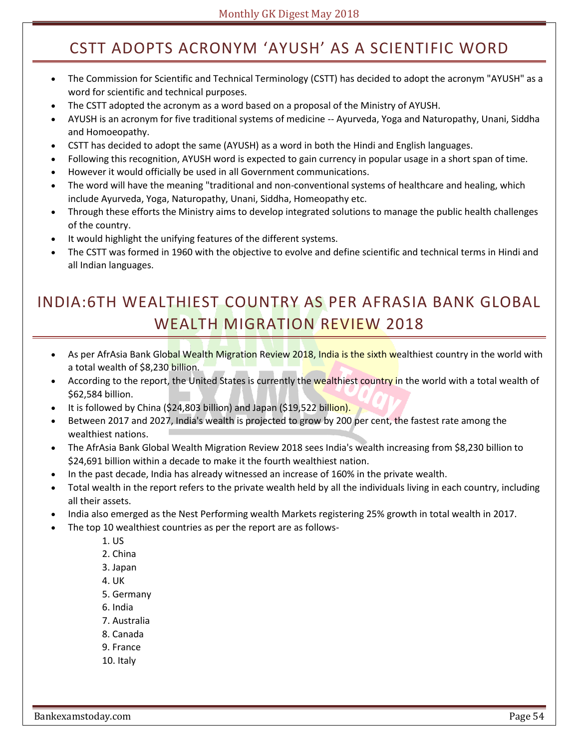# CSTT ADOPTS ACRONYM 'AYUSH' AS A SCIENTIFIC WORD

- The Commission for Scientific and Technical Terminology (CSTT) has decided to adopt the acronym "AYUSH" as a word for scientific and technical purposes.
- The CSTT adopted the acronym as a word based on a proposal of the Ministry of AYUSH.
- AYUSH is an acronym for five traditional systems of medicine -- Ayurveda, Yoga and Naturopathy, Unani, Siddha and Homoeopathy.
- CSTT has decided to adopt the same (AYUSH) as a word in both the Hindi and English languages.
- Following this recognition, AYUSH word is expected to gain currency in popular usage in a short span of time.
- However it would officially be used in all Government communications.
- The word will have the meaning "traditional and non-conventional systems of healthcare and healing, which include Ayurveda, Yoga, Naturopathy, Unani, Siddha, Homeopathy etc.
- Through these efforts the Ministry aims to develop integrated solutions to manage the public health challenges of the country.
- It would highlight the unifying features of the different systems.
- The CSTT was formed in 1960 with the objective to evolve and define scientific and technical terms in Hindi and all Indian languages.

# INDIA:6TH WEALTHIEST COUNTRY AS PER AFRASIA BANK GLOBAL WEALTH MIGRATION REVIEW 2018

- As per AfrAsia Bank Global Wealth Migration Review 2018, India is the sixth wealthiest country in the world with a total wealth of $8,230 billion.
- According to the report, the United States is currently the wealthiest country in the world with a total wealth of $62,584 billion.
- It is followed by China ($24,803 billion) and Japan ($19,522 billion).
- Between 2017 and 2027, India's wealth is projected to grow by 200 per cent, the fastest rate among the wealthiest nations.
- The AfrAsia Bank Global Wealth Migration Review 2018 sees India's wealth increasing from $8,230 billion to $24,691 billion within a decade to make it the fourth wealthiest nation.
- In the past decade, India has already witnessed an increase of 160% in the private wealth.
- Total wealth in the report refers to the private wealth held by all the individuals living in each country, including all their assets.
- India also emerged as the Nest Performing wealth Markets registering 25% growth in total wealth in 2017.
- The top 10 wealthiest countries as per the report are as follows-
    1. US
    2. China
    3. Japan
    4. UK
    5. Germany
    6. India
    7. Australia
    8. Canada
    9. France
    10. Italy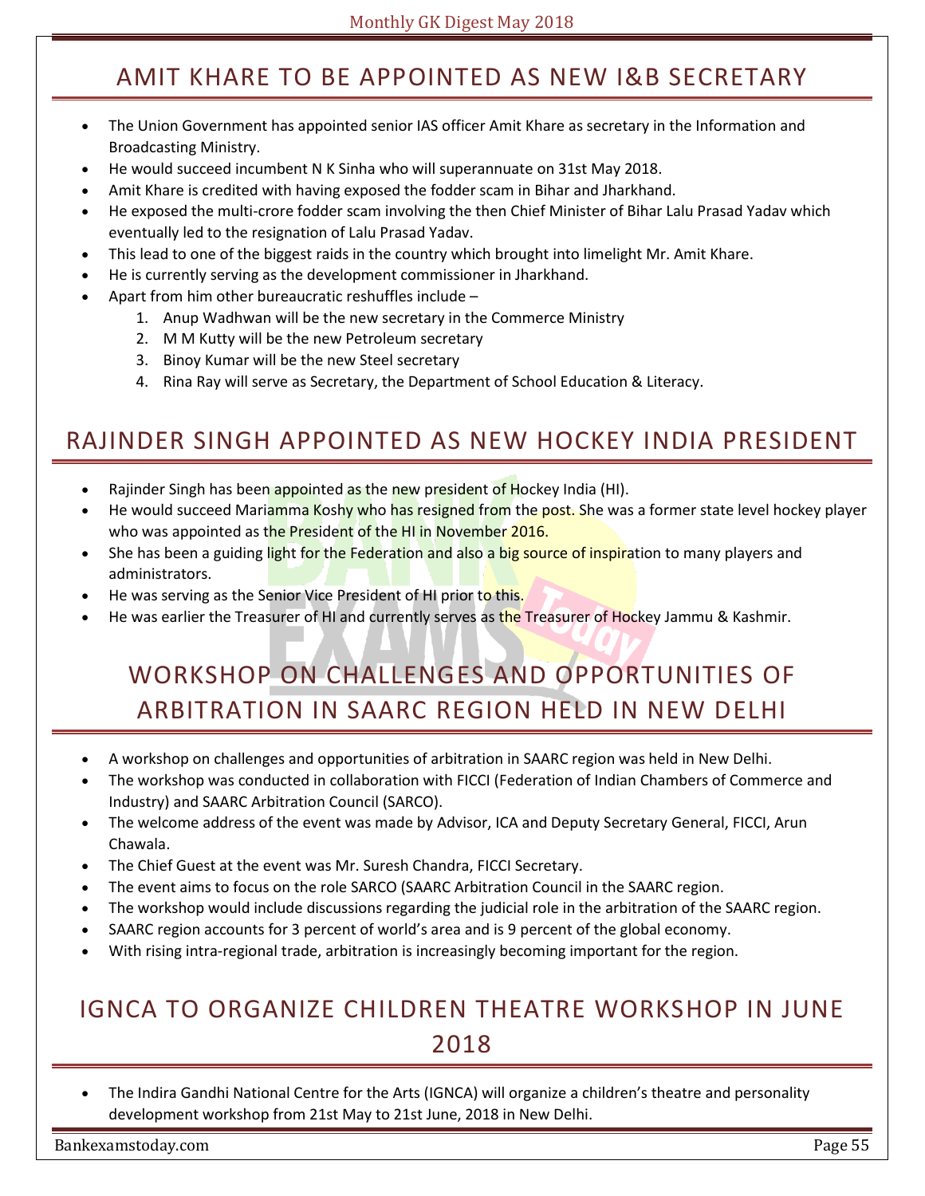## AMIT KHARE TO BE APPOINTED AS NEW I&B SECRETARY

- The Union Government has appointed senior IAS officer Amit Khare as secretary in the Information and Broadcasting Ministry.
- He would succeed incumbent N K Sinha who will superannuate on 31st May 2018.
- Amit Khare is credited with having exposed the fodder scam in Bihar and Jharkhand.
- He exposed the multi-crore fodder scam involving the then Chief Minister of Bihar Lalu Prasad Yadav which eventually led to the resignation of Lalu Prasad Yadav.
- This lead to one of the biggest raids in the country which brought into limelight Mr. Amit Khare.
- He is currently serving as the development commissioner in Jharkhand.
- Apart from him other bureaucratic reshuffles include –
  1. Anup Wadhwan will be the new secretary in the Commerce Ministry
  2. M M Kutty will be the new Petroleum secretary
  3. Binoy Kumar will be the new Steel secretary
  4. Rina Ray will serve as Secretary, the Department of School Education & Literacy.

## RAJINDER SINGH APPOINTED AS NEW HOCKEY INDIA PRESIDENT

- Rajinder Singh has been appointed as the new president of Hockey India (HI).
- He would succeed Mariamma Koshy who has resigned from the post. She was a former state level hockey player who was appointed as the President of the HI in November 2016.
- She has been a guiding light for the Federation and also a big source of inspiration to many players and administrators.
- He was serving as the Senior Vice President of HI prior to this.
- He was earlier the Treasurer of HI and currently serves as the Treasurer of Hockey Jammu & Kashmir.

## WORKSHOP ON CHALLENGES AND OPPORTUNITIES OF ARBITRATION IN SAARC REGION HELD IN NEW DELHI

- A workshop on challenges and opportunities of arbitration in SAARC region was held in New Delhi.
- The workshop was conducted in collaboration with FICCI (Federation of Indian Chambers of Commerce and Industry) and SAARC Arbitration Council (SARCO).
- The welcome address of the event was made by Advisor, ICA and Deputy Secretary General, FICCI, Arun Chawala.
- The Chief Guest at the event was Mr. Suresh Chandra, FICCI Secretary.
- The event aims to focus on the role SARCO (SAARC Arbitration Council in the SAARC region.
- The workshop would include discussions regarding the judicial role in the arbitration of the SAARC region.
- SAARC region accounts for 3 percent of world's area and is 9 percent of the global economy.
- With rising intra-regional trade, arbitration is increasingly becoming important for the region.

## IGNCA TO ORGANIZE CHILDREN THEATRE WORKSHOP IN JUNE 2018

- The Indira Gandhi National Centre for the Arts (IGNCA) will organize a children's theatre and personality development workshop from 21st May to 21st June, 2018 in New Delhi.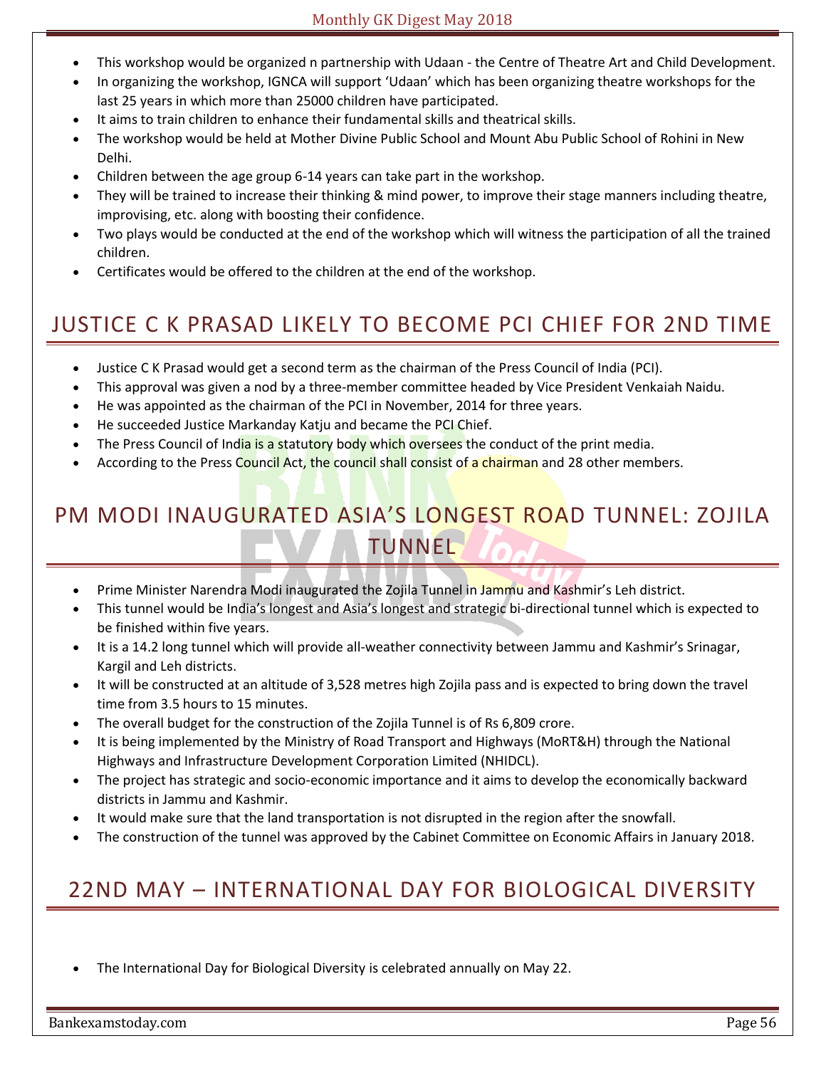- This workshop would be organized n partnership with Udaan - the Centre of Theatre Art and Child Development.
- In organizing the workshop, IGNCA will support 'Udaan' which has been organizing theatre workshops for the last 25 years in which more than 25000 children have participated.
- It aims to train children to enhance their fundamental skills and theatrical skills.
- The workshop would be held at Mother Divine Public School and Mount Abu Public School of Rohini in New Delhi.
- Children between the age group 6-14 years can take part in the workshop.
- They will be trained to increase their thinking & mind power, to improve their stage manners including theatre, improvising, etc. along with boosting their confidence.
- Two plays would be conducted at the end of the workshop which will witness the participation of all the trained children.
- Certificates would be offered to the children at the end of the workshop.

# JUSTICE C K PRASAD LIKELY TO BECOME PCI CHIEF FOR 2ND TIME

- Justice C K Prasad would get a second term as the chairman of the Press Council of India (PCI).
- This approval was given a nod by a three-member committee headed by Vice President Venkaiah Naidu.
- He was appointed as the chairman of the PCI in November, 2014 for three years.
- He succeeded Justice Markanday Katju and became the PCI Chief.
- The Press Council of India is a statutory body which oversees the conduct of the print media.
- According to the Press Council Act, the council shall consist of a chairman and 28 other members.

# PM MODI INAUGURATED ASIA'S LONGEST ROAD TUNNEL: ZOJILA TUNNEL

- Prime Minister Narendra Modi inaugurated the Zojila Tunnel in Jammu and Kashmir's Leh district.
- This tunnel would be India's longest and Asia's longest and strategic bi-directional tunnel which is expected to be finished within five years.
- It is a 14.2 long tunnel which will provide all-weather connectivity between Jammu and Kashmir's Srinagar, Kargil and Leh districts.
- It will be constructed at an altitude of 3,528 metres high Zojila pass and is expected to bring down the travel time from 3.5 hours to 15 minutes.
- The overall budget for the construction of the Zojila Tunnel is of Rs 6,809 crore.
- It is being implemented by the Ministry of Road Transport and Highways (MoRT&H) through the National Highways and Infrastructure Development Corporation Limited (NHIDCL).
- The project has strategic and socio-economic importance and it aims to develop the economically backward districts in Jammu and Kashmir.
- It would make sure that the land transportation is not disrupted in the region after the snowfall.
- The construction of the tunnel was approved by the Cabinet Committee on Economic Affairs in January 2018.

# 22ND MAY – INTERNATIONAL DAY FOR BIOLOGICAL DIVERSITY

- The International Day for Biological Diversity is celebrated annually on May 22.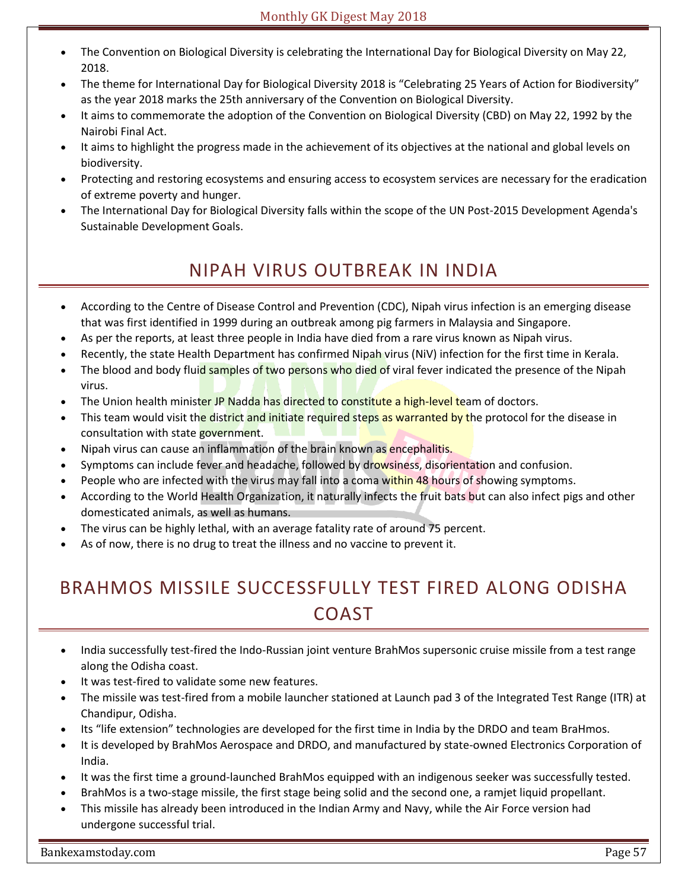- The Convention on Biological Diversity is celebrating the International Day for Biological Diversity on May 22, 2018.
- The theme for International Day for Biological Diversity 2018 is "Celebrating 25 Years of Action for Biodiversity" as the year 2018 marks the 25th anniversary of the Convention on Biological Diversity.
- It aims to commemorate the adoption of the Convention on Biological Diversity (CBD) on May 22, 1992 by the Nairobi Final Act.
- It aims to highlight the progress made in the achievement of its objectives at the national and global levels on biodiversity.
- Protecting and restoring ecosystems and ensuring access to ecosystem services are necessary for the eradication of extreme poverty and hunger.
- The International Day for Biological Diversity falls within the scope of the UN Post-2015 Development Agenda's Sustainable Development Goals.

## NIPAH VIRUS OUTBREAK IN INDIA

- According to the Centre of Disease Control and Prevention (CDC), Nipah virus infection is an emerging disease that was first identified in 1999 during an outbreak among pig farmers in Malaysia and Singapore.
- As per the reports, at least three people in India have died from a rare virus known as Nipah virus.
- Recently, the state Health Department has confirmed Nipah virus (NiV) infection for the first time in Kerala.
- The blood and body fluid samples of two persons who died of viral fever indicated the presence of the Nipah virus.
- The Union health minister JP Nadda has directed to constitute a high-level team of doctors.
- This team would visit the district and initiate required steps as warranted by the protocol for the disease in consultation with state government.
- Nipah virus can cause an inflammation of the brain known as encephalitis.
- Symptoms can include fever and headache, followed by drowsiness, disorientation and confusion.
- People who are infected with the virus may fall into a coma within 48 hours of showing symptoms.
- According to the World Health Organization, it naturally infects the fruit bats but can also infect pigs and other domesticated animals, as well as humans.
- The virus can be highly lethal, with an average fatality rate of around 75 percent.
- As of now, there is no drug to treat the illness and no vaccine to prevent it.

## BRAHMOS MISSILE SUCCESSFULLY TEST FIRED ALONG ODISHA COAST

- India successfully test-fired the Indo-Russian joint venture BrahMos supersonic cruise missile from a test range along the Odisha coast.
- It was test-fired to validate some new features.
- The missile was test-fired from a mobile launcher stationed at Launch pad 3 of the Integrated Test Range (ITR) at Chandipur, Odisha.
- Its "life extension" technologies are developed for the first time in India by the DRDO and team BraHmos.
- It is developed by BrahMos Aerospace and DRDO, and manufactured by state-owned Electronics Corporation of India.
- It was the first time a ground-launched BrahMos equipped with an indigenous seeker was successfully tested.
- BrahMos is a two-stage missile, the first stage being solid and the second one, a ramjet liquid propellant.
- This missile has already been introduced in the Indian Army and Navy, while the Air Force version had undergone successful trial.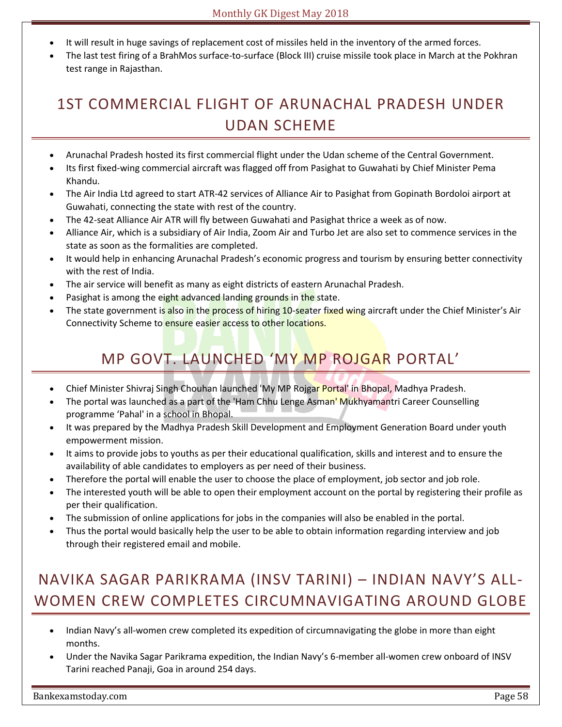- It will result in huge savings of replacement cost of missiles held in the inventory of the armed forces.
- The last test firing of a BrahMos surface-to-surface (Block III) cruise missile took place in March at the Pokhran test range in Rajasthan.

## 1ST COMMERCIAL FLIGHT OF ARUNACHAL PRADESH UNDER UDAN SCHEME

- Arunachal Pradesh hosted its first commercial flight under the Udan scheme of the Central Government.
- Its first fixed-wing commercial aircraft was flagged off from Pasighat to Guwahati by Chief Minister Pema Khandu.
- The Air India Ltd agreed to start ATR-42 services of Alliance Air to Pasighat from Gopinath Bordoloi airport at Guwahati, connecting the state with rest of the country.
- The 42-seat Alliance Air ATR will fly between Guwahati and Pasighat thrice a week as of now.
- Alliance Air, which is a subsidiary of Air India, Zoom Air and Turbo Jet are also set to commence services in the state as soon as the formalities are completed.
- It would help in enhancing Arunachal Pradesh's economic progress and tourism by ensuring better connectivity with the rest of India.
- The air service will benefit as many as eight districts of eastern Arunachal Pradesh.
- Pasighat is among the eight advanced landing grounds in the state.
- The state government is also in the process of hiring 10-seater fixed wing aircraft under the Chief Minister's Air Connectivity Scheme to ensure easier access to other locations.

## MP GOVT. LAUNCHED 'MY MP ROJGAR PORTAL'

- Chief Minister Shivraj Singh Chouhan launched 'My MP Rojgar Portal' in Bhopal, Madhya Pradesh.
- The portal was launched as a part of the 'Ham Chhu Lenge Asman' Mukhyamantri Career Counselling programme 'Pahal' in a school in Bhopal.
- It was prepared by the Madhya Pradesh Skill Development and Employment Generation Board under youth empowerment mission.
- It aims to provide jobs to youths as per their educational qualification, skills and interest and to ensure the availability of able candidates to employers as per need of their business.
- Therefore the portal will enable the user to choose the place of employment, job sector and job role.
- The interested youth will be able to open their employment account on the portal by registering their profile as per their qualification.
- The submission of online applications for jobs in the companies will also be enabled in the portal.
- Thus the portal would basically help the user to be able to obtain information regarding interview and job through their registered email and mobile.

## NAVIKA SAGAR PARIKRAMA (INSV TARINI) – INDIAN NAVY'S ALL-WOMEN CREW COMPLETES CIRCUMNAVIGATING AROUND GLOBE

- Indian Navy's all-women crew completed its expedition of circumnavigating the globe in more than eight months.
- Under the Navika Sagar Parikrama expedition, the Indian Navy's 6-member all-women crew onboard of INSV Tarini reached Panaji, Goa in around 254 days.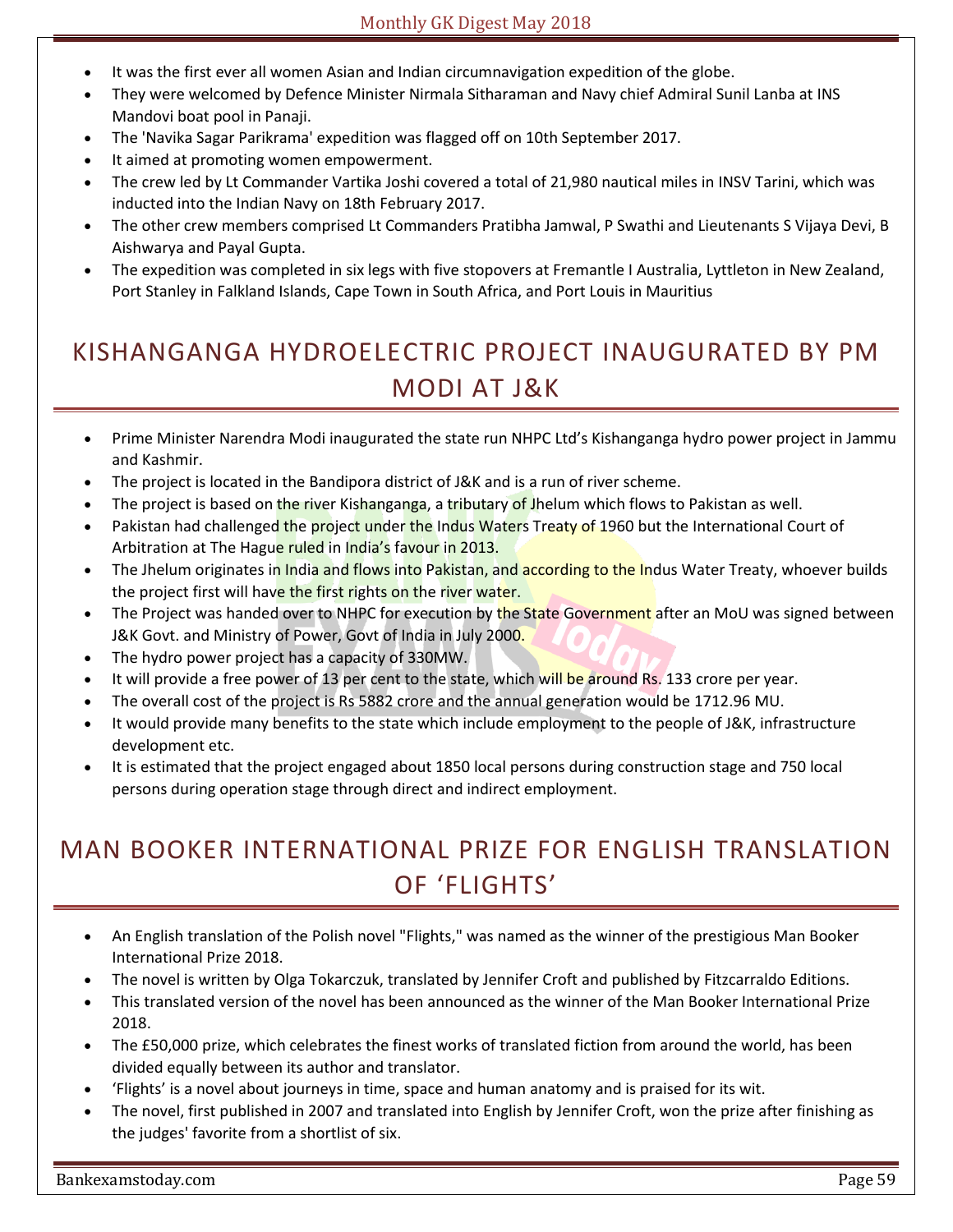- It was the first ever all women Asian and Indian circumnavigation expedition of the globe.
- They were welcomed by Defence Minister Nirmala Sitharaman and Navy chief Admiral Sunil Lanba at INS Mandovi boat pool in Panaji.
- The 'Navika Sagar Parikrama' expedition was flagged off on 10th September 2017.
- It aimed at promoting women empowerment.
- The crew led by Lt Commander Vartika Joshi covered a total of 21,980 nautical miles in INSV Tarini, which was inducted into the Indian Navy on 18th February 2017.
- The other crew members comprised Lt Commanders Pratibha Jamwal, P Swathi and Lieutenants S Vijaya Devi, B Aishwarya and Payal Gupta.
- The expedition was completed in six legs with five stopovers at Fremantle I Australia, Lyttleton in New Zealand, Port Stanley in Falkland Islands, Cape Town in South Africa, and Port Louis in Mauritius

## KISHANGANGA HYDROELECTRIC PROJECT INAUGURATED BY PM MODI AT J&K

- Prime Minister Narendra Modi inaugurated the state run NHPC Ltd's Kishanganga hydro power project in Jammu and Kashmir.
- The project is located in the Bandipora district of J&K and is a run of river scheme.
- The project is based on the river Kishanganga, a tributary of Jhelum which flows to Pakistan as well.
- Pakistan had challenged the project under the Indus Waters Treaty of 1960 but the International Court of Arbitration at The Hague ruled in India's favour in 2013.
- The Jhelum originates in India and flows into Pakistan, and according to the Indus Water Treaty, whoever builds the project first will have the first rights on the river water.
- The Project was handed over to NHPC for execution by the State Government after an MoU was signed between J&K Govt. and Ministry of Power, Govt of India in July 2000.
- The hydro power project has a capacity of 330MW.
- It will provide a free power of 13 per cent to the state, which will be around Rs. 133 crore per year.
- The overall cost of the project is Rs 5882 crore and the annual generation would be 1712.96 MU.
- It would provide many benefits to the state which include employment to the people of J&K, infrastructure development etc.
- It is estimated that the project engaged about 1850 local persons during construction stage and 750 local persons during operation stage through direct and indirect employment.

## MAN BOOKER INTERNATIONAL PRIZE FOR ENGLISH TRANSLATION OF 'FLIGHTS'

- An English translation of the Polish novel "Flights," was named as the winner of the prestigious Man Booker International Prize 2018.
- The novel is written by Olga Tokarczuk, translated by Jennifer Croft and published by Fitzcarraldo Editions.
- This translated version of the novel has been announced as the winner of the Man Booker International Prize 2018.
- The £50,000 prize, which celebrates the finest works of translated fiction from around the world, has been divided equally between its author and translator.
- 'Flights' is a novel about journeys in time, space and human anatomy and is praised for its wit.
- The novel, first published in 2007 and translated into English by Jennifer Croft, won the prize after finishing as the judges' favorite from a shortlist of six.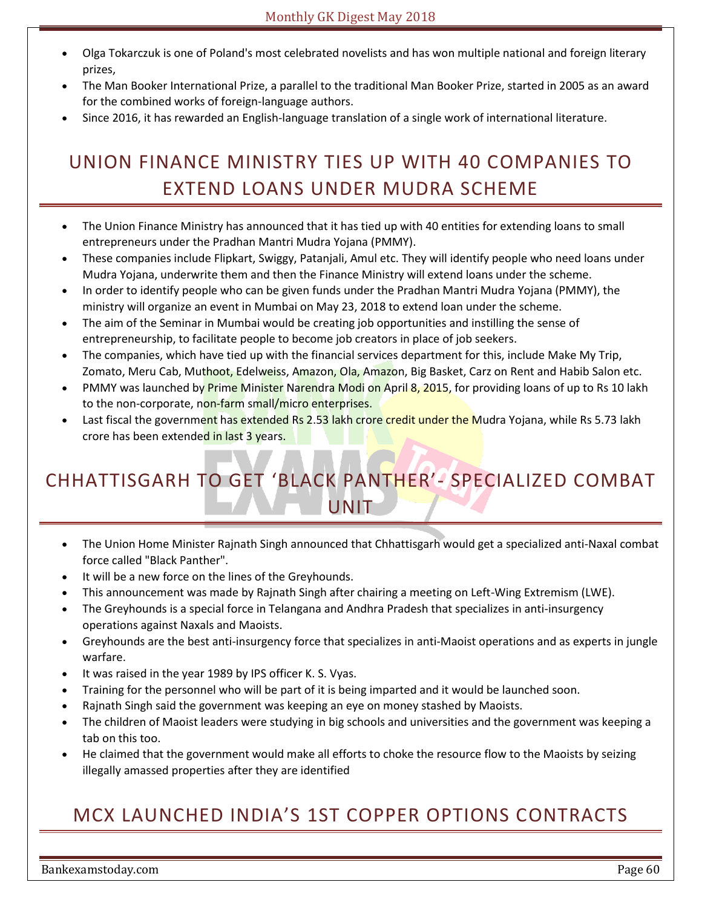- Olga Tokarczuk is one of Poland's most celebrated novelists and has won multiple national and foreign literary prizes,
- The Man Booker International Prize, a parallel to the traditional Man Booker Prize, started in 2005 as an award for the combined works of foreign-language authors.
- Since 2016, it has rewarded an English-language translation of a single work of international literature.

## UNION FINANCE MINISTRY TIES UP WITH 40 COMPANIES TO EXTEND LOANS UNDER MUDRA SCHEME

- The Union Finance Ministry has announced that it has tied up with 40 entities for extending loans to small entrepreneurs under the Pradhan Mantri Mudra Yojana (PMMY).
- These companies include Flipkart, Swiggy, Patanjali, Amul etc. They will identify people who need loans under Mudra Yojana, underwrite them and then the Finance Ministry will extend loans under the scheme.
- In order to identify people who can be given funds under the Pradhan Mantri Mudra Yojana (PMMY), the ministry will organize an event in Mumbai on May 23, 2018 to extend loan under the scheme.
- The aim of the Seminar in Mumbai would be creating job opportunities and instilling the sense of entrepreneurship, to facilitate people to become job creators in place of job seekers.
- The companies, which have tied up with the financial services department for this, include Make My Trip, Zomato, Meru Cab, Muthoot, Edelweiss, Amazon, Ola, Amazon, Big Basket, Carz on Rent and Habib Salon etc.
- PMMY was launched by Prime Minister Narendra Modi on April 8, 2015, for providing loans of up to Rs 10 lakh to the non-corporate, non-farm small/micro enterprises.
- Last fiscal the government has extended Rs 2.53 lakh crore credit under the Mudra Yojana, while Rs 5.73 lakh crore has been extended in last 3 years.

## CHHATTISGARH TO GET 'BLACK PANTHER'- SPECIALIZED COMBAT UNIT

- The Union Home Minister Rajnath Singh announced that Chhattisgarh would get a specialized anti-Naxal combat force called "Black Panther".
- It will be a new force on the lines of the Greyhounds.
- This announcement was made by Rajnath Singh after chairing a meeting on Left-Wing Extremism (LWE).
- The Greyhounds is a special force in Telangana and Andhra Pradesh that specializes in anti-insurgency operations against Naxals and Maoists.
- Greyhounds are the best anti-insurgency force that specializes in anti-Maoist operations and as experts in jungle warfare.
- It was raised in the year 1989 by IPS officer K. S. Vyas.
- Training for the personnel who will be part of it is being imparted and it would be launched soon.
- Rajnath Singh said the government was keeping an eye on money stashed by Maoists.
- The children of Maoist leaders were studying in big schools and universities and the government was keeping a tab on this too.
- He claimed that the government would make all efforts to choke the resource flow to the Maoists by seizing illegally amassed properties after they are identified

## MCX LAUNCHED INDIA'S 1ST COPPER OPTIONS CONTRACTS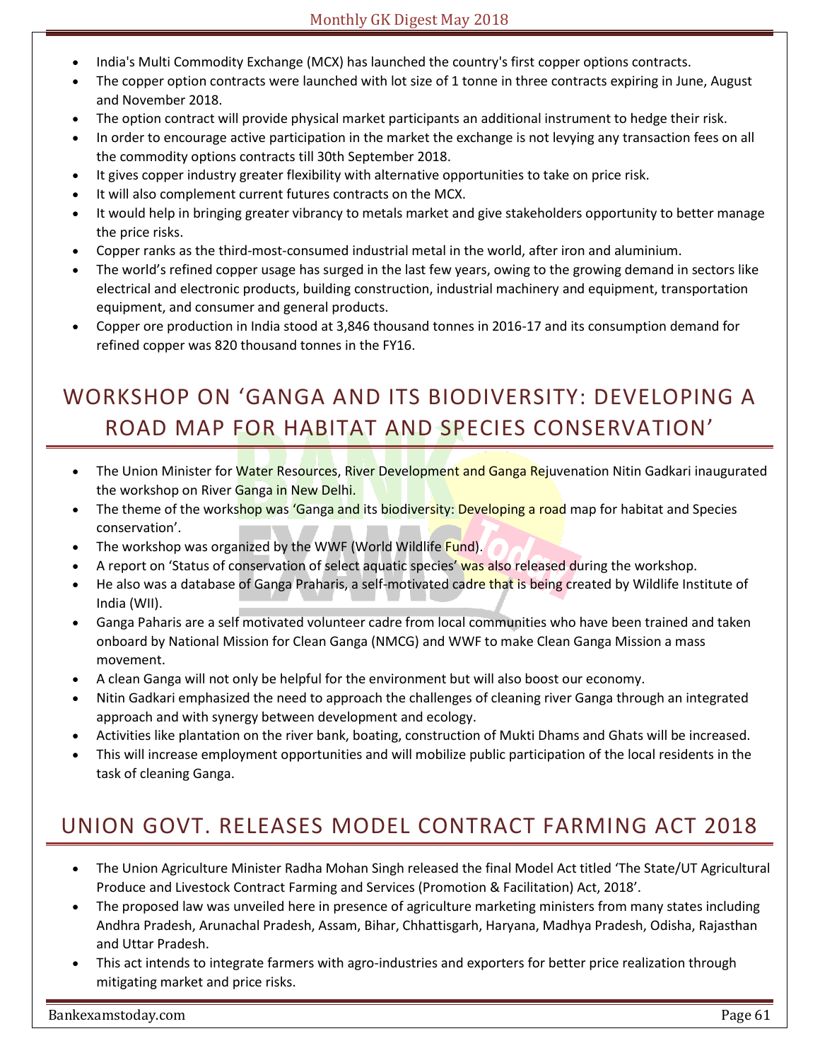- India's Multi Commodity Exchange (MCX) has launched the country's first copper options contracts.
- The copper option contracts were launched with lot size of 1 tonne in three contracts expiring in June, August and November 2018.
- The option contract will provide physical market participants an additional instrument to hedge their risk.
- In order to encourage active participation in the market the exchange is not levying any transaction fees on all the commodity options contracts till 30th September 2018.
- It gives copper industry greater flexibility with alternative opportunities to take on price risk.
- It will also complement current futures contracts on the MCX.
- It would help in bringing greater vibrancy to metals market and give stakeholders opportunity to better manage the price risks.
- Copper ranks as the third-most-consumed industrial metal in the world, after iron and aluminium.
- The world's refined copper usage has surged in the last few years, owing to the growing demand in sectors like electrical and electronic products, building construction, industrial machinery and equipment, transportation equipment, and consumer and general products.
- Copper ore production in India stood at 3,846 thousand tonnes in 2016-17 and its consumption demand for refined copper was 820 thousand tonnes in the FY16.

## WORKSHOP ON 'GANGA AND ITS BIODIVERSITY: DEVELOPING A ROAD MAP FOR HABITAT AND SPECIES CONSERVATION'

- The Union Minister for Water Resources, River Development and Ganga Rejuvenation Nitin Gadkari inaugurated the workshop on River Ganga in New Delhi.
- The theme of the workshop was 'Ganga and its biodiversity: Developing a road map for habitat and Species conservation'.
- The workshop was organized by the WWF (World Wildlife Fund).
- A report on 'Status of conservation of select aquatic species' was also released during the workshop.
- He also was a database of Ganga Praharis, a self-motivated cadre that is being created by Wildlife Institute of India (WII).
- Ganga Paharis are a self motivated volunteer cadre from local communities who have been trained and taken onboard by National Mission for Clean Ganga (NMCG) and WWF to make Clean Ganga Mission a mass movement.
- A clean Ganga will not only be helpful for the environment but will also boost our economy.
- Nitin Gadkari emphasized the need to approach the challenges of cleaning river Ganga through an integrated approach and with synergy between development and ecology.
- Activities like plantation on the river bank, boating, construction of Mukti Dhams and Ghats will be increased.
- This will increase employment opportunities and will mobilize public participation of the local residents in the task of cleaning Ganga.

## UNION GOVT. RELEASES MODEL CONTRACT FARMING ACT 2018

- The Union Agriculture Minister Radha Mohan Singh released the final Model Act titled 'The State/UT Agricultural Produce and Livestock Contract Farming and Services (Promotion & Facilitation) Act, 2018'.
- The proposed law was unveiled here in presence of agriculture marketing ministers from many states including Andhra Pradesh, Arunachal Pradesh, Assam, Bihar, Chhattisgarh, Haryana, Madhya Pradesh, Odisha, Rajasthan and Uttar Pradesh.
- This act intends to integrate farmers with agro-industries and exporters for better price realization through mitigating market and price risks.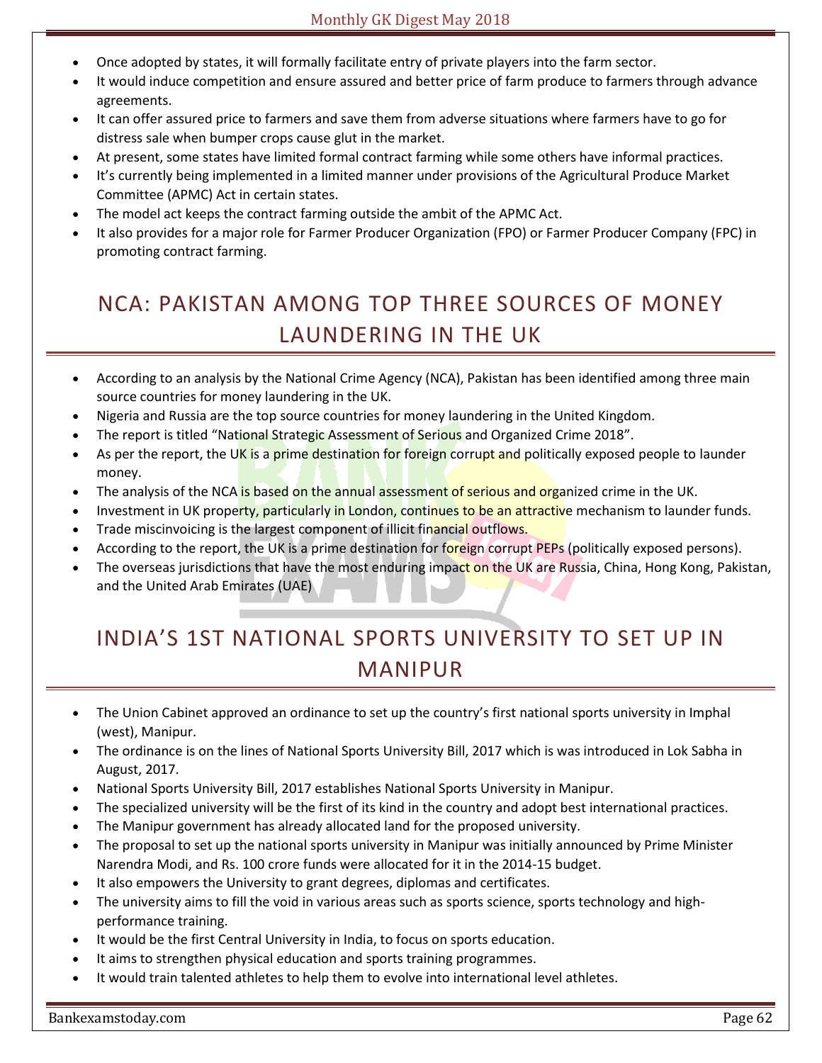- Once adopted by states, it will formally facilitate entry of private players into the farm sector.
- It would induce competition and ensure assured and better price of farm produce to farmers through advance agreements.
- It can offer assured price to farmers and save them from adverse situations where farmers have to go for distress sale when bumper crops cause glut in the market.
- At present, some states have limited formal contract farming while some others have informal practices.
- It's currently being implemented in a limited manner under provisions of the Agricultural Produce Market Committee (APMC) Act in certain states.
- The model act keeps the contract farming outside the ambit of the APMC Act.
- It also provides for a major role for Farmer Producer Organization (FPO) or Farmer Producer Company (FPC) in promoting contract farming.

# NCA: PAKISTAN AMONG TOP THREE SOURCES OF MONEY LAUNDERING IN THE UK

- According to an analysis by the National Crime Agency (NCA), Pakistan has been identified among three main source countries for money laundering in the UK.
- Nigeria and Russia are the top source countries for money laundering in the United Kingdom.
- The report is titled "National Strategic Assessment of Serious and Organized Crime 2018".
- As per the report, the UK is a prime destination for foreign corrupt and politically exposed people to launder money.
- The analysis of the NCA is based on the annual assessment of serious and organized crime in the UK.
- Investment in UK property, particularly in London, continues to be an attractive mechanism to launder funds.
- Trade miscinvoicing is the largest component of illicit financial outflows.
- According to the report, the UK is a prime destination for foreign corrupt PEPs (politically exposed persons).
- The overseas jurisdictions that have the most enduring impact on the UK are Russia, China, Hong Kong, Pakistan, and the United Arab Emirates (UAE)

# INDIA'S 1ST NATIONAL SPORTS UNIVERSITY TO SET UP IN MANIPUR

- The Union Cabinet approved an ordinance to set up the country's first national sports university in Imphal (west), Manipur.
- The ordinance is on the lines of National Sports University Bill, 2017 which is was introduced in Lok Sabha in August, 2017.
- National Sports University Bill, 2017 establishes National Sports University in Manipur.
- The specialized university will be the first of its kind in the country and adopt best international practices.
- The Manipur government has already allocated land for the proposed university.
- The proposal to set up the national sports university in Manipur was initially announced by Prime Minister Narendra Modi, and Rs. 100 crore funds were allocated for it in the 2014-15 budget.
- It also empowers the University to grant degrees, diplomas and certificates.
- The university aims to fill the void in various areas such as sports science, sports technology and high-performance training.
- It would be the first Central University in India, to focus on sports education.
- It aims to strengthen physical education and sports training programmes.
- It would train talented athletes to help them to evolve into international level athletes.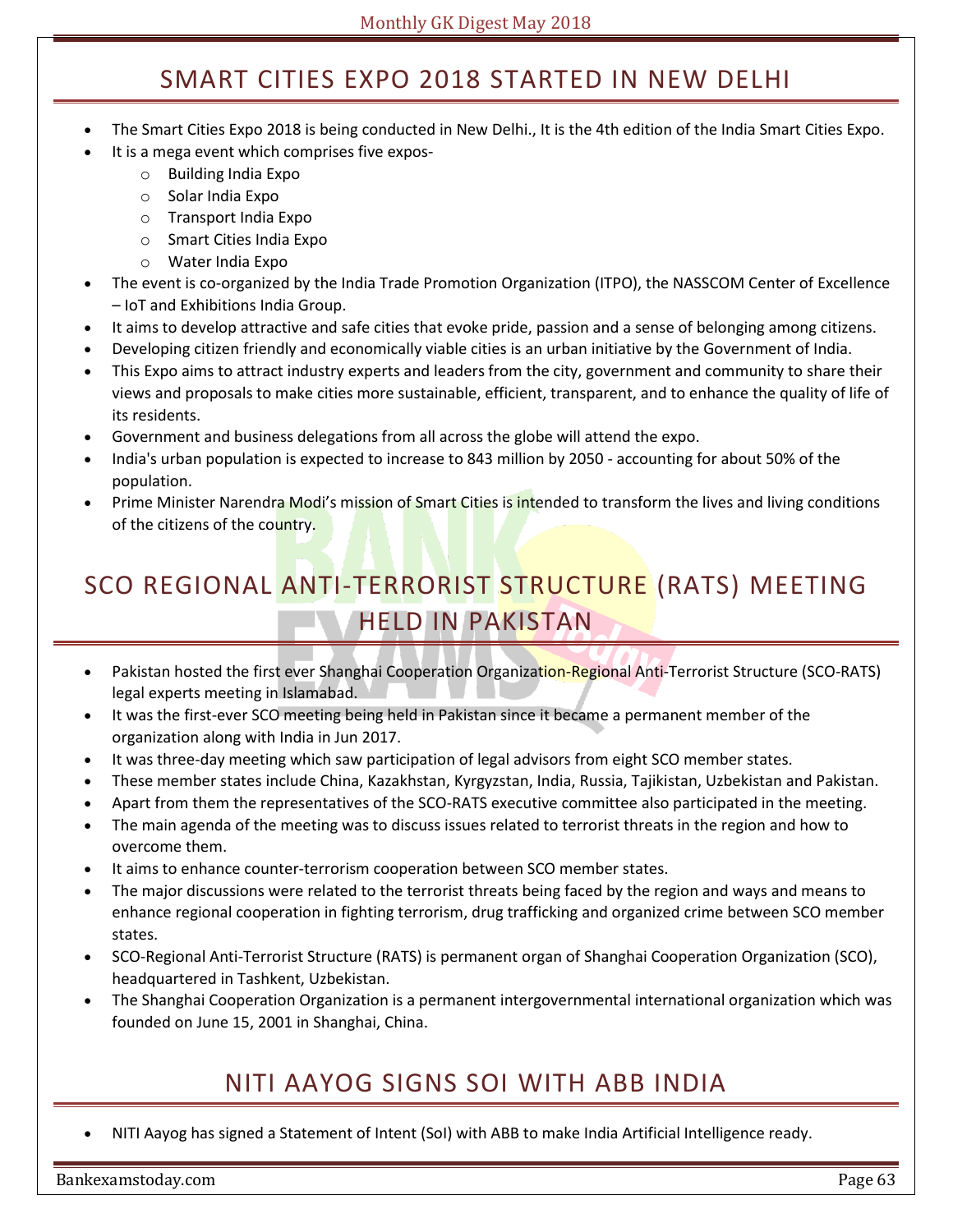## SMART CITIES EXPO 2018 STARTED IN NEW DELHI

- The Smart Cities Expo 2018 is being conducted in New Delhi., It is the 4th edition of the India Smart Cities Expo.
- It is a mega event which comprises five expos-
    - Building India Expo
    - Solar India Expo
    - Transport India Expo
    - Smart Cities India Expo
    - Water India Expo
- The event is co-organized by the India Trade Promotion Organization (ITPO), the NASSCOM Center of Excellence – IoT and Exhibitions India Group.
- It aims to develop attractive and safe cities that evoke pride, passion and a sense of belonging among citizens.
- Developing citizen friendly and economically viable cities is an urban initiative by the Government of India.
- This Expo aims to attract industry experts and leaders from the city, government and community to share their views and proposals to make cities more sustainable, efficient, transparent, and to enhance the quality of life of its residents.
- Government and business delegations from all across the globe will attend the expo.
- India's urban population is expected to increase to 843 million by 2050 - accounting for about 50% of the population.
- Prime Minister Narendra Modi's mission of Smart Cities is intended to transform the lives and living conditions of the citizens of the country.

## SCO REGIONAL ANTI-TERRORIST STRUCTURE (RATS) MEETING HELD IN PAKISTAN

- Pakistan hosted the first ever Shanghai Cooperation Organization-Regional Anti-Terrorist Structure (SCO-RATS) legal experts meeting in Islamabad.
- It was the first-ever SCO meeting being held in Pakistan since it became a permanent member of the organization along with India in Jun 2017.
- It was three-day meeting which saw participation of legal advisors from eight SCO member states.
- These member states include China, Kazakhstan, Kyrgyzstan, India, Russia, Tajikistan, Uzbekistan and Pakistan.
- Apart from them the representatives of the SCO-RATS executive committee also participated in the meeting.
- The main agenda of the meeting was to discuss issues related to terrorist threats in the region and how to overcome them.
- It aims to enhance counter-terrorism cooperation between SCO member states.
- The major discussions were related to the terrorist threats being faced by the region and ways and means to enhance regional cooperation in fighting terrorism, drug trafficking and organized crime between SCO member states.
- SCO-Regional Anti-Terrorist Structure (RATS) is permanent organ of Shanghai Cooperation Organization (SCO), headquartered in Tashkent, Uzbekistan.
- The Shanghai Cooperation Organization is a permanent intergovernmental international organization which was founded on June 15, 2001 in Shanghai, China.

## NITI AAYOG SIGNS SOI WITH ABB INDIA

- NITI Aayog has signed a Statement of Intent (SoI) with ABB to make India Artificial Intelligence ready.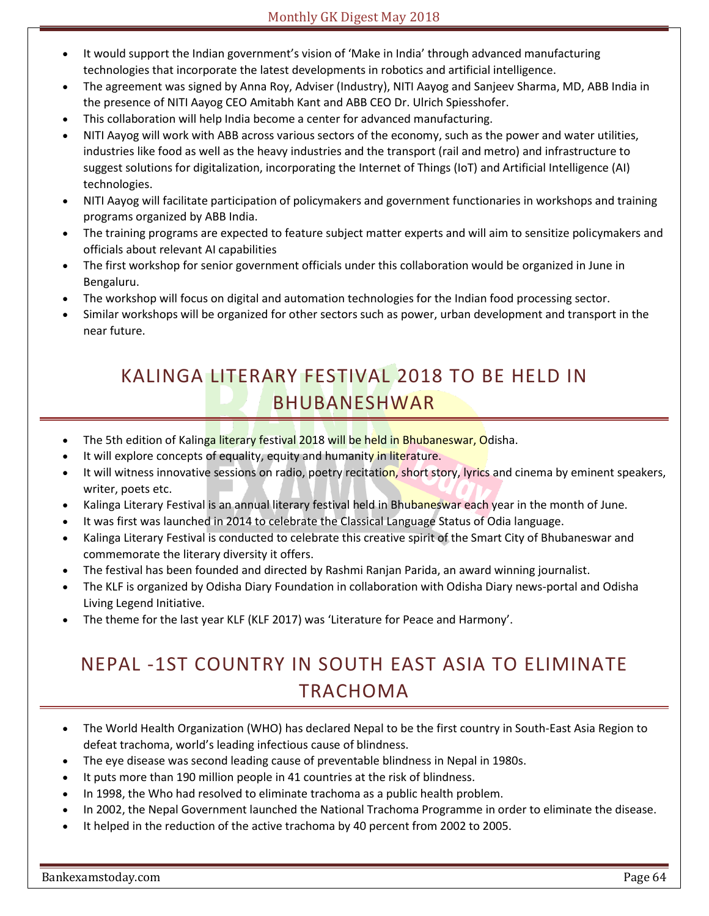- It would support the Indian government's vision of 'Make in India' through advanced manufacturing technologies that incorporate the latest developments in robotics and artificial intelligence.
- The agreement was signed by Anna Roy, Adviser (Industry), NITI Aayog and Sanjeev Sharma, MD, ABB India in the presence of NITI Aayog CEO Amitabh Kant and ABB CEO Dr. Ulrich Spiesshofer.
- This collaboration will help India become a center for advanced manufacturing.
- NITI Aayog will work with ABB across various sectors of the economy, such as the power and water utilities, industries like food as well as the heavy industries and the transport (rail and metro) and infrastructure to suggest solutions for digitalization, incorporating the Internet of Things (IoT) and Artificial Intelligence (AI) technologies.
- NITI Aayog will facilitate participation of policymakers and government functionaries in workshops and training programs organized by ABB India.
- The training programs are expected to feature subject matter experts and will aim to sensitize policymakers and officials about relevant AI capabilities
- The first workshop for senior government officials under this collaboration would be organized in June in Bengaluru.
- The workshop will focus on digital and automation technologies for the Indian food processing sector.
- Similar workshops will be organized for other sectors such as power, urban development and transport in the near future.

## KALINGA LITERARY FESTIVAL 2018 TO BE HELD IN BHUBANESHWAR

- The 5th edition of Kalinga literary festival 2018 will be held in Bhubaneswar, Odisha.
- It will explore concepts of equality, equity and humanity in literature.
- It will witness innovative sessions on radio, poetry recitation, short story, lyrics and cinema by eminent speakers, writer, poets etc.
- Kalinga Literary Festival is an annual literary festival held in Bhubaneswar each year in the month of June.
- It was first was launched in 2014 to celebrate the Classical Language Status of Odia language.
- Kalinga Literary Festival is conducted to celebrate this creative spirit of the Smart City of Bhubaneswar and commemorate the literary diversity it offers.
- The festival has been founded and directed by Rashmi Ranjan Parida, an award winning journalist.
- The KLF is organized by Odisha Diary Foundation in collaboration with Odisha Diary news-portal and Odisha Living Legend Initiative.
- The theme for the last year KLF (KLF 2017) was 'Literature for Peace and Harmony'.

## NEPAL -1ST COUNTRY IN SOUTH EAST ASIA TO ELIMINATE TRACHOMA

- The World Health Organization (WHO) has declared Nepal to be the first country in South-East Asia Region to defeat trachoma, world's leading infectious cause of blindness.
- The eye disease was second leading cause of preventable blindness in Nepal in 1980s.
- It puts more than 190 million people in 41 countries at the risk of blindness.
- In 1998, the Who had resolved to eliminate trachoma as a public health problem.
- In 2002, the Nepal Government launched the National Trachoma Programme in order to eliminate the disease.
- It helped in the reduction of the active trachoma by 40 percent from 2002 to 2005.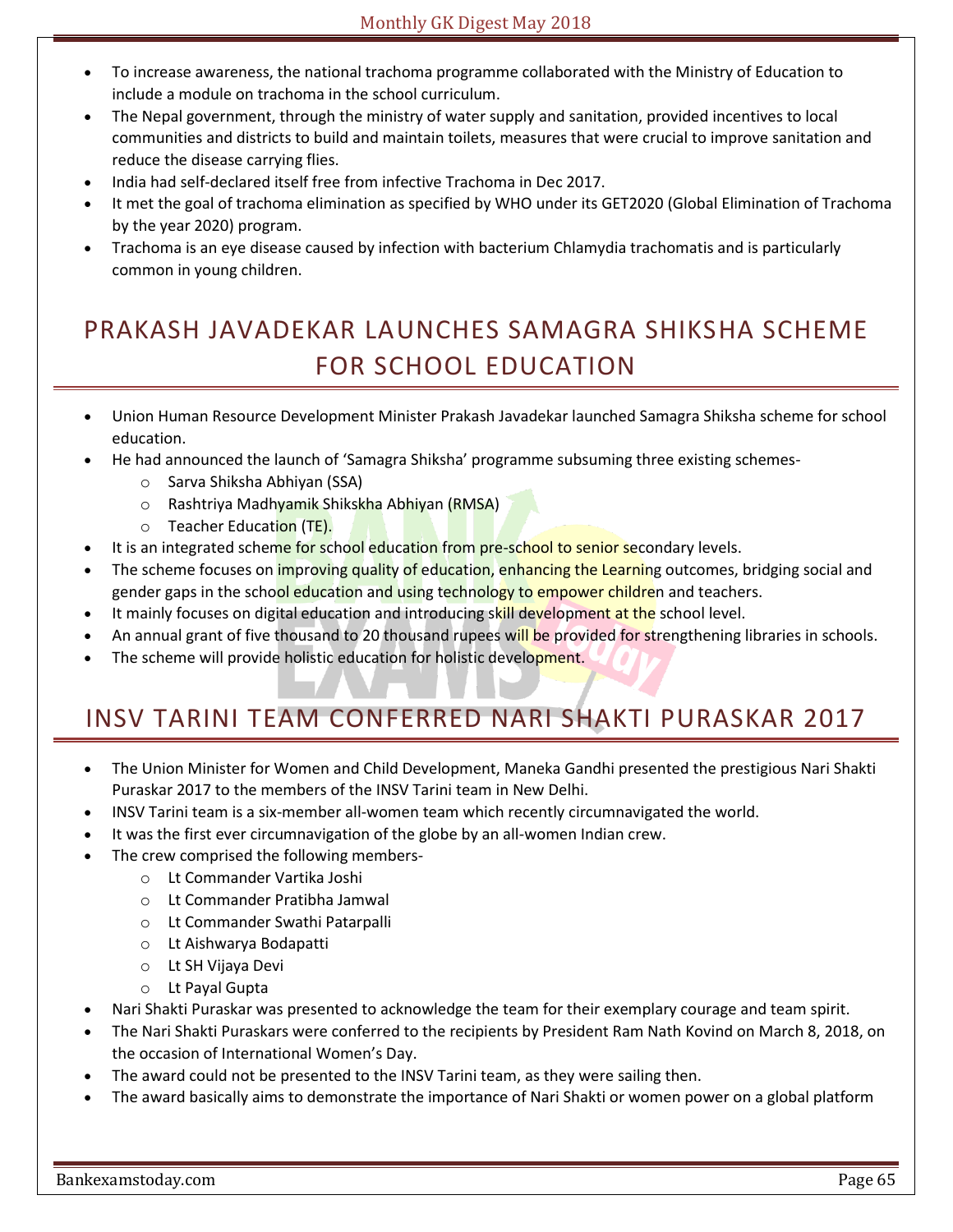- To increase awareness, the national trachoma programme collaborated with the Ministry of Education to include a module on trachoma in the school curriculum.
- The Nepal government, through the ministry of water supply and sanitation, provided incentives to local communities and districts to build and maintain toilets, measures that were crucial to improve sanitation and reduce the disease carrying flies.
- India had self-declared itself free from infective Trachoma in Dec 2017.
- It met the goal of trachoma elimination as specified by WHO under its GET2020 (Global Elimination of Trachoma by the year 2020) program.
- Trachoma is an eye disease caused by infection with bacterium Chlamydia trachomatis and is particularly common in young children.

## PRAKASH JAVADEKAR LAUNCHES SAMAGRA SHIKSHA SCHEME FOR SCHOOL EDUCATION

- Union Human Resource Development Minister Prakash Javadekar launched Samagra Shiksha scheme for school education.
- He had announced the launch of 'Samagra Shiksha' programme subsuming three existing schemes-
  - Sarva Shiksha Abhiyan (SSA)
  - Rashtriya Madhyamik Shikskha Abhiyan (RMSA)
  - Teacher Education (TE).
- It is an integrated scheme for school education from pre-school to senior secondary levels.
- The scheme focuses on improving quality of education, enhancing the Learning outcomes, bridging social and gender gaps in the school education and using technology to empower children and teachers.
- It mainly focuses on digital education and introducing skill development at the school level.
- An annual grant of five thousand to 20 thousand rupees will be provided for strengthening libraries in schools.
- The scheme will provide holistic education for holistic development.

## INSV TARINI TEAM CONFERRED NARI SHAKTI PURASKAR 2017

- The Union Minister for Women and Child Development, Maneka Gandhi presented the prestigious Nari Shakti Puraskar 2017 to the members of the INSV Tarini team in New Delhi.
- INSV Tarini team is a six-member all-women team which recently circumnavigated the world.
- It was the first ever circumnavigation of the globe by an all-women Indian crew.
- The crew comprised the following members-
  - Lt Commander Vartika Joshi
  - Lt Commander Pratibha Jamwal
  - Lt Commander Swathi Patarpalli
  - Lt Aishwarya Bodapatti
  - Lt SH Vijaya Devi
  - Lt Payal Gupta
- Nari Shakti Puraskar was presented to acknowledge the team for their exemplary courage and team spirit.
- The Nari Shakti Puraskars were conferred to the recipients by President Ram Nath Kovind on March 8, 2018, on the occasion of International Women's Day.
- The award could not be presented to the INSV Tarini team, as they were sailing then.
- The award basically aims to demonstrate the importance of Nari Shakti or women power on a global platform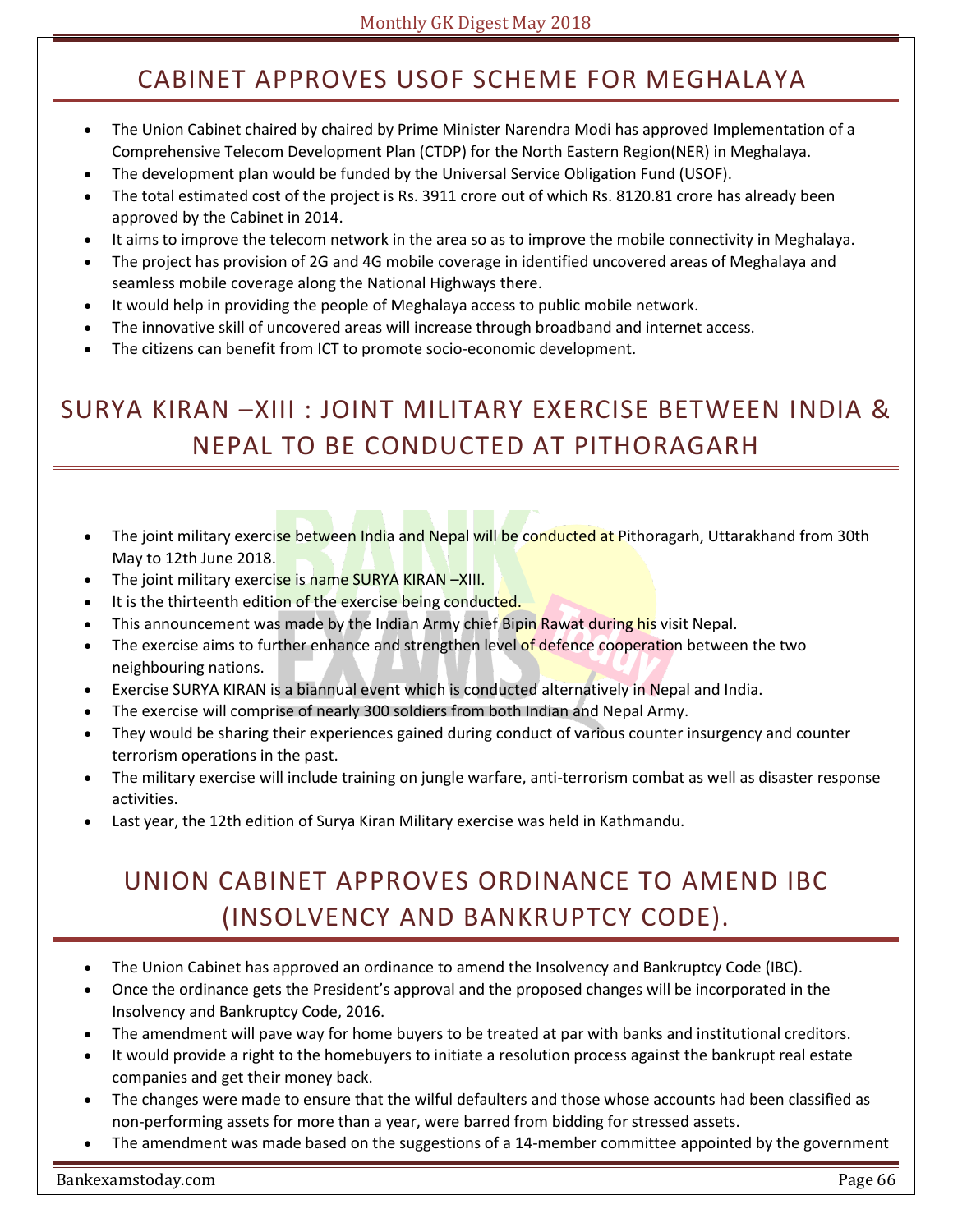## CABINET APPROVES USOF SCHEME FOR MEGHALAYA

- The Union Cabinet chaired by chaired by Prime Minister Narendra Modi has approved Implementation of a Comprehensive Telecom Development Plan (CTDP) for the North Eastern Region(NER) in Meghalaya.
- The development plan would be funded by the Universal Service Obligation Fund (USOF).
- The total estimated cost of the project is Rs. 3911 crore out of which Rs. 8120.81 crore has already been approved by the Cabinet in 2014.
- It aims to improve the telecom network in the area so as to improve the mobile connectivity in Meghalaya.
- The project has provision of 2G and 4G mobile coverage in identified uncovered areas of Meghalaya and seamless mobile coverage along the National Highways there.
- It would help in providing the people of Meghalaya access to public mobile network.
- The innovative skill of uncovered areas will increase through broadband and internet access.
- The citizens can benefit from ICT to promote socio-economic development.

## SURYA KIRAN –XIII : JOINT MILITARY EXERCISE BETWEEN INDIA & NEPAL TO BE CONDUCTED AT PITHORAGARH

- The joint military exercise between India and Nepal will be conducted at Pithoragarh, Uttarakhand from 30th May to 12th June 2018.
- The joint military exercise is name SURYA KIRAN –XIII.
- It is the thirteenth edition of the exercise being conducted.
- This announcement was made by the Indian Army chief Bipin Rawat during his visit Nepal.
- The exercise aims to further enhance and strengthen level of defence cooperation between the two neighbouring nations.
- Exercise SURYA KIRAN is a biannual event which is conducted alternatively in Nepal and India.
- The exercise will comprise of nearly 300 soldiers from both Indian and Nepal Army.
- They would be sharing their experiences gained during conduct of various counter insurgency and counter terrorism operations in the past.
- The military exercise will include training on jungle warfare, anti-terrorism combat as well as disaster response activities.
- Last year, the 12th edition of Surya Kiran Military exercise was held in Kathmandu.

## UNION CABINET APPROVES ORDINANCE TO AMEND IBC (INSOLVENCY AND BANKRUPTCY CODE).

- The Union Cabinet has approved an ordinance to amend the Insolvency and Bankruptcy Code (IBC).
- Once the ordinance gets the President's approval and the proposed changes will be incorporated in the Insolvency and Bankruptcy Code, 2016.
- The amendment will pave way for home buyers to be treated at par with banks and institutional creditors.
- It would provide a right to the homebuyers to initiate a resolution process against the bankrupt real estate companies and get their money back.
- The changes were made to ensure that the wilful defaulters and those whose accounts had been classified as non-performing assets for more than a year, were barred from bidding for stressed assets.
- The amendment was made based on the suggestions of a 14-member committee appointed by the government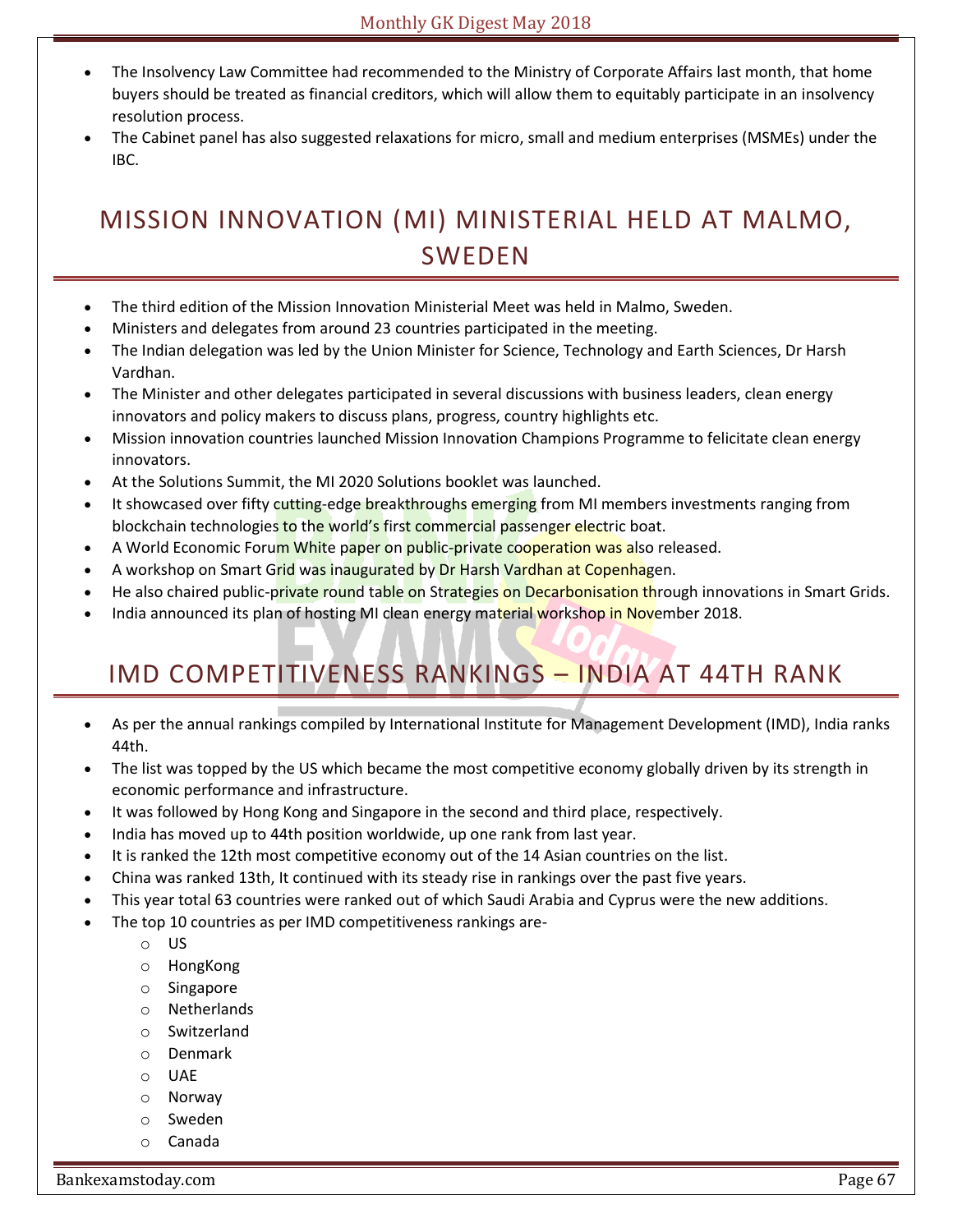- The Insolvency Law Committee had recommended to the Ministry of Corporate Affairs last month, that home buyers should be treated as financial creditors, which will allow them to equitably participate in an insolvency resolution process.
- The Cabinet panel has also suggested relaxations for micro, small and medium enterprises (MSMEs) under the IBC.

## MISSION INNOVATION (MI) MINISTERIAL HELD AT MALMO, SWEDEN

- The third edition of the Mission Innovation Ministerial Meet was held in Malmo, Sweden.
- Ministers and delegates from around 23 countries participated in the meeting.
- The Indian delegation was led by the Union Minister for Science, Technology and Earth Sciences, Dr Harsh Vardhan.
- The Minister and other delegates participated in several discussions with business leaders, clean energy innovators and policy makers to discuss plans, progress, country highlights etc.
- Mission innovation countries launched Mission Innovation Champions Programme to felicitate clean energy innovators.
- At the Solutions Summit, the MI 2020 Solutions booklet was launched.
- It showcased over fifty cutting-edge breakthroughs emerging from MI members investments ranging from blockchain technologies to the world's first commercial passenger electric boat.
- A World Economic Forum White paper on public-private cooperation was also released.
- A workshop on Smart Grid was inaugurated by Dr Harsh Vardhan at Copenhagen.
- He also chaired public-private round table on Strategies on Decarbonisation through innovations in Smart Grids.
- India announced its plan of hosting MI clean energy material workshop in November 2018.

## IMD COMPETITIVENESS RANKINGS – INDIA AT 44TH RANK

- As per the annual rankings compiled by International Institute for Management Development (IMD), India ranks 44th.
- The list was topped by the US which became the most competitive economy globally driven by its strength in economic performance and infrastructure.
- It was followed by Hong Kong and Singapore in the second and third place, respectively.
- India has moved up to 44th position worldwide, up one rank from last year.
- It is ranked the 12th most competitive economy out of the 14 Asian countries on the list.
- China was ranked 13th, It continued with its steady rise in rankings over the past five years.
- This year total 63 countries were ranked out of which Saudi Arabia and Cyprus were the new additions.
- The top 10 countries as per IMD competitiveness rankings are-
  - US
  - HongKong
  - Singapore
  - Netherlands
  - Switzerland
  - Denmark
  - UAE
  - Norway
  - Sweden
  - Canada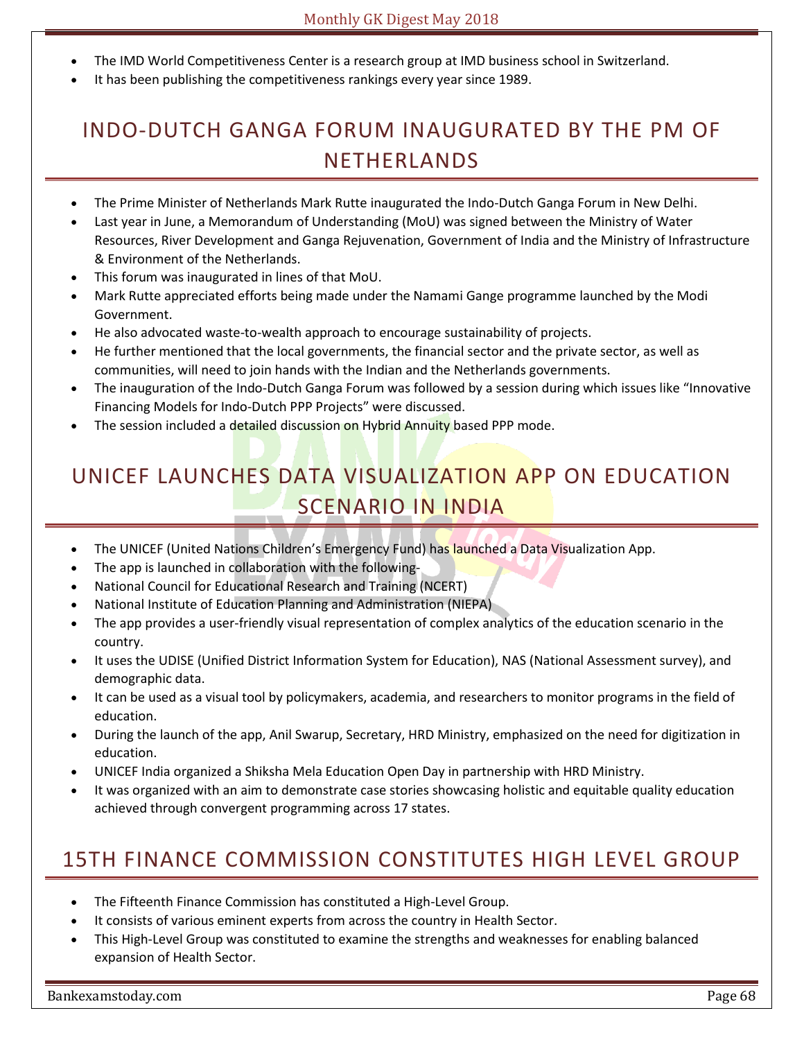- The IMD World Competitiveness Center is a research group at IMD business school in Switzerland.
- It has been publishing the competitiveness rankings every year since 1989.

## INDO-DUTCH GANGA FORUM INAUGURATED BY THE PM OF NETHERLANDS

- The Prime Minister of Netherlands Mark Rutte inaugurated the Indo-Dutch Ganga Forum in New Delhi.
- Last year in June, a Memorandum of Understanding (MoU) was signed between the Ministry of Water Resources, River Development and Ganga Rejuvenation, Government of India and the Ministry of Infrastructure & Environment of the Netherlands.
- This forum was inaugurated in lines of that MoU.
- Mark Rutte appreciated efforts being made under the Namami Gange programme launched by the Modi Government.
- He also advocated waste-to-wealth approach to encourage sustainability of projects.
- He further mentioned that the local governments, the financial sector and the private sector, as well as communities, will need to join hands with the Indian and the Netherlands governments.
- The inauguration of the Indo-Dutch Ganga Forum was followed by a session during which issues like "Innovative Financing Models for Indo-Dutch PPP Projects" were discussed.
- The session included a detailed discussion on Hybrid Annuity based PPP mode.

## UNICEF LAUNCHES DATA VISUALIZATION APP ON EDUCATION SCENARIO IN INDIA

- The UNICEF (United Nations Children's Emergency Fund) has launched a Data Visualization App.
- The app is launched in collaboration with the following-
- National Council for Educational Research and Training (NCERT)
- National Institute of Education Planning and Administration (NIEPA)
- The app provides a user-friendly visual representation of complex analytics of the education scenario in the country.
- It uses the UDISE (Unified District Information System for Education), NAS (National Assessment survey), and demographic data.
- It can be used as a visual tool by policymakers, academia, and researchers to monitor programs in the field of education.
- During the launch of the app, Anil Swarup, Secretary, HRD Ministry, emphasized on the need for digitization in education.
- UNICEF India organized a Shiksha Mela Education Open Day in partnership with HRD Ministry.
- It was organized with an aim to demonstrate case stories showcasing holistic and equitable quality education achieved through convergent programming across 17 states.

## 15TH FINANCE COMMISSION CONSTITUTES HIGH LEVEL GROUP

- The Fifteenth Finance Commission has constituted a High-Level Group.
- It consists of various eminent experts from across the country in Health Sector.
- This High-Level Group was constituted to examine the strengths and weaknesses for enabling balanced expansion of Health Sector.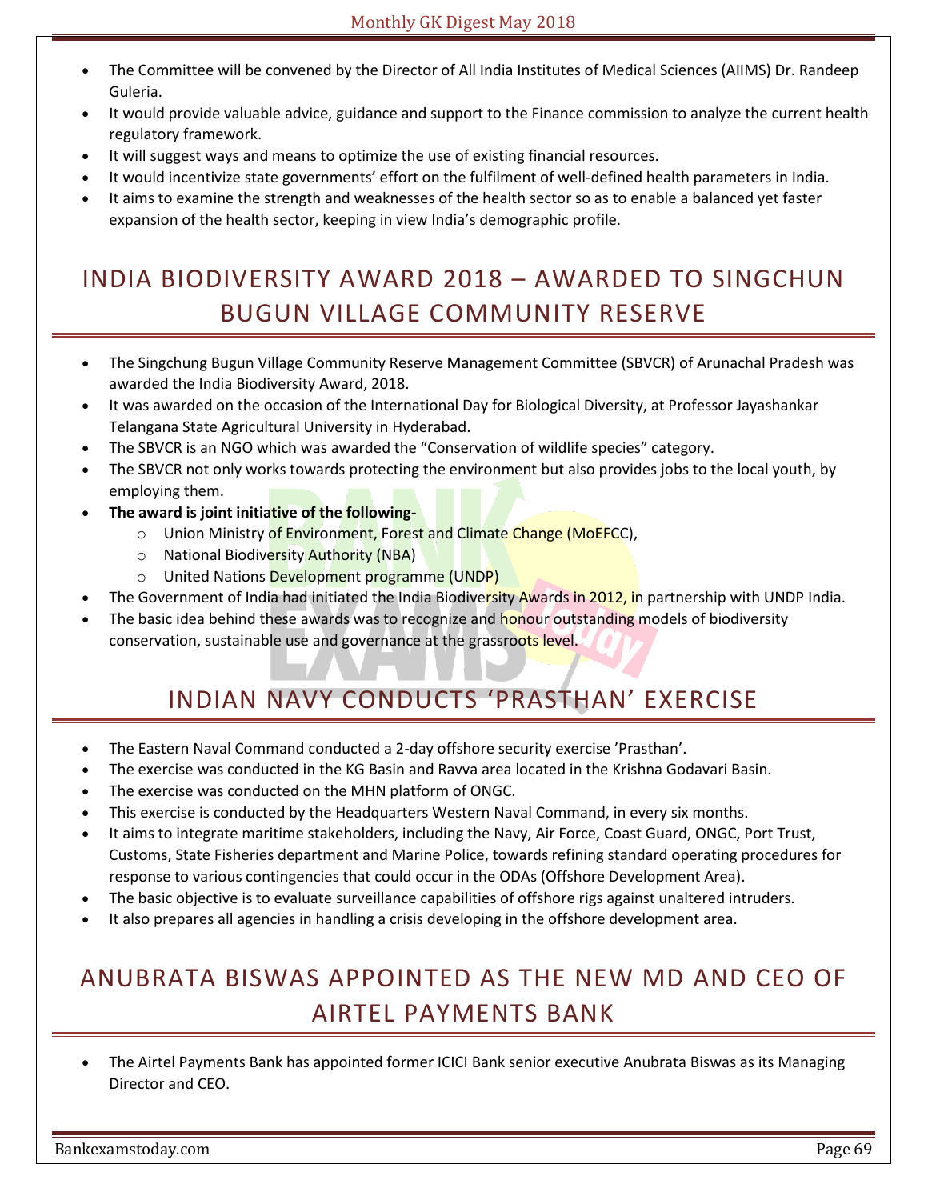- The Committee will be convened by the Director of All India Institutes of Medical Sciences (AIIMS) Dr. Randeep Guleria.
- It would provide valuable advice, guidance and support to the Finance commission to analyze the current health regulatory framework.
- It will suggest ways and means to optimize the use of existing financial resources.
- It would incentivize state governments' effort on the fulfilment of well-defined health parameters in India.
- It aims to examine the strength and weaknesses of the health sector so as to enable a balanced yet faster expansion of the health sector, keeping in view India's demographic profile.

# INDIA BIODIVERSITY AWARD 2018 – AWARDED TO SINGCHUN BUGUN VILLAGE COMMUNITY RESERVE

- The Singchung Bugun Village Community Reserve Management Committee (SBVCR) of Arunachal Pradesh was awarded the India Biodiversity Award, 2018.
- It was awarded on the occasion of the International Day for Biological Diversity, at Professor Jayashankar Telangana State Agricultural University in Hyderabad.
- The SBVCR is an NGO which was awarded the "Conservation of wildlife species" category.
- The SBVCR not only works towards protecting the environment but also provides jobs to the local youth, by employing them.
- **The award is joint initiative of the following-**
  - Union Ministry of Environment, Forest and Climate Change (MoEFCC),
  - National Biodiversity Authority (NBA)
  - United Nations Development programme (UNDP)
- The Government of India had initiated the India Biodiversity Awards in 2012, in partnership with UNDP India.
- The basic idea behind these awards was to recognize and honour outstanding models of biodiversity conservation, sustainable use and governance at the grassroots level.

# INDIAN NAVY CONDUCTS 'PRASTHAN' EXERCISE

- The Eastern Naval Command conducted a 2-day offshore security exercise 'Prasthan'.
- The exercise was conducted in the KG Basin and Ravva area located in the Krishna Godavari Basin.
- The exercise was conducted on the MHN platform of ONGC.
- This exercise is conducted by the Headquarters Western Naval Command, in every six months.
- It aims to integrate maritime stakeholders, including the Navy, Air Force, Coast Guard, ONGC, Port Trust, Customs, State Fisheries department and Marine Police, towards refining standard operating procedures for response to various contingencies that could occur in the ODAs (Offshore Development Area).
- The basic objective is to evaluate surveillance capabilities of offshore rigs against unaltered intruders.
- It also prepares all agencies in handling a crisis developing in the offshore development area.

# ANUBRATA BISWAS APPOINTED AS THE NEW MD AND CEO OF AIRTEL PAYMENTS BANK

- The Airtel Payments Bank has appointed former ICICI Bank senior executive Anubrata Biswas as its Managing Director and CEO.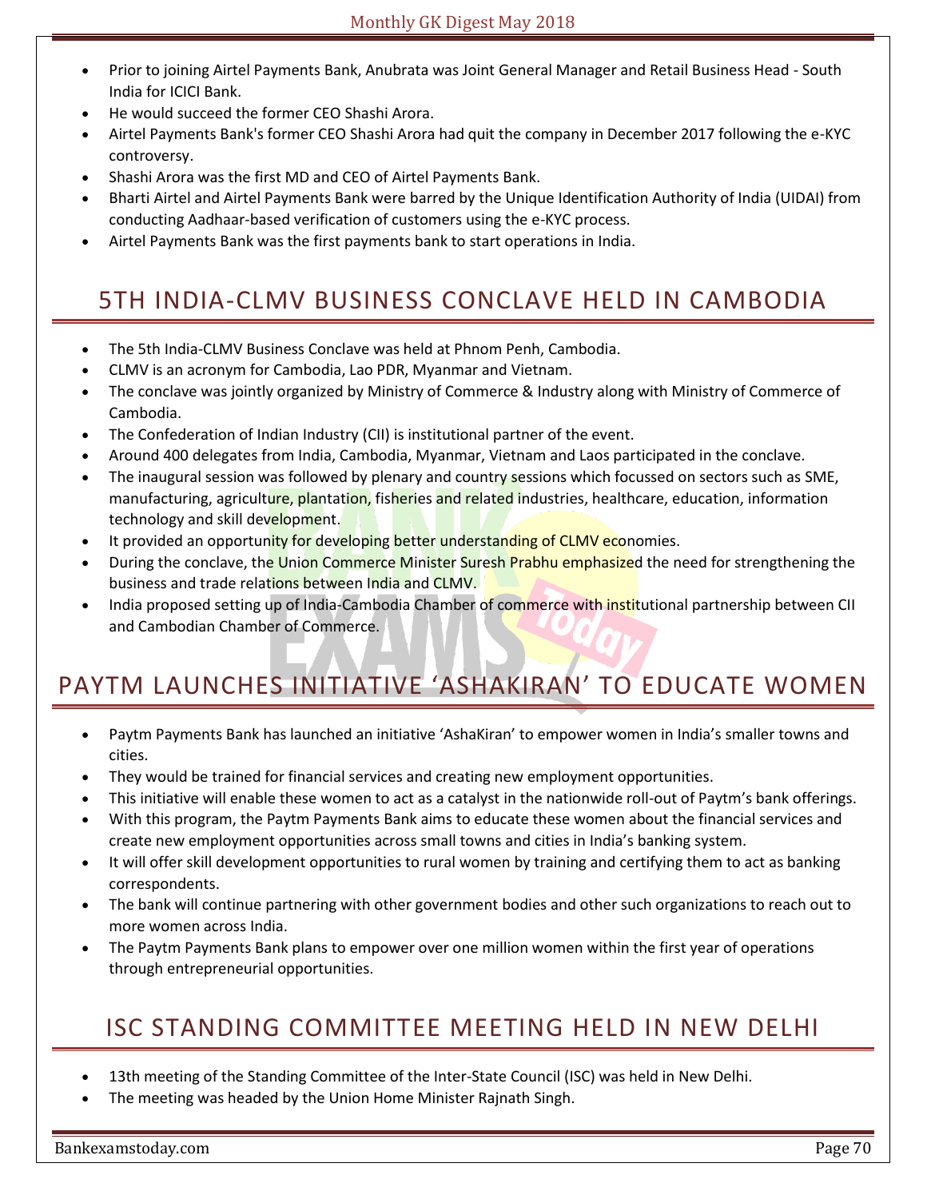- Prior to joining Airtel Payments Bank, Anubrata was Joint General Manager and Retail Business Head - South India for ICICI Bank.
- He would succeed the former CEO Shashi Arora.
- Airtel Payments Bank's former CEO Shashi Arora had quit the company in December 2017 following the e-KYC controversy.
- Shashi Arora was the first MD and CEO of Airtel Payments Bank.
- Bharti Airtel and Airtel Payments Bank were barred by the Unique Identification Authority of India (UIDAI) from conducting Aadhaar-based verification of customers using the e-KYC process.
- Airtel Payments Bank was the first payments bank to start operations in India.

## 5TH INDIA-CLMV BUSINESS CONCLAVE HELD IN CAMBODIA

- The 5th India-CLMV Business Conclave was held at Phnom Penh, Cambodia.
- CLMV is an acronym for Cambodia, Lao PDR, Myanmar and Vietnam.
- The conclave was jointly organized by Ministry of Commerce & Industry along with Ministry of Commerce of Cambodia.
- The Confederation of Indian Industry (CII) is institutional partner of the event.
- Around 400 delegates from India, Cambodia, Myanmar, Vietnam and Laos participated in the conclave.
- The inaugural session was followed by plenary and country sessions which focussed on sectors such as SME, manufacturing, agriculture, plantation, fisheries and related industries, healthcare, education, information technology and skill development.
- It provided an opportunity for developing better understanding of CLMV economies.
- During the conclave, the Union Commerce Minister Suresh Prabhu emphasized the need for strengthening the business and trade relations between India and CLMV.
- India proposed setting up of India-Cambodia Chamber of commerce with institutional partnership between CII and Cambodian Chamber of Commerce.

## PAYTM LAUNCHES INITIATIVE 'ASHAKIRAN' TO EDUCATE WOMEN

- Paytm Payments Bank has launched an initiative 'AshaKiran' to empower women in India's smaller towns and cities.
- They would be trained for financial services and creating new employment opportunities.
- This initiative will enable these women to act as a catalyst in the nationwide roll-out of Paytm's bank offerings.
- With this program, the Paytm Payments Bank aims to educate these women about the financial services and create new employment opportunities across small towns and cities in India's banking system.
- It will offer skill development opportunities to rural women by training and certifying them to act as banking correspondents.
- The bank will continue partnering with other government bodies and other such organizations to reach out to more women across India.
- The Paytm Payments Bank plans to empower over one million women within the first year of operations through entrepreneurial opportunities.

## ISC STANDING COMMITTEE MEETING HELD IN NEW DELHI

- 13th meeting of the Standing Committee of the Inter-State Council (ISC) was held in New Delhi.
- The meeting was headed by the Union Home Minister Rajnath Singh.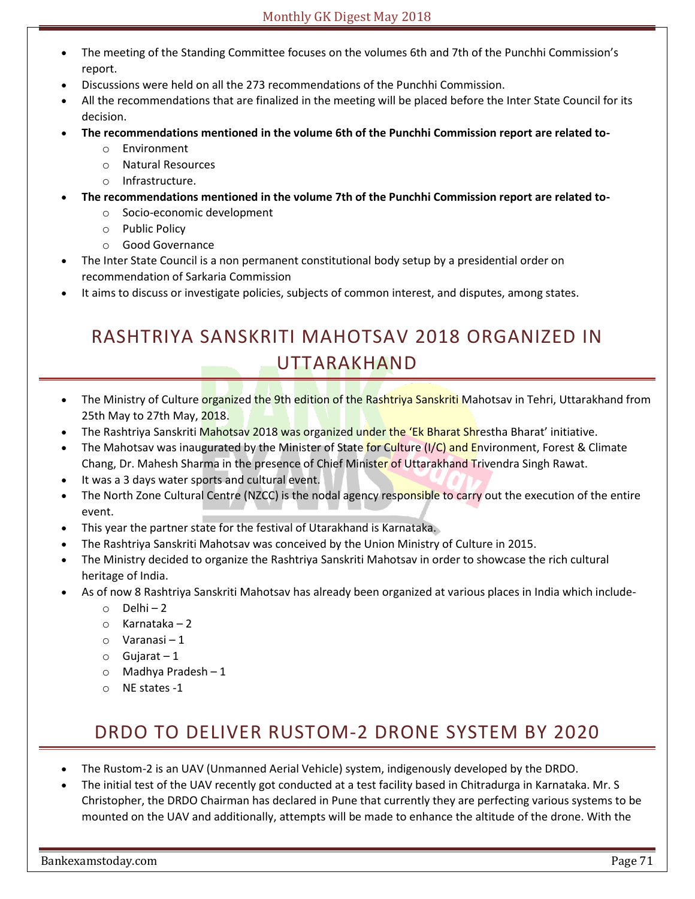- The meeting of the Standing Committee focuses on the volumes 6th and 7th of the Punchhi Commission's report.
- Discussions were held on all the 273 recommendations of the Punchhi Commission.
- All the recommendations that are finalized in the meeting will be placed before the Inter State Council for its decision.
- **The recommendations mentioned in the volume 6th of the Punchhi Commission report are related to-**
  - Environment
  - Natural Resources
  - Infrastructure.
- **The recommendations mentioned in the volume 7th of the Punchhi Commission report are related to-**
  - Socio-economic development
  - Public Policy
  - Good Governance
- The Inter State Council is a non permanent constitutional body setup by a presidential order on recommendation of Sarkaria Commission
- It aims to discuss or investigate policies, subjects of common interest, and disputes, among states.

## RASHTRIYA SANSKRITI MAHOTSAV 2018 ORGANIZED IN UTTARAKHAND

- The Ministry of Culture organized the 9th edition of the Rashtriya Sanskriti Mahotsav in Tehri, Uttarakhand from 25th May to 27th May, 2018.
- The Rashtriya Sanskriti Mahotsav 2018 was organized under the 'Ek Bharat Shrestha Bharat' initiative.
- The Mahotsav was inaugurated by the Minister of State for Culture (I/C) and Environment, Forest & Climate Chang, Dr. Mahesh Sharma in the presence of Chief Minister of Uttarakhand Trivendra Singh Rawat.
- It was a 3 days water sports and cultural event.
- The North Zone Cultural Centre (NZCC) is the nodal agency responsible to carry out the execution of the entire event.
- This year the partner state for the festival of Utarakhand is Karnataka.
- The Rashtriya Sanskriti Mahotsav was conceived by the Union Ministry of Culture in 2015.
- The Ministry decided to organize the Rashtriya Sanskriti Mahotsav in order to showcase the rich cultural heritage of India.
- As of now 8 Rashtriya Sanskriti Mahotsav has already been organized at various places in India which include-
  - Delhi – 2
  - Karnataka – 2
  - Varanasi – 1
  - Gujarat – 1
  - Madhya Pradesh – 1
  - NE states -1

## DRDO TO DELIVER RUSTOM-2 DRONE SYSTEM BY 2020

- The Rustom-2 is an UAV (Unmanned Aerial Vehicle) system, indigenously developed by the DRDO.
- The initial test of the UAV recently got conducted at a test facility based in Chitradurga in Karnataka. Mr. S Christopher, the DRDO Chairman has declared in Pune that currently they are perfecting various systems to be mounted on the UAV and additionally, attempts will be made to enhance the altitude of the drone. With the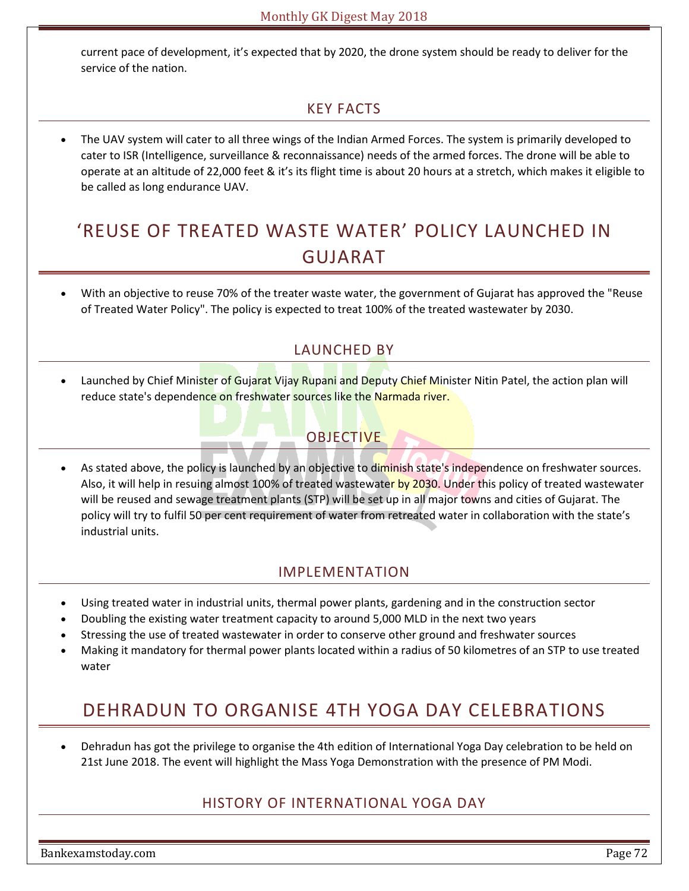current pace of development, it's expected that by 2020, the drone system should be ready to deliver for the service of the nation.

### KEY FACTS

- The UAV system will cater to all three wings of the Indian Armed Forces. The system is primarily developed to cater to ISR (Intelligence, surveillance & reconnaissance) needs of the armed forces. The drone will be able to operate at an altitude of 22,000 feet & it's its flight time is about 20 hours at a stretch, which makes it eligible to be called as long endurance UAV.

## 'REUSE OF TREATED WASTE WATER' POLICY LAUNCHED IN GUJARAT

- With an objective to reuse 70% of the treater waste water, the government of Gujarat has approved the "Reuse of Treated Water Policy". The policy is expected to treat 100% of the treated wastewater by 2030.

### LAUNCHED BY

- Launched by Chief Minister of Gujarat Vijay Rupani and Deputy Chief Minister Nitin Patel, the action plan will reduce state's dependence on freshwater sources like the Narmada river.

### OBJECTIVE

- As stated above, the policy is launched by an objective to diminish state's independence on freshwater sources. Also, it will help in resuing almost 100% of treated wastewater by 2030. Under this policy of treated wastewater will be reused and sewage treatment plants (STP) will be set up in all major towns and cities of Gujarat. The policy will try to fulfil 50 per cent requirement of water from retreated water in collaboration with the state's industrial units.

### IMPLEMENTATION

- Using treated water in industrial units, thermal power plants, gardening and in the construction sector
- Doubling the existing water treatment capacity to around 5,000 MLD in the next two years
- Stressing the use of treated wastewater in order to conserve other ground and freshwater sources
- Making it mandatory for thermal power plants located within a radius of 50 kilometres of an STP to use treated water

## DEHRADUN TO ORGANISE 4TH YOGA DAY CELEBRATIONS

- Dehradun has got the privilege to organise the 4th edition of International Yoga Day celebration to be held on 21st June 2018. The event will highlight the Mass Yoga Demonstration with the presence of PM Modi.

### HISTORY OF INTERNATIONAL YOGA DAY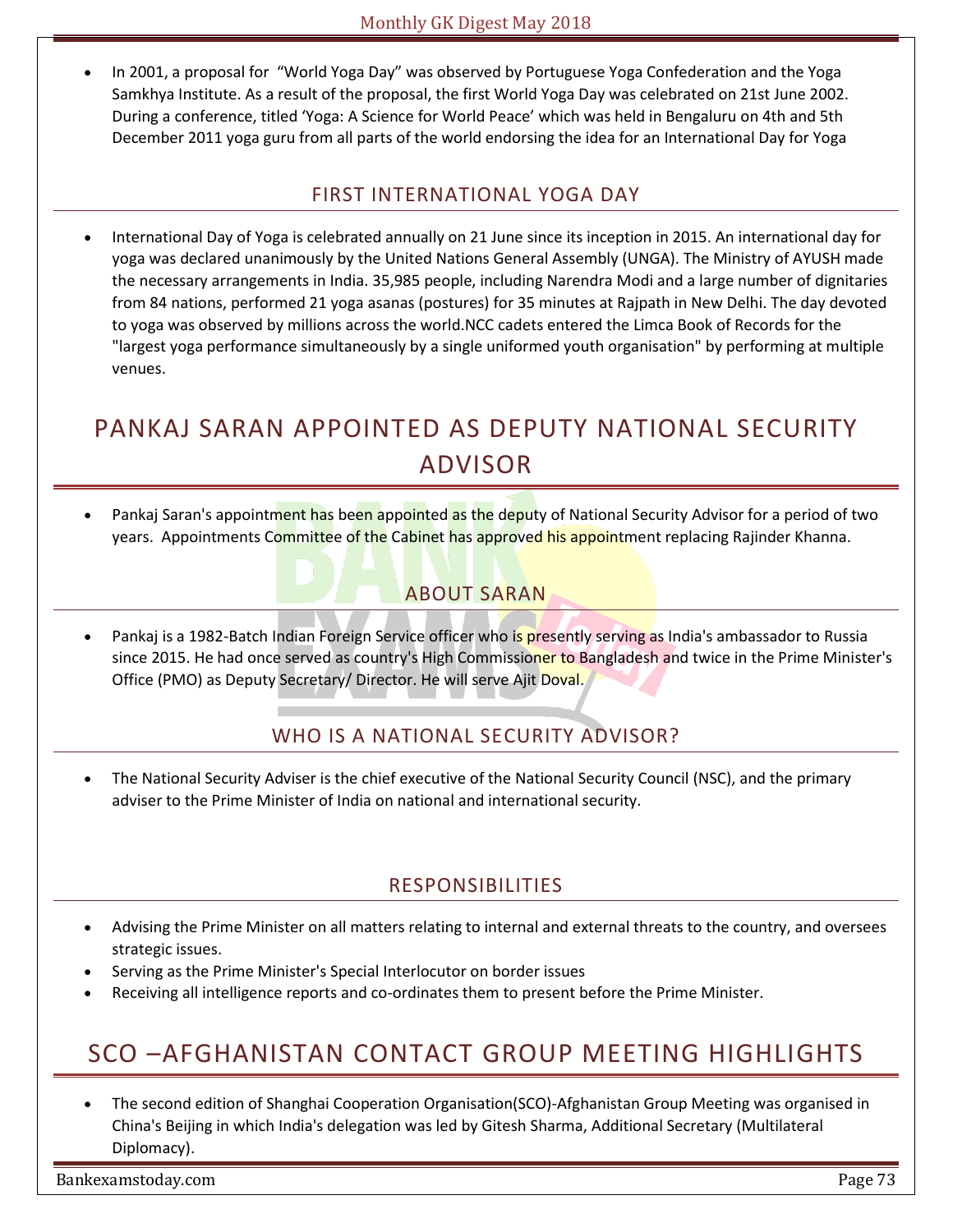- In 2001, a proposal for "World Yoga Day" was observed by Portuguese Yoga Confederation and the Yoga Samkhya Institute. As a result of the proposal, the first World Yoga Day was celebrated on 21st June 2002. During a conference, titled 'Yoga: A Science for World Peace' which was held in Bengaluru on 4th and 5th December 2011 yoga guru from all parts of the world endorsing the idea for an International Day for Yoga

### FIRST INTERNATIONAL YOGA DAY

- International Day of Yoga is celebrated annually on 21 June since its inception in 2015. An international day for yoga was declared unanimously by the United Nations General Assembly (UNGA). The Ministry of AYUSH made the necessary arrangements in India. 35,985 people, including Narendra Modi and a large number of dignitaries from 84 nations, performed 21 yoga asanas (postures) for 35 minutes at Rajpath in New Delhi. The day devoted to yoga was observed by millions across the world.NCC cadets entered the Limca Book of Records for the "largest yoga performance simultaneously by a single uniformed youth organisation" by performing at multiple venues.

## PANKAJ SARAN APPOINTED AS DEPUTY NATIONAL SECURITY ADVISOR

- Pankaj Saran's appointment has been appointed as the deputy of National Security Advisor for a period of two years. Appointments Committee of the Cabinet has approved his appointment replacing Rajinder Khanna.

### ABOUT SARAN

- Pankaj is a 1982-Batch Indian Foreign Service officer who is presently serving as India's ambassador to Russia since 2015. He had once served as country's High Commissioner to Bangladesh and twice in the Prime Minister's Office (PMO) as Deputy Secretary/ Director. He will serve Ajit Doval.

### WHO IS A NATIONAL SECURITY ADVISOR?

- The National Security Adviser is the chief executive of the National Security Council (NSC), and the primary adviser to the Prime Minister of India on national and international security.

### RESPONSIBILITIES

- Advising the Prime Minister on all matters relating to internal and external threats to the country, and oversees strategic issues.
- Serving as the Prime Minister's Special Interlocutor on border issues
- Receiving all intelligence reports and co-ordinates them to present before the Prime Minister.

## SCO –AFGHANISTAN CONTACT GROUP MEETING HIGHLIGHTS

- The second edition of Shanghai Cooperation Organisation(SCO)-Afghanistan Group Meeting was organised in China's Beijing in which India's delegation was led by Gitesh Sharma, Additional Secretary (Multilateral Diplomacy).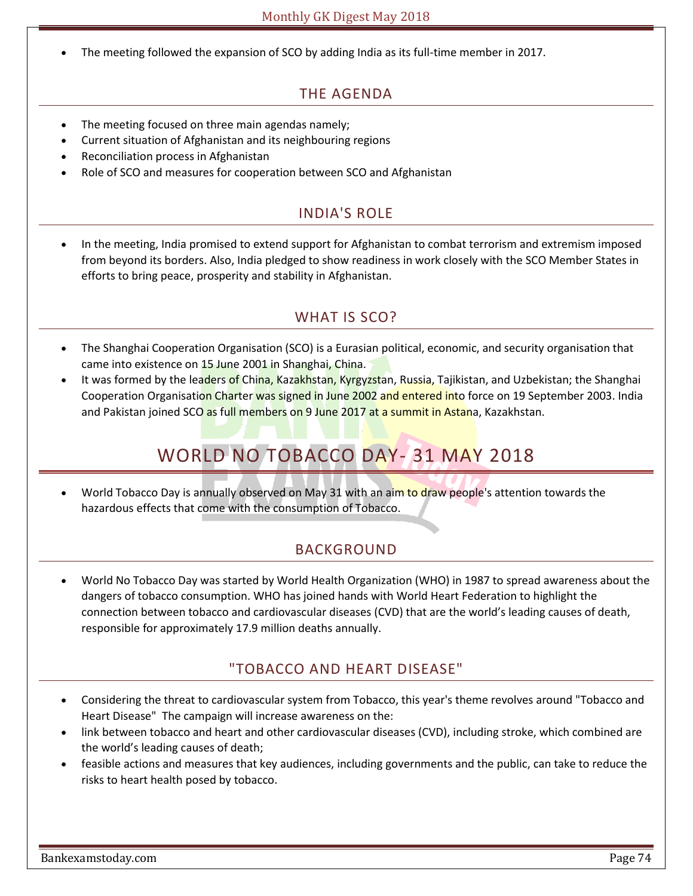- The meeting followed the expansion of SCO by adding India as its full-time member in 2017.

## THE AGENDA

- The meeting focused on three main agendas namely;
- Current situation of Afghanistan and its neighbouring regions
- Reconciliation process in Afghanistan
- Role of SCO and measures for cooperation between SCO and Afghanistan

## INDIA'S ROLE

- In the meeting, India promised to extend support for Afghanistan to combat terrorism and extremism imposed from beyond its borders. Also, India pledged to show readiness in work closely with the SCO Member States in efforts to bring peace, prosperity and stability in Afghanistan.

## WHAT IS SCO?

- The Shanghai Cooperation Organisation (SCO) is a Eurasian political, economic, and security organisation that came into existence on 15 June 2001 in Shanghai, China.
- It was formed by the leaders of China, Kazakhstan, Kyrgyzstan, Russia, Tajikistan, and Uzbekistan; the Shanghai Cooperation Organisation Charter was signed in June 2002 and entered into force on 19 September 2003. India and Pakistan joined SCO as full members on 9 June 2017 at a summit in Astana, Kazakhstan.

# WORLD NO TOBACCO DAY- 31 MAY 2018

- World Tobacco Day is annually observed on May 31 with an aim to draw people's attention towards the hazardous effects that come with the consumption of Tobacco.

## BACKGROUND

- World No Tobacco Day was started by World Health Organization (WHO) in 1987 to spread awareness about the dangers of tobacco consumption. WHO has joined hands with World Heart Federation to highlight the connection between tobacco and cardiovascular diseases (CVD) that are the world's leading causes of death, responsible for approximately 17.9 million deaths annually.

## "TOBACCO AND HEART DISEASE"

- Considering the threat to cardiovascular system from Tobacco, this year's theme revolves around "Tobacco and Heart Disease" The campaign will increase awareness on the:
- link between tobacco and heart and other cardiovascular diseases (CVD), including stroke, which combined are the world's leading causes of death;
- feasible actions and measures that key audiences, including governments and the public, can take to reduce the risks to heart health posed by tobacco.